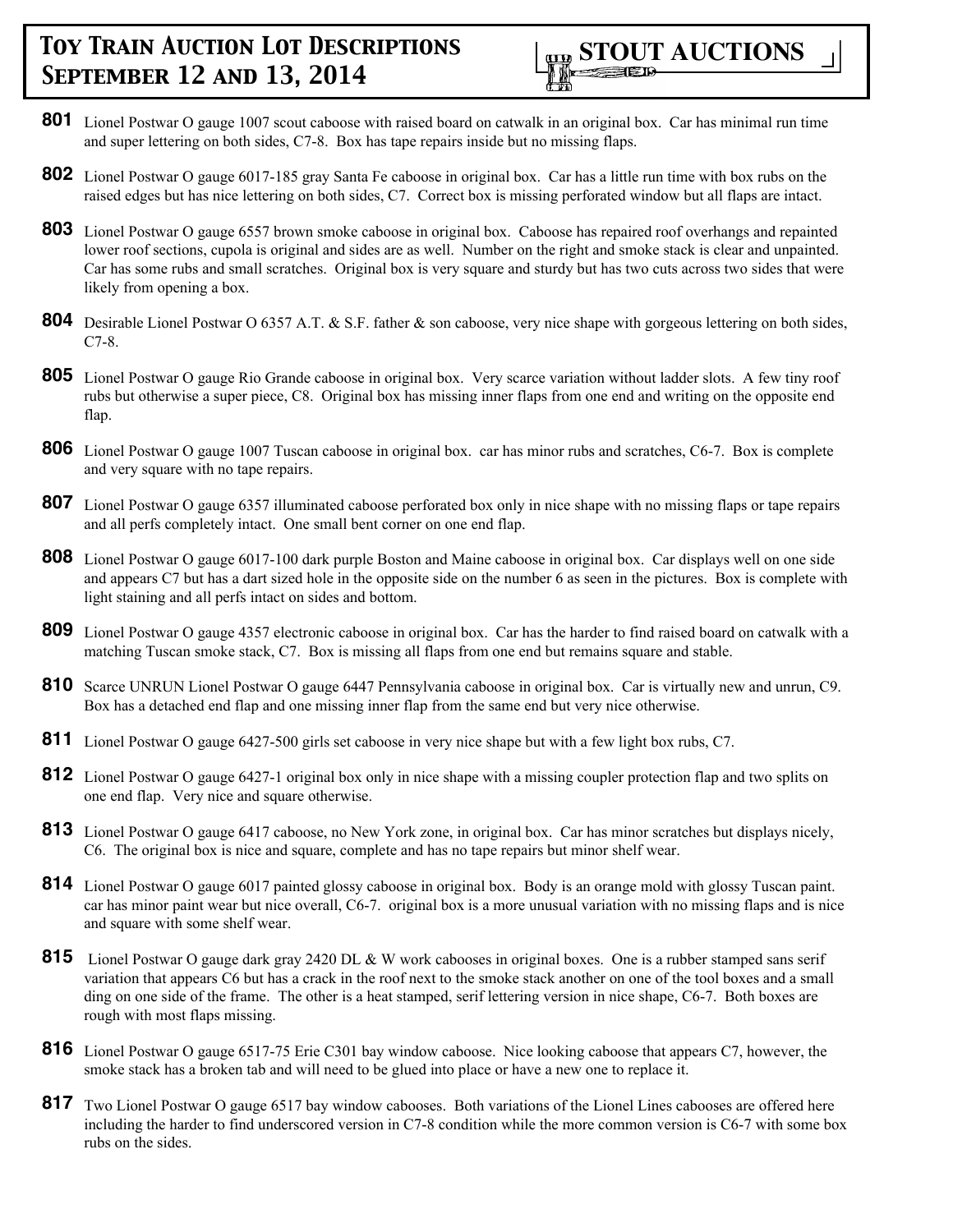# Toy Train Auction Lot Descriptions September 12 and 13, 2014

**STOUT AUCTIONS**

**801** Lionel Postwar O gauge 1007 scout caboose with raised board on catwalk in an original box. Car has minimal run time and super lettering on both sides, C7-8. Box has tape repairs inside but no missing flaps.

**802** Lionel Postwar O gauge 6017-185 gray Santa Fe caboose in original box. Car has a little run time with box rubs on the raised edges but has nice lettering on both sides, C7. Correct box is missing perforated window but all flaps are intact.

**803** Lionel Postwar O gauge 6557 brown smoke caboose in original box. Caboose has repaired roof overhangs and repainted lower roof sections, cupola is original and sides are as well. Number on the right and smoke stack is clear and unpainted. Car has some rubs and small scratches. Original box is very square and sturdy but has two cuts across two sides that were likely from opening a box.

**804** Desirable Lionel Postwar O 6357 A.T. & S.F. father & son caboose, very nice shape with gorgeous lettering on both sides, C7-8.

**805** Lionel Postwar O gauge Rio Grande caboose in original box. Very scarce variation without ladder slots. A few tiny roof rubs but otherwise a super piece, C8. Original box has missing inner flaps from one end and writing on the opposite end flap.

**806** Lionel Postwar O gauge 1007 Tuscan caboose in original box. car has minor rubs and scratches, C6-7. Box is complete and very square with no tape repairs.

**807** Lionel Postwar O gauge 6357 illuminated caboose perforated box only in nice shape with no missing flaps or tape repairs and all perfs completely intact. One small bent corner on one end flap.

**808** Lionel Postwar O gauge 6017-100 dark purple Boston and Maine caboose in original box. Car displays well on one side and appears C7 but has a dart sized hole in the opposite side on the number 6 as seen in the pictures. Box is complete with light staining and all perfs intact on sides and bottom.

**809** Lionel Postwar O gauge 4357 electronic caboose in original box. Car has the harder to find raised board on catwalk with a matching Tuscan smoke stack, C7. Box is missing all flaps from one end but remains square and stable.

**810** Scarce UNRUN Lionel Postwar O gauge 6447 Pennsylvania caboose in original box. Car is virtually new and unrun, C9. Box has a detached end flap and one missing inner flap from the same end but very nice otherwise.

**811** Lionel Postwar O gauge 6427-500 girls set caboose in very nice shape but with a few light box rubs, C7.

**812** Lionel Postwar O gauge 6427-1 original box only in nice shape with a missing coupler protection flap and two splits on one end flap. Very nice and square otherwise.

**813** Lionel Postwar O gauge 6417 caboose, no New York zone, in original box. Car has minor scratches but displays nicely, C6. The original box is nice and square, complete and has no tape repairs but minor shelf wear.

**814** Lionel Postwar O gauge 6017 painted glossy caboose in original box. Body is an orange mold with glossy Tuscan paint. car has minor paint wear but nice overall, C6-7. original box is a more unusual variation with no missing flaps and is nice and square with some shelf wear.

**815** Lionel Postwar O gauge dark gray 2420 DL & W work cabooses in original boxes. One is a rubber stamped sans serif variation that appears C6 but has a crack in the roof next to the smoke stack another on one of the tool boxes and a small ding on one side of the frame. The other is a heat stamped, serif lettering version in nice shape, C6-7. Both boxes are rough with most flaps missing.

**816** Lionel Postwar O gauge 6517-75 Erie C301 bay window caboose. Nice looking caboose that appears C7, however, the smoke stack has a broken tab and will need to be glued into place or have a new one to replace it.

**817** Two Lionel Postwar O gauge 6517 bay window cabooses. Both variations of the Lionel Lines cabooses are offered here including the harder to find underscored version in C7-8 condition while the more common version is C6-7 with some box rubs on the sides.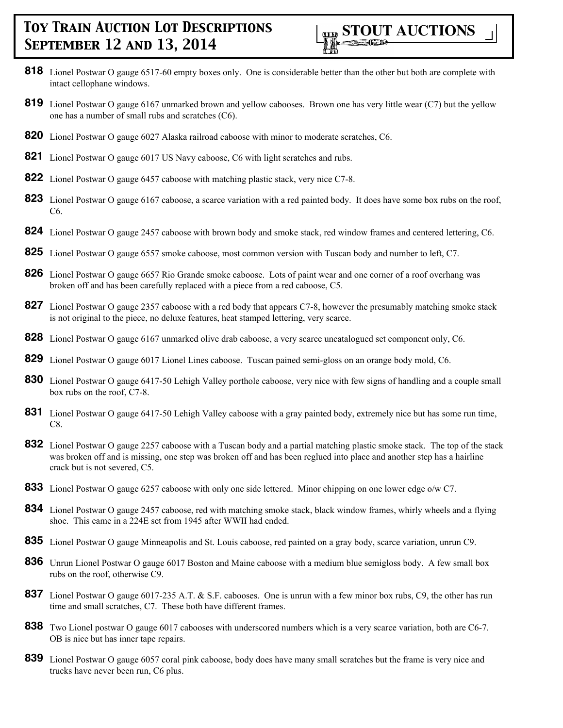**818** Lionel Postwar O gauge 6517-60 empty boxes only. One is considerable better than the other but both are complete with intact cellophane windows.

**819** Lionel Postwar O gauge 6167 unmarked brown and yellow cabooses. Brown one has very little wear (C7) but the yellow one has a number of small rubs and scratches (C6).

**820** Lionel Postwar O gauge 6027 Alaska railroad caboose with minor to moderate scratches, C6.

**821** Lionel Postwar O gauge 6017 US Navy caboose, C6 with light scratches and rubs.

**822** Lionel Postwar O gauge 6457 caboose with matching plastic stack, very nice C7-8.

**823** Lionel Postwar O gauge 6167 caboose, a scarce variation with a red painted body. It does have some box rubs on the roof, C6.

**824** Lionel Postwar O gauge 2457 caboose with brown body and smoke stack, red window frames and centered lettering, C6.

**825** Lionel Postwar O gauge 6557 smoke caboose, most common version with Tuscan body and number to left, C7.

**826** Lionel Postwar O gauge 6657 Rio Grande smoke caboose. Lots of paint wear and one corner of a roof overhang was broken off and has been carefully replaced with a piece from a red caboose, C5.

**827** Lionel Postwar O gauge 2357 caboose with a red body that appears C7-8, however the presumably matching smoke stack is not original to the piece, no deluxe features, heat stamped lettering, very scarce.

**828** Lionel Postwar O gauge 6167 unmarked olive drab caboose, a very scarce uncatalogued set component only, C6.

**829** Lionel Postwar O gauge 6017 Lionel Lines caboose. Tuscan pained semi-gloss on an orange body mold, C6.

**830** Lionel Postwar O gauge 6417-50 Lehigh Valley porthole caboose, very nice with few signs of handling and a couple small box rubs on the roof, C7-8.

**831** Lionel Postwar O gauge 6417-50 Lehigh Valley caboose with a gray painted body, extremely nice but has some run time, C8.

**832** Lionel Postwar O gauge 2257 caboose with a Tuscan body and a partial matching plastic smoke stack. The top of the stack was broken off and is missing, one step was broken off and has been reglued into place and another step has a hairline crack but is not severed, C5.

**833** Lionel Postwar O gauge 6257 caboose with only one side lettered. Minor chipping on one lower edge o/w C7.

**834** Lionel Postwar O gauge 2457 caboose, red with matching smoke stack, black window frames, whirly wheels and a flying shoe. This came in a 224E set from 1945 after WWII had ended.

**835** Lionel Postwar O gauge Minneapolis and St. Louis caboose, red painted on a gray body, scarce variation, unrun C9.

**836** Unrun Lionel Postwar O gauge 6017 Boston and Maine caboose with a medium blue semigloss body. A few small box rubs on the roof, otherwise C9.

**837** Lionel Postwar O gauge 6017-235 A.T. & S.F. cabooses. One is unrun with a few minor box rubs, C9, the other has run time and small scratches, C7. These both have different frames.

**838** Two Lionel postwar O gauge 6017 cabooses with underscored numbers which is a very scarce variation, both are C6-7. OB is nice but has inner tape repairs.

**839** Lionel Postwar O gauge 6057 coral pink caboose, body does have many small scratches but the frame is very nice and trucks have never been run, C6 plus.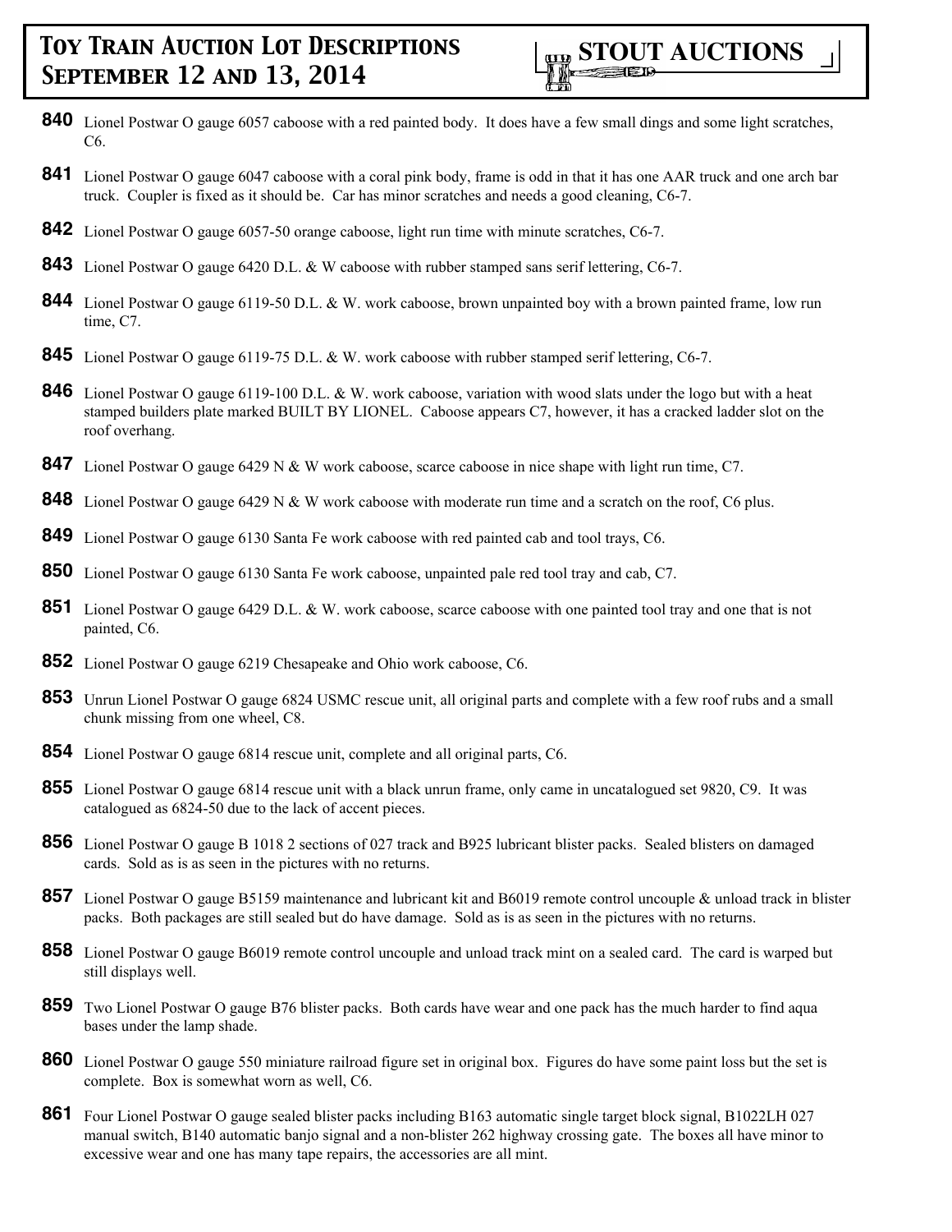**840** Lionel Postwar O gauge 6057 caboose with a red painted body. It does have a few small dings and some light scratches, C6.

**841** Lionel Postwar O gauge 6047 caboose with a coral pink body, frame is odd in that it has one AAR truck and one arch bar truck. Coupler is fixed as it should be. Car has minor scratches and needs a good cleaning, C6-7.

**842** Lionel Postwar O gauge 6057-50 orange caboose, light run time with minute scratches, C6-7.

**843** Lionel Postwar O gauge 6420 D.L. & W caboose with rubber stamped sans serif lettering, C6-7.

**844** Lionel Postwar O gauge 6119-50 D.L. & W. work caboose, brown unpainted boy with a brown painted frame, low run time, C7.

**845** Lionel Postwar O gauge 6119-75 D.L. & W. work caboose with rubber stamped serif lettering, C6-7.

**846** Lionel Postwar O gauge 6119-100 D.L. & W. work caboose, variation with wood slats under the logo but with a heat stamped builders plate marked BUILT BY LIONEL. Caboose appears C7, however, it has a cracked ladder slot on the roof overhang.

**847** Lionel Postwar O gauge 6429 N & W work caboose, scarce caboose in nice shape with light run time, C7.

**848** Lionel Postwar O gauge 6429 N & W work caboose with moderate run time and a scratch on the roof, C6 plus.

**849** Lionel Postwar O gauge 6130 Santa Fe work caboose with red painted cab and tool trays, C6.

**850** Lionel Postwar O gauge 6130 Santa Fe work caboose, unpainted pale red tool tray and cab, C7.

**851** Lionel Postwar O gauge 6429 D.L. & W. work caboose, scarce caboose with one painted tool tray and one that is not painted, C6.

**852** Lionel Postwar O gauge 6219 Chesapeake and Ohio work caboose, C6.

**853** Unrun Lionel Postwar O gauge 6824 USMC rescue unit, all original parts and complete with a few roof rubs and a small chunk missing from one wheel, C8.

**854** Lionel Postwar O gauge 6814 rescue unit, complete and all original parts, C6.

**855** Lionel Postwar O gauge 6814 rescue unit with a black unrun frame, only came in uncatalogued set 9820, C9. It was catalogued as 6824-50 due to the lack of accent pieces.

**856** Lionel Postwar O gauge B 1018 2 sections of 027 track and B925 lubricant blister packs. Sealed blisters on damaged cards. Sold as is as seen in the pictures with no returns.

**857** Lionel Postwar O gauge B5159 maintenance and lubricant kit and B6019 remote control uncouple & unload track in blister packs. Both packages are still sealed but do have damage. Sold as is as seen in the pictures with no returns.

**858** Lionel Postwar O gauge B6019 remote control uncouple and unload track mint on a sealed card. The card is warped but still displays well.

**859** Two Lionel Postwar O gauge B76 blister packs. Both cards have wear and one pack has the much harder to find aqua bases under the lamp shade.

**860** Lionel Postwar O gauge 550 miniature railroad figure set in original box. Figures do have some paint loss but the set is complete. Box is somewhat worn as well, C6.

**861** Four Lionel Postwar O gauge sealed blister packs including B163 automatic single target block signal, B1022LH 027 manual switch, B140 automatic banjo signal and a non-blister 262 highway crossing gate. The boxes all have minor to excessive wear and one has many tape repairs, the accessories are all mint.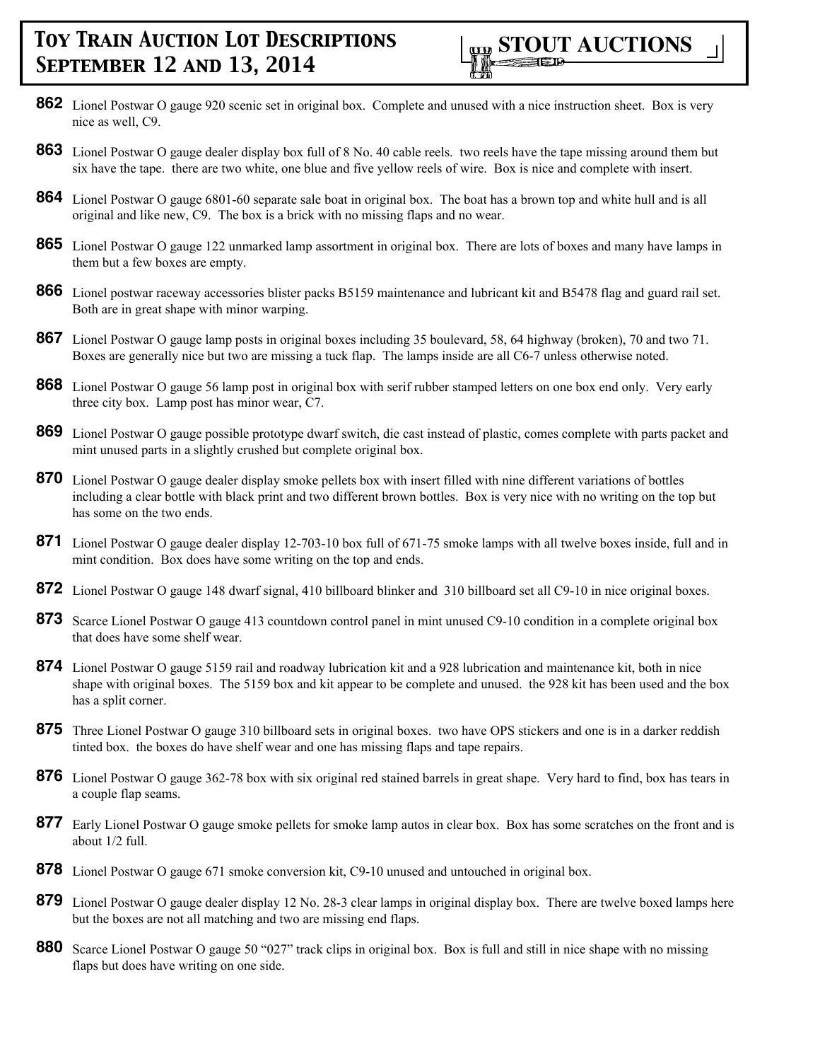**862** Lionel Postwar O gauge 920 scenic set in original box. Complete and unused with a nice instruction sheet. Box is very nice as well, C9.

**863** Lionel Postwar O gauge dealer display box full of 8 No. 40 cable reels. two reels have the tape missing around them but six have the tape. there are two white, one blue and five yellow reels of wire. Box is nice and complete with insert.

**864** Lionel Postwar O gauge 6801-60 separate sale boat in original box. The boat has a brown top and white hull and is all original and like new, C9. The box is a brick with no missing flaps and no wear.

**865** Lionel Postwar O gauge 122 unmarked lamp assortment in original box. There are lots of boxes and many have lamps in them but a few boxes are empty.

**866** Lionel postwar raceway accessories blister packs B5159 maintenance and lubricant kit and B5478 flag and guard rail set. Both are in great shape with minor warping.

**867** Lionel Postwar O gauge lamp posts in original boxes including 35 boulevard, 58, 64 highway (broken), 70 and two 71. Boxes are generally nice but two are missing a tuck flap. The lamps inside are all C6-7 unless otherwise noted.

**868** Lionel Postwar O gauge 56 lamp post in original box with serif rubber stamped letters on one box end only. Very early three city box. Lamp post has minor wear, C7.

**869** Lionel Postwar O gauge possible prototype dwarf switch, die cast instead of plastic, comes complete with parts packet and mint unused parts in a slightly crushed but complete original box.

**870** Lionel Postwar O gauge dealer display smoke pellets box with insert filled with nine different variations of bottles including a clear bottle with black print and two different brown bottles. Box is very nice with no writing on the top but has some on the two ends.

**871** Lionel Postwar O gauge dealer display 12-703-10 box full of 671-75 smoke lamps with all twelve boxes inside, full and in mint condition. Box does have some writing on the top and ends.

**872** Lionel Postwar O gauge 148 dwarf signal, 410 billboard blinker and 310 billboard set all C9-10 in nice original boxes.

**873** Scarce Lionel Postwar O gauge 413 countdown control panel in mint unused C9-10 condition in a complete original box that does have some shelf wear.

**874** Lionel Postwar O gauge 5159 rail and roadway lubrication kit and a 928 lubrication and maintenance kit, both in nice shape with original boxes. The 5159 box and kit appear to be complete and unused. the 928 kit has been used and the box has a split corner.

**875** Three Lionel Postwar O gauge 310 billboard sets in original boxes. two have OPS stickers and one is in a darker reddish tinted box. the boxes do have shelf wear and one has missing flaps and tape repairs.

**876** Lionel Postwar O gauge 362-78 box with six original red stained barrels in great shape. Very hard to find, box has tears in a couple flap seams.

**877** Early Lionel Postwar O gauge smoke pellets for smoke lamp autos in clear box. Box has some scratches on the front and is about 1/2 full.

**878** Lionel Postwar O gauge 671 smoke conversion kit, C9-10 unused and untouched in original box.

**879** Lionel Postwar O gauge dealer display 12 No. 28-3 clear lamps in original display box. There are twelve boxed lamps here but the boxes are not all matching and two are missing end flaps.

**880** Scarce Lionel Postwar O gauge 50 "027" track clips in original box. Box is full and still in nice shape with no missing flaps but does have writing on one side.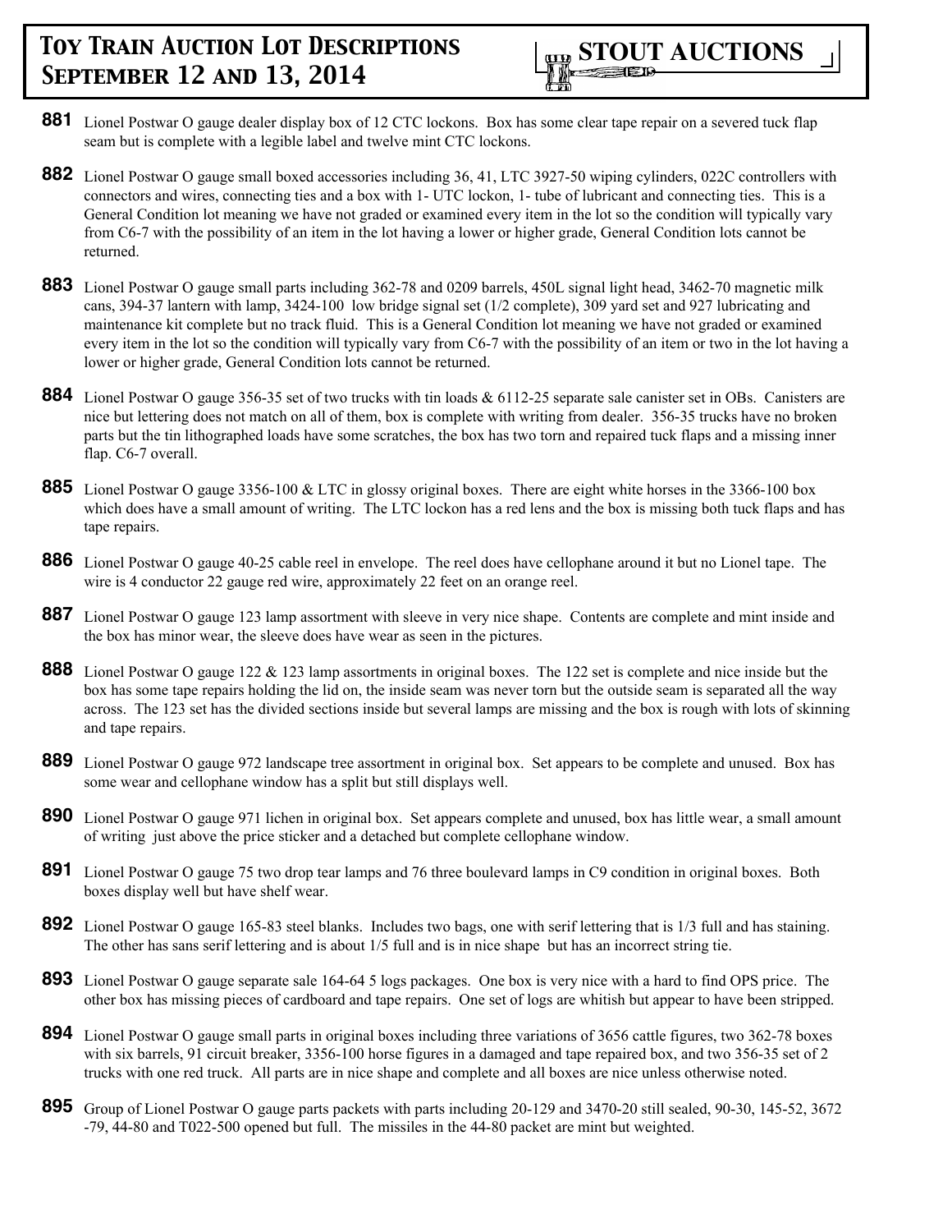**881** Lionel Postwar O gauge dealer display box of 12 CTC lockons. Box has some clear tape repair on a severed tuck flap seam but is complete with a legible label and twelve mint CTC lockons.

**882** Lionel Postwar O gauge small boxed accessories including 36, 41, LTC 3927-50 wiping cylinders, 022C controllers with connectors and wires, connecting ties and a box with 1- UTC lockon, 1- tube of lubricant and connecting ties. This is a General Condition lot meaning we have not graded or examined every item in the lot so the condition will typically vary from C6-7 with the possibility of an item in the lot having a lower or higher grade, General Condition lots cannot be returned.

**883** Lionel Postwar O gauge small parts including 362-78 and 0209 barrels, 450L signal light head, 3462-70 magnetic milk cans, 394-37 lantern with lamp, 3424-100 low bridge signal set (1/2 complete), 309 yard set and 927 lubricating and maintenance kit complete but no track fluid. This is a General Condition lot meaning we have not graded or examined every item in the lot so the condition will typically vary from C6-7 with the possibility of an item or two in the lot having a lower or higher grade, General Condition lots cannot be returned.

**884** Lionel Postwar O gauge 356-35 set of two trucks with tin loads & 6112-25 separate sale canister set in OBs. Canisters are nice but lettering does not match on all of them, box is complete with writing from dealer. 356-35 trucks have no broken parts but the tin lithographed loads have some scratches, the box has two torn and repaired tuck flaps and a missing inner flap. C6-7 overall.

**885** Lionel Postwar O gauge 3356-100 & LTC in glossy original boxes. There are eight white horses in the 3366-100 box which does have a small amount of writing. The LTC lockon has a red lens and the box is missing both tuck flaps and has tape repairs.

**886** Lionel Postwar O gauge 40-25 cable reel in envelope. The reel does have cellophane around it but no Lionel tape. The wire is 4 conductor 22 gauge red wire, approximately 22 feet on an orange reel.

**887** Lionel Postwar O gauge 123 lamp assortment with sleeve in very nice shape. Contents are complete and mint inside and the box has minor wear, the sleeve does have wear as seen in the pictures.

**888** Lionel Postwar O gauge 122 & 123 lamp assortments in original boxes. The 122 set is complete and nice inside but the box has some tape repairs holding the lid on, the inside seam was never torn but the outside seam is separated all the way across. The 123 set has the divided sections inside but several lamps are missing and the box is rough with lots of skinning and tape repairs.

**889** Lionel Postwar O gauge 972 landscape tree assortment in original box. Set appears to be complete and unused. Box has some wear and cellophane window has a split but still displays well.

**890** Lionel Postwar O gauge 971 lichen in original box. Set appears complete and unused, box has little wear, a small amount of writing just above the price sticker and a detached but complete cellophane window.

**891** Lionel Postwar O gauge 75 two drop tear lamps and 76 three boulevard lamps in C9 condition in original boxes. Both boxes display well but have shelf wear.

**892** Lionel Postwar O gauge 165-83 steel blanks. Includes two bags, one with serif lettering that is 1/3 full and has staining. The other has sans serif lettering and is about 1/5 full and is in nice shape but has an incorrect string tie.

**893** Lionel Postwar O gauge separate sale 164-64 5 logs packages. One box is very nice with a hard to find OPS price. The other box has missing pieces of cardboard and tape repairs. One set of logs are whitish but appear to have been stripped.

**894** Lionel Postwar O gauge small parts in original boxes including three variations of 3656 cattle figures, two 362-78 boxes with six barrels, 91 circuit breaker, 3356-100 horse figures in a damaged and tape repaired box, and two 356-35 set of 2 trucks with one red truck. All parts are in nice shape and complete and all boxes are nice unless otherwise noted.

**895** Group of Lionel Postwar O gauge parts packets with parts including 20-129 and 3470-20 still sealed, 90-30, 145-52, 3672-79, 44-80 and T022-500 opened but full. The missiles in the 44-80 packet are mint but weighted.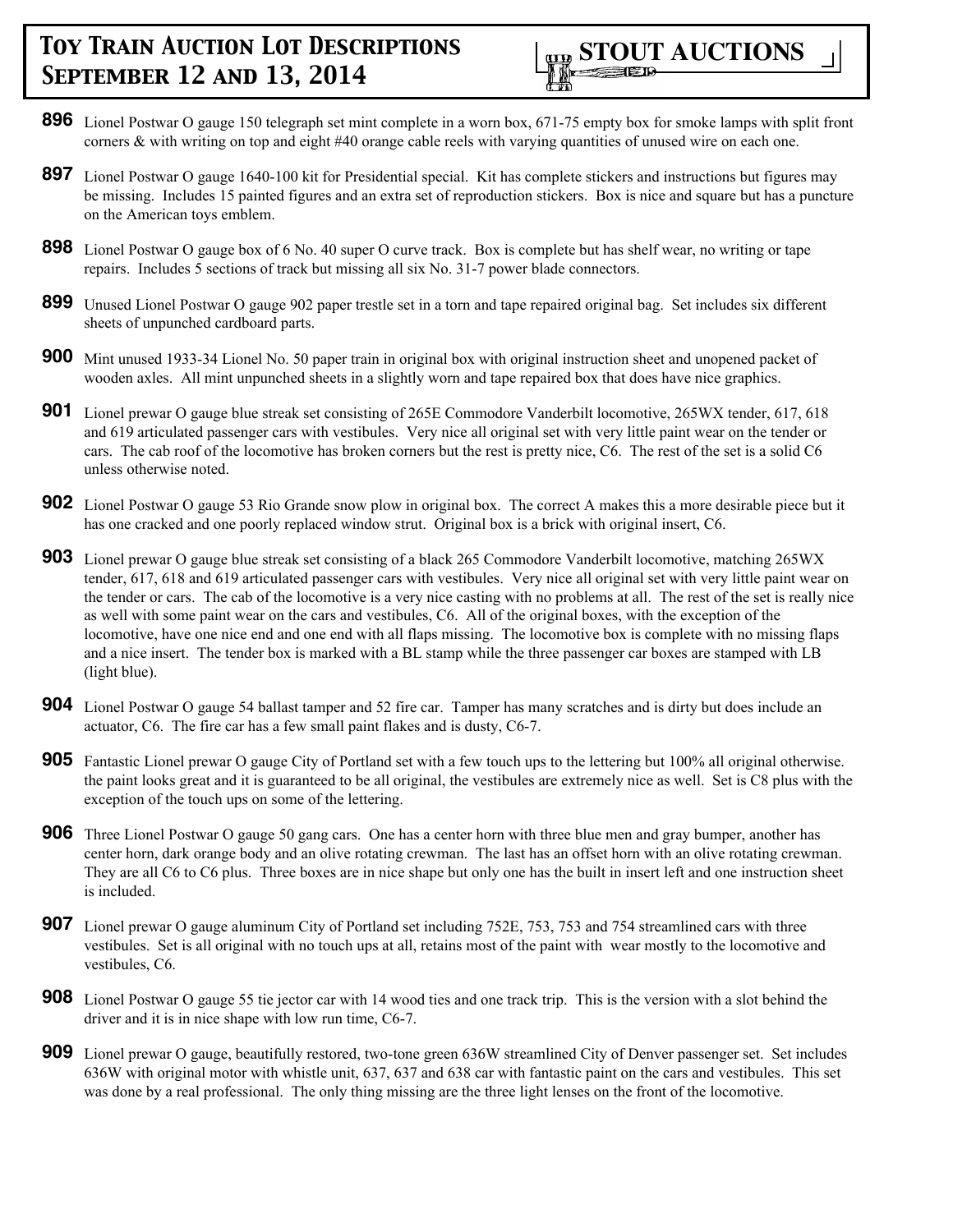**896** Lionel Postwar O gauge 150 telegraph set mint complete in a worn box, 671-75 empty box for smoke lamps with split front corners & with writing on top and eight #40 orange cable reels with varying quantities of unused wire on each one.

**897** Lionel Postwar O gauge 1640-100 kit for Presidential special. Kit has complete stickers and instructions but figures may be missing. Includes 15 painted figures and an extra set of reproduction stickers. Box is nice and square but has a puncture on the American toys emblem.

**898** Lionel Postwar O gauge box of 6 No. 40 super O curve track. Box is complete but has shelf wear, no writing or tape repairs. Includes 5 sections of track but missing all six No. 31-7 power blade connectors.

**899** Unused Lionel Postwar O gauge 902 paper trestle set in a torn and tape repaired original bag. Set includes six different sheets of unpunched cardboard parts.

**900** Mint unused 1933-34 Lionel No. 50 paper train in original box with original instruction sheet and unopened packet of wooden axles. All mint unpunched sheets in a slightly worn and tape repaired box that does have nice graphics.

**901** Lionel prewar O gauge blue streak set consisting of 265E Commodore Vanderbilt locomotive, 265WX tender, 617, 618 and 619 articulated passenger cars with vestibules. Very nice all original set with very little paint wear on the tender or cars. The cab roof of the locomotive has broken corners but the rest is pretty nice, C6. The rest of the set is a solid C6 unless otherwise noted.

**902** Lionel Postwar O gauge 53 Rio Grande snow plow in original box. The correct A makes this a more desirable piece but it has one cracked and one poorly replaced window strut. Original box is a brick with original insert, C6.

**903** Lionel prewar O gauge blue streak set consisting of a black 265 Commodore Vanderbilt locomotive, matching 265WX tender, 617, 618 and 619 articulated passenger cars with vestibules. Very nice all original set with very little paint wear on the tender or cars. The cab of the locomotive is a very nice casting with no problems at all. The rest of the set is really nice as well with some paint wear on the cars and vestibules, C6. All of the original boxes, with the exception of the locomotive, have one nice end and one end with all flaps missing. The locomotive box is complete with no missing flaps and a nice insert. The tender box is marked with a BL stamp while the three passenger car boxes are stamped with LB (light blue).

**904** Lionel Postwar O gauge 54 ballast tamper and 52 fire car. Tamper has many scratches and is dirty but does include an actuator, C6. The fire car has a few small paint flakes and is dusty, C6-7.

**905** Fantastic Lionel prewar O gauge City of Portland set with a few touch ups to the lettering but 100% all original otherwise. the paint looks great and it is guaranteed to be all original, the vestibules are extremely nice as well. Set is C8 plus with the exception of the touch ups on some of the lettering.

**906** Three Lionel Postwar O gauge 50 gang cars. One has a center horn with three blue men and gray bumper, another has center horn, dark orange body and an olive rotating crewman. The last has an offset horn with an olive rotating crewman. They are all C6 to C6 plus. Three boxes are in nice shape but only one has the built in insert left and one instruction sheet is included.

**907** Lionel prewar O gauge aluminum City of Portland set including 752E, 753, 753 and 754 streamlined cars with three vestibules. Set is all original with no touch ups at all, retains most of the paint with wear mostly to the locomotive and vestibules, C6.

**908** Lionel Postwar O gauge 55 tie jector car with 14 wood ties and one track trip. This is the version with a slot behind the driver and it is in nice shape with low run time, C6-7.

**909** Lionel prewar O gauge, beautifully restored, two-tone green 636W streamlined City of Denver passenger set. Set includes 636W with original motor with whistle unit, 637, 637 and 638 car with fantastic paint on the cars and vestibules. This set was done by a real professional. The only thing missing are the three light lenses on the front of the locomotive.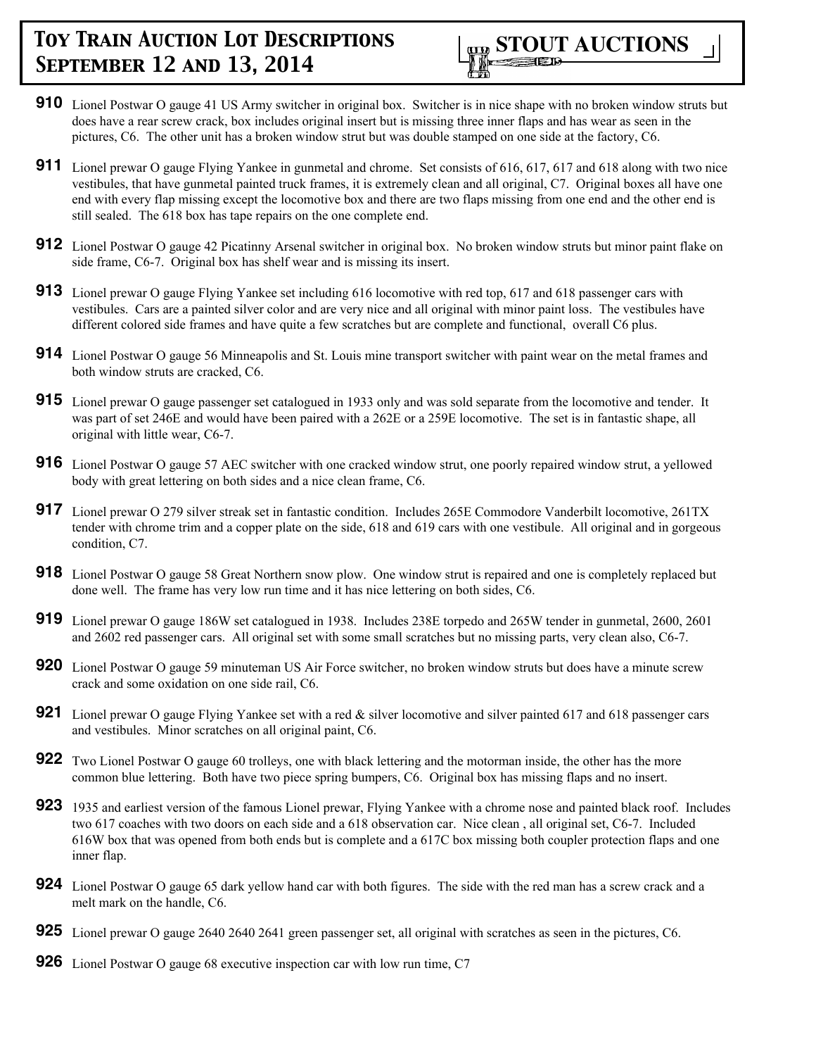**910** Lionel Postwar O gauge 41 US Army switcher in original box. Switcher is in nice shape with no broken window struts but does have a rear screw crack, box includes original insert but is missing three inner flaps and has wear as seen in the pictures, C6. The other unit has a broken window strut but was double stamped on one side at the factory, C6.

**911** Lionel prewar O gauge Flying Yankee in gunmetal and chrome. Set consists of 616, 617, 617 and 618 along with two nice vestibules, that have gunmetal painted truck frames, it is extremely clean and all original, C7. Original boxes all have one end with every flap missing except the locomotive box and there are two flaps missing from one end and the other end is still sealed. The 618 box has tape repairs on the one complete end.

**912** Lionel Postwar O gauge 42 Picatinny Arsenal switcher in original box. No broken window struts but minor paint flake on side frame, C6-7. Original box has shelf wear and is missing its insert.

**913** Lionel prewar O gauge Flying Yankee set including 616 locomotive with red top, 617 and 618 passenger cars with vestibules. Cars are a painted silver color and are very nice and all original with minor paint loss. The vestibules have different colored side frames and have quite a few scratches but are complete and functional, overall C6 plus.

**914** Lionel Postwar O gauge 56 Minneapolis and St. Louis mine transport switcher with paint wear on the metal frames and both window struts are cracked, C6.

**915** Lionel prewar O gauge passenger set catalogued in 1933 only and was sold separate from the locomotive and tender. It was part of set 246E and would have been paired with a 262E or a 259E locomotive. The set is in fantastic shape, all original with little wear, C6-7.

**916** Lionel Postwar O gauge 57 AEC switcher with one cracked window strut, one poorly repaired window strut, a yellowed body with great lettering on both sides and a nice clean frame, C6.

**917** Lionel prewar O 279 silver streak set in fantastic condition. Includes 265E Commodore Vanderbilt locomotive, 261TX tender with chrome trim and a copper plate on the side, 618 and 619 cars with one vestibule. All original and in gorgeous condition, C7.

**918** Lionel Postwar O gauge 58 Great Northern snow plow. One window strut is repaired and one is completely replaced but done well. The frame has very low run time and it has nice lettering on both sides, C6.

**919** Lionel prewar O gauge 186W set catalogued in 1938. Includes 238E torpedo and 265W tender in gunmetal, 2600, 2601 and 2602 red passenger cars. All original set with some small scratches but no missing parts, very clean also, C6-7.

**920** Lionel Postwar O gauge 59 minuteman US Air Force switcher, no broken window struts but does have a minute screw crack and some oxidation on one side rail, C6.

**921** Lionel prewar O gauge Flying Yankee set with a red & silver locomotive and silver painted 617 and 618 passenger cars and vestibules. Minor scratches on all original paint, C6.

**922** Two Lionel Postwar O gauge 60 trolleys, one with black lettering and the motorman inside, the other has the more common blue lettering. Both have two piece spring bumpers, C6. Original box has missing flaps and no insert.

**923** 1935 and earliest version of the famous Lionel prewar, Flying Yankee with a chrome nose and painted black roof. Includes two 617 coaches with two doors on each side and a 618 observation car. Nice clean , all original set, C6-7. Included 616W box that was opened from both ends but is complete and a 617C box missing both coupler protection flaps and one inner flap.

**924** Lionel Postwar O gauge 65 dark yellow hand car with both figures. The side with the red man has a screw crack and a melt mark on the handle, C6.

**925** Lionel prewar O gauge 2640 2640 2641 green passenger set, all original with scratches as seen in the pictures, C6.

**926** Lionel Postwar O gauge 68 executive inspection car with low run time, C7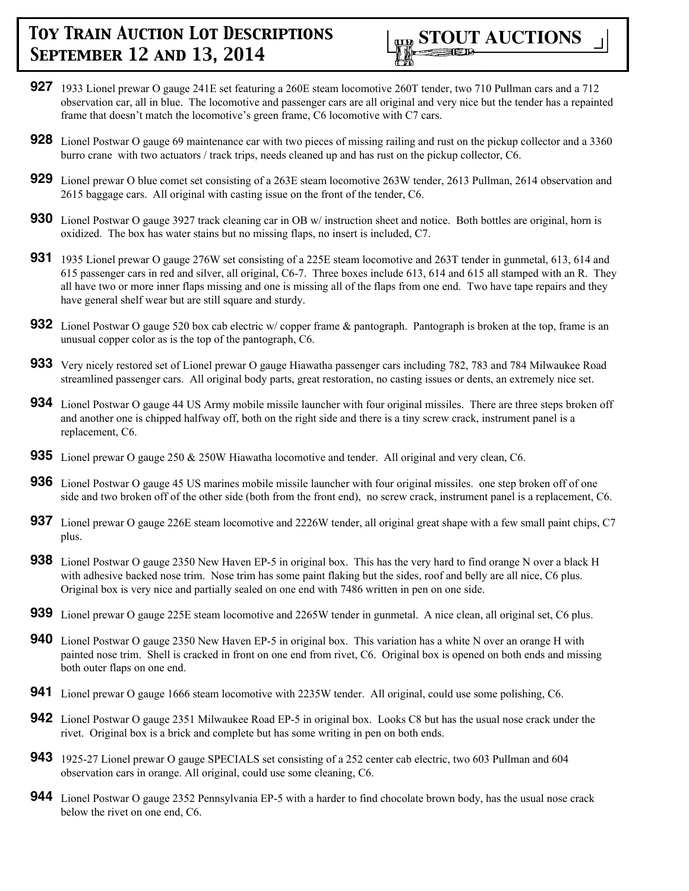**927** 1933 Lionel prewar O gauge 241E set featuring a 260E steam locomotive 260T tender, two 710 Pullman cars and a 712 observation car, all in blue. The locomotive and passenger cars are all original and very nice but the tender has a repainted frame that doesn't match the locomotive's green frame, C6 locomotive with C7 cars.

**928** Lionel Postwar O gauge 69 maintenance car with two pieces of missing railing and rust on the pickup collector and a 3360 burro crane with two actuators / track trips, needs cleaned up and has rust on the pickup collector, C6.

**929** Lionel prewar O blue comet set consisting of a 263E steam locomotive 263W tender, 2613 Pullman, 2614 observation and 2615 baggage cars. All original with casting issue on the front of the tender, C6.

**930** Lionel Postwar O gauge 3927 track cleaning car in OB w/ instruction sheet and notice. Both bottles are original, horn is oxidized. The box has water stains but no missing flaps, no insert is included, C7.

**931** 1935 Lionel prewar O gauge 276W set consisting of a 225E steam locomotive and 263T tender in gunmetal, 613, 614 and 615 passenger cars in red and silver, all original, C6-7. Three boxes include 613, 614 and 615 all stamped with an R. They all have two or more inner flaps missing and one is missing all of the flaps from one end. Two have tape repairs and they have general shelf wear but are still square and sturdy.

**932** Lionel Postwar O gauge 520 box cab electric w/ copper frame & pantograph. Pantograph is broken at the top, frame is an unusual copper color as is the top of the pantograph, C6.

**933** Very nicely restored set of Lionel prewar O gauge Hiawatha passenger cars including 782, 783 and 784 Milwaukee Road streamlined passenger cars. All original body parts, great restoration, no casting issues or dents, an extremely nice set.

**934** Lionel Postwar O gauge 44 US Army mobile missile launcher with four original missiles. There are three steps broken off and another one is chipped halfway off, both on the right side and there is a tiny screw crack, instrument panel is a replacement, C6.

**935** Lionel prewar O gauge 250 & 250W Hiawatha locomotive and tender. All original and very clean, C6.

**936** Lionel Postwar O gauge 45 US marines mobile missile launcher with four original missiles. one step broken off of one side and two broken off of the other side (both from the front end), no screw crack, instrument panel is a replacement, C6.

**937** Lionel prewar O gauge 226E steam locomotive and 2226W tender, all original great shape with a few small paint chips, C7 plus.

**938** Lionel Postwar O gauge 2350 New Haven EP-5 in original box. This has the very hard to find orange N over a black H with adhesive backed nose trim. Nose trim has some paint flaking but the sides, roof and belly are all nice, C6 plus. Original box is very nice and partially sealed on one end with 7486 written in pen on one side.

**939** Lionel prewar O gauge 225E steam locomotive and 2265W tender in gunmetal. A nice clean, all original set, C6 plus.

**940** Lionel Postwar O gauge 2350 New Haven EP-5 in original box. This variation has a white N over an orange H with painted nose trim. Shell is cracked in front on one end from rivet, C6. Original box is opened on both ends and missing both outer flaps on one end.

**941** Lionel prewar O gauge 1666 steam locomotive with 2235W tender. All original, could use some polishing, C6.

**942** Lionel Postwar O gauge 2351 Milwaukee Road EP-5 in original box. Looks C8 but has the usual nose crack under the rivet. Original box is a brick and complete but has some writing in pen on both ends.

**943** 1925-27 Lionel prewar O gauge SPECIALS set consisting of a 252 center cab electric, two 603 Pullman and 604 observation cars in orange. All original, could use some cleaning, C6.

**944** Lionel Postwar O gauge 2352 Pennsylvania EP-5 with a harder to find chocolate brown body, has the usual nose crack below the rivet on one end, C6.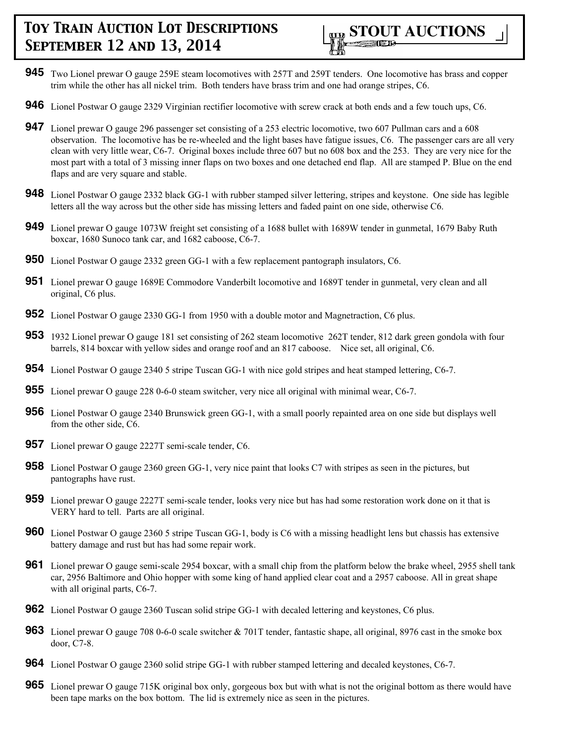**945** Two Lionel prewar O gauge 259E steam locomotives with 257T and 259T tenders. One locomotive has brass and copper trim while the other has all nickel trim. Both tenders have brass trim and one had orange stripes, C6.

**946** Lionel Postwar O gauge 2329 Virginian rectifier locomotive with screw crack at both ends and a few touch ups, C6.

**947** Lionel prewar O gauge 296 passenger set consisting of a 253 electric locomotive, two 607 Pullman cars and a 608 observation. The locomotive has be re-wheeled and the light bases have fatigue issues, C6. The passenger cars are all very clean with very little wear, C6-7. Original boxes include three 607 but no 608 box and the 253. They are very nice for the most part with a total of 3 missing inner flaps on two boxes and one detached end flap. All are stamped P. Blue on the end flaps and are very square and stable.

**948** Lionel Postwar O gauge 2332 black GG-1 with rubber stamped silver lettering, stripes and keystone. One side has legible letters all the way across but the other side has missing letters and faded paint on one side, otherwise C6.

**949** Lionel prewar O gauge 1073W freight set consisting of a 1688 bullet with 1689W tender in gunmetal, 1679 Baby Ruth boxcar, 1680 Sunoco tank car, and 1682 caboose, C6-7.

**950** Lionel Postwar O gauge 2332 green GG-1 with a few replacement pantograph insulators, C6.

**951** Lionel prewar O gauge 1689E Commodore Vanderbilt locomotive and 1689T tender in gunmetal, very clean and all original, C6 plus.

**952** Lionel Postwar O gauge 2330 GG-1 from 1950 with a double motor and Magnetraction, C6 plus.

**953** 1932 Lionel prewar O gauge 181 set consisting of 262 steam locomotive 262T tender, 812 dark green gondola with four barrels, 814 boxcar with yellow sides and orange roof and an 817 caboose. Nice set, all original, C6.

**954** Lionel Postwar O gauge 2340 5 stripe Tuscan GG-1 with nice gold stripes and heat stamped lettering, C6-7.

**955** Lionel prewar O gauge 228 0-6-0 steam switcher, very nice all original with minimal wear, C6-7.

**956** Lionel Postwar O gauge 2340 Brunswick green GG-1, with a small poorly repainted area on one side but displays well from the other side, C6.

**957** Lionel prewar O gauge 2227T semi-scale tender, C6.

**958** Lionel Postwar O gauge 2360 green GG-1, very nice paint that looks C7 with stripes as seen in the pictures, but pantographs have rust.

**959** Lionel prewar O gauge 2227T semi-scale tender, looks very nice but has had some restoration work done on it that is VERY hard to tell. Parts are all original.

**960** Lionel Postwar O gauge 2360 5 stripe Tuscan GG-1, body is C6 with a missing headlight lens but chassis has extensive battery damage and rust but has had some repair work.

**961** Lionel prewar O gauge semi-scale 2954 boxcar, with a small chip from the platform below the brake wheel, 2955 shell tank car, 2956 Baltimore and Ohio hopper with some king of hand applied clear coat and a 2957 caboose. All in great shape with all original parts, C6-7.

**962** Lionel Postwar O gauge 2360 Tuscan solid stripe GG-1 with decaled lettering and keystones, C6 plus.

**963** Lionel prewar O gauge 708 0-6-0 scale switcher & 701T tender, fantastic shape, all original, 8976 cast in the smoke box door, C7-8.

**964** Lionel Postwar O gauge 2360 solid stripe GG-1 with rubber stamped lettering and decaled keystones, C6-7.

**965** Lionel prewar O gauge 715K original box only, gorgeous box but with what is not the original bottom as there would have been tape marks on the box bottom. The lid is extremely nice as seen in the pictures.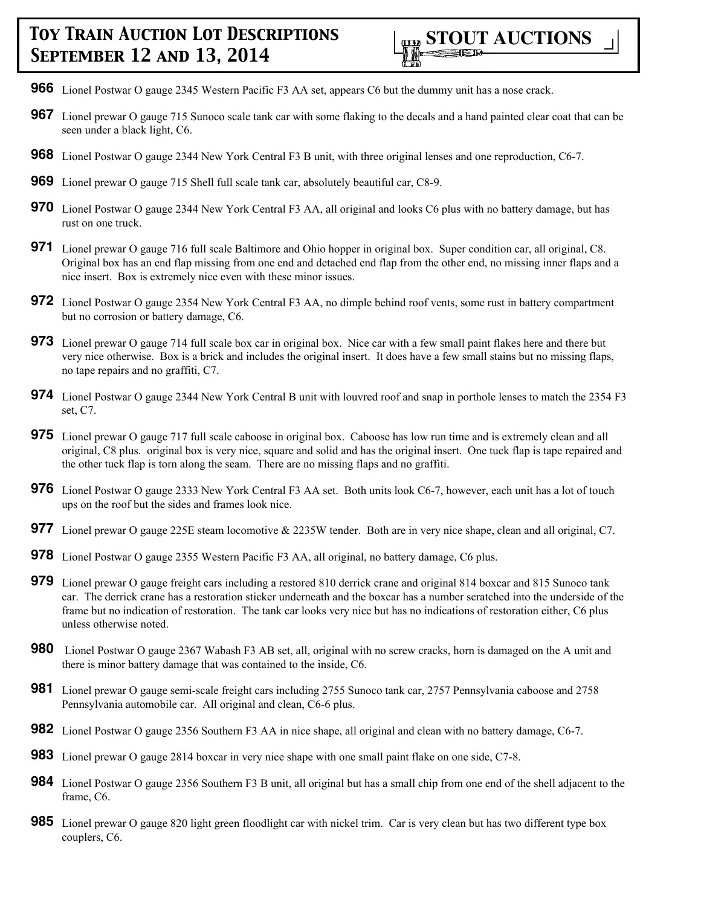**966** Lionel Postwar O gauge 2345 Western Pacific F3 AA set, appears C6 but the dummy unit has a nose crack.

**967** Lionel prewar O gauge 715 Sunoco scale tank car with some flaking to the decals and a hand painted clear coat that can be seen under a black light, C6.

**968** Lionel Postwar O gauge 2344 New York Central F3 B unit, with three original lenses and one reproduction, C6-7.

**969** Lionel prewar O gauge 715 Shell full scale tank car, absolutely beautiful car, C8-9.

**970** Lionel Postwar O gauge 2344 New York Central F3 AA, all original and looks C6 plus with no battery damage, but has rust on one truck.

**971** Lionel prewar O gauge 716 full scale Baltimore and Ohio hopper in original box. Super condition car, all original, C8. Original box has an end flap missing from one end and detached end flap from the other end, no missing inner flaps and a nice insert. Box is extremely nice even with these minor issues.

**972** Lionel Postwar O gauge 2354 New York Central F3 AA, no dimple behind roof vents, some rust in battery compartment but no corrosion or battery damage, C6.

**973** Lionel prewar O gauge 714 full scale box car in original box. Nice car with a few small paint flakes here and there but very nice otherwise. Box is a brick and includes the original insert. It does have a few small stains but no missing flaps, no tape repairs and no graffiti, C7.

**974** Lionel Postwar O gauge 2344 New York Central B unit with louvred roof and snap in porthole lenses to match the 2354 F3 set, C7.

**975** Lionel prewar O gauge 717 full scale caboose in original box. Caboose has low run time and is extremely clean and all original, C8 plus. original box is very nice, square and solid and has the original insert. One tuck flap is tape repaired and the other tuck flap is torn along the seam. There are no missing flaps and no graffiti.

**976** Lionel Postwar O gauge 2333 New York Central F3 AA set. Both units look C6-7, however, each unit has a lot of touch ups on the roof but the sides and frames look nice.

**977** Lionel prewar O gauge 225E steam locomotive & 2235W tender. Both are in very nice shape, clean and all original, C7.

**978** Lionel Postwar O gauge 2355 Western Pacific F3 AA, all original, no battery damage, C6 plus.

**979** Lionel prewar O gauge freight cars including a restored 810 derrick crane and original 814 boxcar and 815 Sunoco tank car. The derrick crane has a restoration sticker underneath and the boxcar has a number scratched into the underside of the frame but no indication of restoration. The tank car looks very nice but has no indications of restoration either, C6 plus unless otherwise noted.

**980** Lionel Postwar O gauge 2367 Wabash F3 AB set, all, original with no screw cracks, horn is damaged on the A unit and there is minor battery damage that was contained to the inside, C6.

**981** Lionel prewar O gauge semi-scale freight cars including 2755 Sunoco tank car, 2757 Pennsylvania caboose and 2758 Pennsylvania automobile car. All original and clean, C6-6 plus.

**982** Lionel Postwar O gauge 2356 Southern F3 AA in nice shape, all original and clean with no battery damage, C6-7.

**983** Lionel prewar O gauge 2814 boxcar in very nice shape with one small paint flake on one side, C7-8.

**984** Lionel Postwar O gauge 2356 Southern F3 B unit, all original but has a small chip from one end of the shell adjacent to the frame, C6.

**985** Lionel prewar O gauge 820 light green floodlight car with nickel trim. Car is very clean but has two different type box couplers, C6.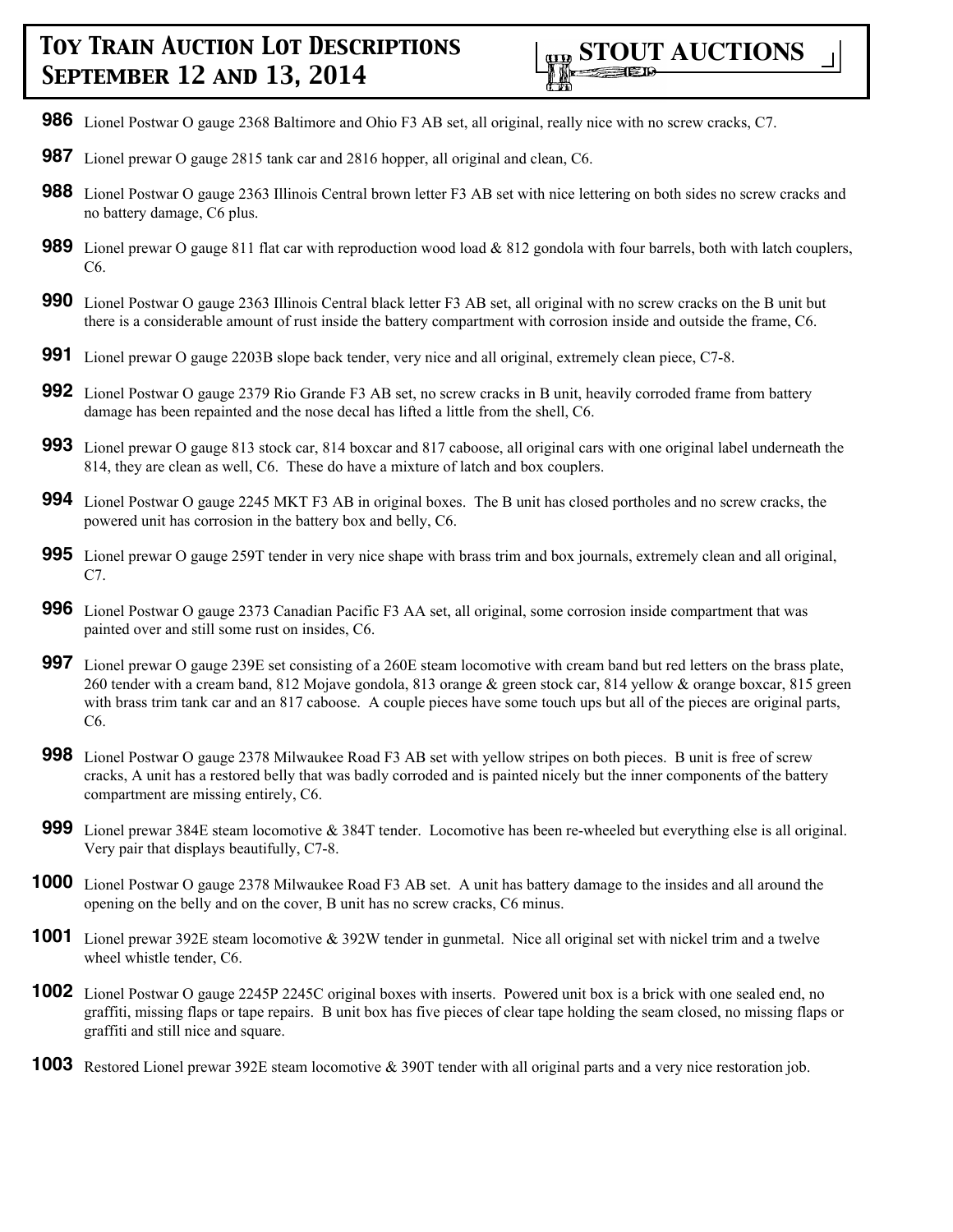**986** Lionel Postwar O gauge 2368 Baltimore and Ohio F3 AB set, all original, really nice with no screw cracks, C7.

**987** Lionel prewar O gauge 2815 tank car and 2816 hopper, all original and clean, C6.

**988** Lionel Postwar O gauge 2363 Illinois Central brown letter F3 AB set with nice lettering on both sides no screw cracks and no battery damage, C6 plus.

**989** Lionel prewar O gauge 811 flat car with reproduction wood load & 812 gondola with four barrels, both with latch couplers, C6.

**990** Lionel Postwar O gauge 2363 Illinois Central black letter F3 AB set, all original with no screw cracks on the B unit but there is a considerable amount of rust inside the battery compartment with corrosion inside and outside the frame, C6.

**991** Lionel prewar O gauge 2203B slope back tender, very nice and all original, extremely clean piece, C7-8.

**992** Lionel Postwar O gauge 2379 Rio Grande F3 AB set, no screw cracks in B unit, heavily corroded frame from battery damage has been repainted and the nose decal has lifted a little from the shell, C6.

**993** Lionel prewar O gauge 813 stock car, 814 boxcar and 817 caboose, all original cars with one original label underneath the 814, they are clean as well, C6. These do have a mixture of latch and box couplers.

**994** Lionel Postwar O gauge 2245 MKT F3 AB in original boxes. The B unit has closed portholes and no screw cracks, the powered unit has corrosion in the battery box and belly, C6.

**995** Lionel prewar O gauge 259T tender in very nice shape with brass trim and box journals, extremely clean and all original, C7.

**996** Lionel Postwar O gauge 2373 Canadian Pacific F3 AA set, all original, some corrosion inside compartment that was painted over and still some rust on insides, C6.

**997** Lionel prewar O gauge 239E set consisting of a 260E steam locomotive with cream band but red letters on the brass plate, 260 tender with a cream band, 812 Mojave gondola, 813 orange & green stock car, 814 yellow & orange boxcar, 815 green with brass trim tank car and an 817 caboose. A couple pieces have some touch ups but all of the pieces are original parts, C6.

**998** Lionel Postwar O gauge 2378 Milwaukee Road F3 AB set with yellow stripes on both pieces. B unit is free of screw cracks, A unit has a restored belly that was badly corroded and is painted nicely but the inner components of the battery compartment are missing entirely, C6.

**999** Lionel prewar 384E steam locomotive & 384T tender. Locomotive has been re-wheeled but everything else is all original. Very pair that displays beautifully, C7-8.

**1000** Lionel Postwar O gauge 2378 Milwaukee Road F3 AB set. A unit has battery damage to the insides and all around the opening on the belly and on the cover, B unit has no screw cracks, C6 minus.

**1001** Lionel prewar 392E steam locomotive & 392W tender in gunmetal. Nice all original set with nickel trim and a twelve wheel whistle tender, C6.

**1002** Lionel Postwar O gauge 2245P 2245C original boxes with inserts. Powered unit box is a brick with one sealed end, no graffiti, missing flaps or tape repairs. B unit box has five pieces of clear tape holding the seam closed, no missing flaps or graffiti and still nice and square.

**1003** Restored Lionel prewar 392E steam locomotive & 390T tender with all original parts and a very nice restoration job.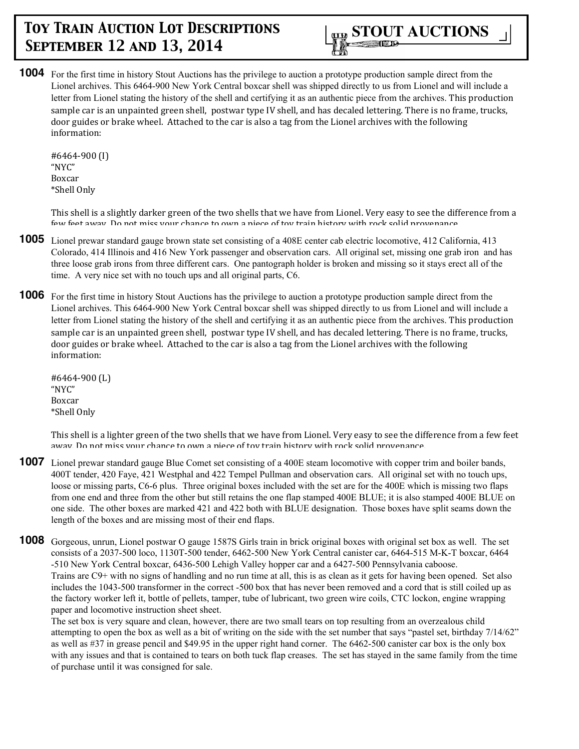**1004** For the first time in history Stout Auctions has the privilege to auction a prototype production sample direct from the Lionel archives. This 6464-900 New York Central boxcar shell was shipped directly to us from Lionel and will include a letter from Lionel stating the history of the shell and certifying it as an authentic piece from the archives. This production sample car is an unpainted green shell, postwar type IV shell, and has decaled lettering. There is no frame, trucks, door guides or brake wheel. Attached to the car is also a tag from the Lionel archives with the following information:

#6464-900 (I)
"NYC"
Boxcar
*Shell Only

This shell is a slightly darker green of the two shells that we have from Lionel. Very easy to see the difference from a few feet away. Do not miss your chance to own a piece of toy train history with rock solid provenance.

**1005** Lionel prewar standard gauge brown state set consisting of a 408E center cab electric locomotive, 412 California, 413 Colorado, 414 Illinois and 416 New York passenger and observation cars. All original set, missing one grab iron and has three loose grab irons from three different cars. One pantograph holder is broken and missing so it stays erect all of the time. A very nice set with no touch ups and all original parts, C6.

**1006** For the first time in history Stout Auctions has the privilege to auction a prototype production sample direct from the Lionel archives. This 6464-900 New York Central boxcar shell was shipped directly to us from Lionel and will include a letter from Lionel stating the history of the shell and certifying it as an authentic piece from the archives. This production sample car is an unpainted green shell, postwar type IV shell, and has decaled lettering. There is no frame, trucks, door guides or brake wheel. Attached to the car is also a tag from the Lionel archives with the following information:

#6464-900 (L)
"NYC"
Boxcar
*Shell Only

This shell is a lighter green of the two shells that we have from Lionel. Very easy to see the difference from a few feet away. Do not miss your chance to own a piece of toy train history with rock solid provenance.

**1007** Lionel prewar standard gauge Blue Comet set consisting of a 400E steam locomotive with copper trim and boiler bands, 400T tender, 420 Faye, 421 Westphal and 422 Tempel Pullman and observation cars. All original set with no touch ups, loose or missing parts, C6-6 plus. Three original boxes included with the set are for the 400E which is missing two flaps from one end and three from the other but still retains the one flap stamped 400E BLUE; it is also stamped 400E BLUE on one side. The other boxes are marked 421 and 422 both with BLUE designation. Those boxes have split seams down the length of the boxes and are missing most of their end flaps.

**1008** Gorgeous, unrun, Lionel postwar O gauge 1587S Girls train in brick original boxes with original set box as well. The set consists of a 2037-500 loco, 1130T-500 tender, 6462-500 New York Central canister car, 6464-515 M-K-T boxcar, 6464-510 New York Central boxcar, 6436-500 Lehigh Valley hopper car and a 6427-500 Pennsylvania caboose.
Trains are C9+ with no signs of handling and no run time at all, this is as clean as it gets for having been opened. Set also includes the 1043-500 transformer in the correct -500 box that has never been removed and a cord that is still coiled up as the factory worker left it, bottle of pellets, tamper, tube of lubricant, two green wire coils, CTC lockon, engine wrapping paper and locomotive instruction sheet sheet.
The set box is very square and clean, however, there are two small tears on top resulting from an overzealous child attempting to open the box as well as a bit of writing on the side with the set number that says "pastel set, birthday 7/14/62" as well as #37 in grease pencil and $49.95 in the upper right hand corner. The 6462-500 canister car box is the only box with any issues and that is contained to tears on both tuck flap creases. The set has stayed in the same family from the time of purchase until it was consigned for sale.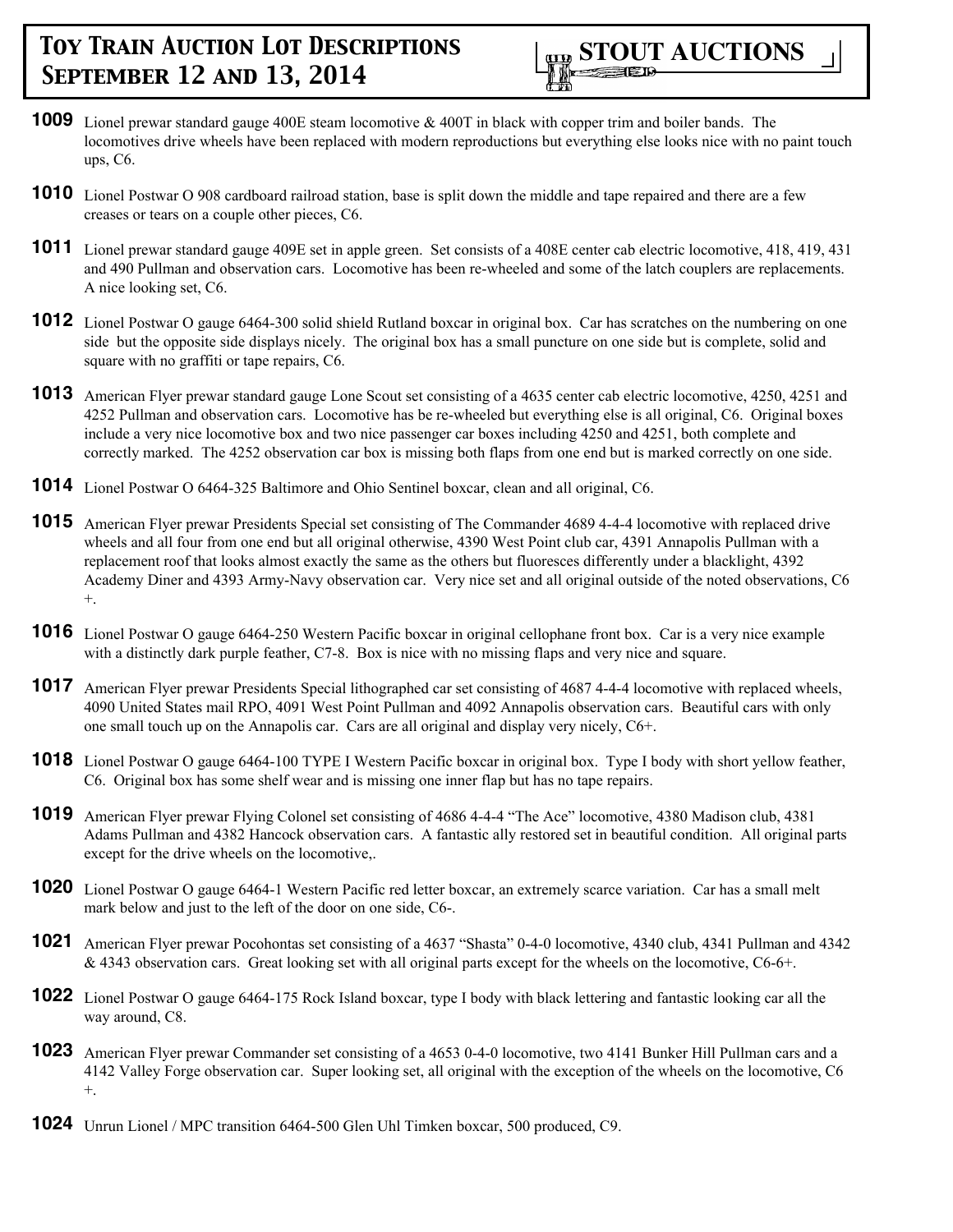**1009** Lionel prewar standard gauge 400E steam locomotive & 400T in black with copper trim and boiler bands. The locomotives drive wheels have been replaced with modern reproductions but everything else looks nice with no paint touch ups, C6.

**1010** Lionel Postwar O 908 cardboard railroad station, base is split down the middle and tape repaired and there are a few creases or tears on a couple other pieces, C6.

**1011** Lionel prewar standard gauge 409E set in apple green. Set consists of a 408E center cab electric locomotive, 418, 419, 431 and 490 Pullman and observation cars. Locomotive has been re-wheeled and some of the latch couplers are replacements. A nice looking set, C6.

**1012** Lionel Postwar O gauge 6464-300 solid shield Rutland boxcar in original box. Car has scratches on the numbering on one side but the opposite side displays nicely. The original box has a small puncture on one side but is complete, solid and square with no graffiti or tape repairs, C6.

**1013** American Flyer prewar standard gauge Lone Scout set consisting of a 4635 center cab electric locomotive, 4250, 4251 and 4252 Pullman and observation cars. Locomotive has be re-wheeled but everything else is all original, C6. Original boxes include a very nice locomotive box and two nice passenger car boxes including 4250 and 4251, both complete and correctly marked. The 4252 observation car box is missing both flaps from one end but is marked correctly on one side.

**1014** Lionel Postwar O 6464-325 Baltimore and Ohio Sentinel boxcar, clean and all original, C6.

**1015** American Flyer prewar Presidents Special set consisting of The Commander 4689 4-4-4 locomotive with replaced drive wheels and all four from one end but all original otherwise, 4390 West Point club car, 4391 Annapolis Pullman with a replacement roof that looks almost exactly the same as the others but fluoresces differently under a blacklight, 4392 Academy Diner and 4393 Army-Navy observation car. Very nice set and all original outside of the noted observations, C6 +.

**1016** Lionel Postwar O gauge 6464-250 Western Pacific boxcar in original cellophane front box. Car is a very nice example with a distinctly dark purple feather, C7-8. Box is nice with no missing flaps and very nice and square.

**1017** American Flyer prewar Presidents Special lithographed car set consisting of 4687 4-4-4 locomotive with replaced wheels, 4090 United States mail RPO, 4091 West Point Pullman and 4092 Annapolis observation cars. Beautiful cars with only one small touch up on the Annapolis car. Cars are all original and display very nicely, C6+.

**1018** Lionel Postwar O gauge 6464-100 TYPE I Western Pacific boxcar in original box. Type I body with short yellow feather, C6. Original box has some shelf wear and is missing one inner flap but has no tape repairs.

**1019** American Flyer prewar Flying Colonel set consisting of 4686 4-4-4 "The Ace" locomotive, 4380 Madison club, 4381 Adams Pullman and 4382 Hancock observation cars. A fantastic ally restored set in beautiful condition. All original parts except for the drive wheels on the locomotive,.

**1020** Lionel Postwar O gauge 6464-1 Western Pacific red letter boxcar, an extremely scarce variation. Car has a small melt mark below and just to the left of the door on one side, C6-.

**1021** American Flyer prewar Pocohontas set consisting of a 4637 "Shasta" 0-4-0 locomotive, 4340 club, 4341 Pullman and 4342 & 4343 observation cars. Great looking set with all original parts except for the wheels on the locomotive, C6-6+.

**1022** Lionel Postwar O gauge 6464-175 Rock Island boxcar, type I body with black lettering and fantastic looking car all the way around, C8.

**1023** American Flyer prewar Commander set consisting of a 4653 0-4-0 locomotive, two 4141 Bunker Hill Pullman cars and a 4142 Valley Forge observation car. Super looking set, all original with the exception of the wheels on the locomotive, C6 +.

**1024** Unrun Lionel / MPC transition 6464-500 Glen Uhl Timken boxcar, 500 produced, C9.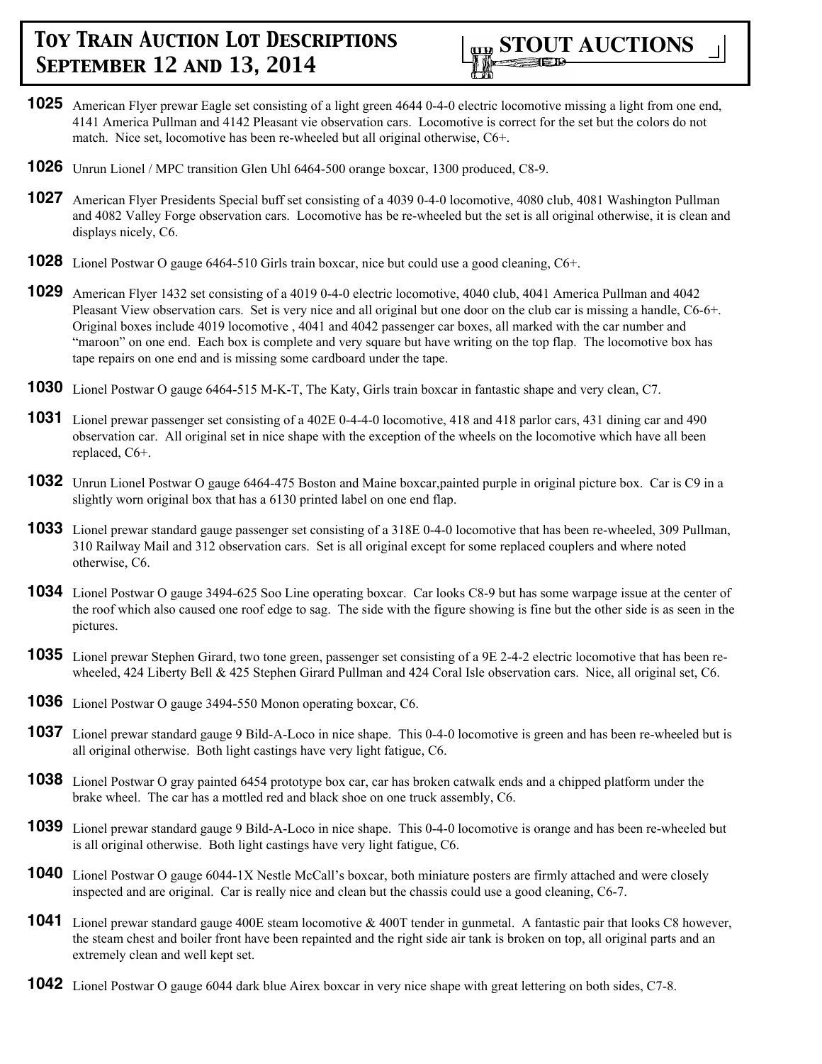**1025** American Flyer prewar Eagle set consisting of a light green 4644 0-4-0 electric locomotive missing a light from one end, 4141 America Pullman and 4142 Pleasant vie observation cars. Locomotive is correct for the set but the colors do not match. Nice set, locomotive has been re-wheeled but all original otherwise, C6+.

**1026** Unrun Lionel / MPC transition Glen Uhl 6464-500 orange boxcar, 1300 produced, C8-9.

**1027** American Flyer Presidents Special buff set consisting of a 4039 0-4-0 locomotive, 4080 club, 4081 Washington Pullman and 4082 Valley Forge observation cars. Locomotive has be re-wheeled but the set is all original otherwise, it is clean and displays nicely, C6.

**1028** Lionel Postwar O gauge 6464-510 Girls train boxcar, nice but could use a good cleaning, C6+.

**1029** American Flyer 1432 set consisting of a 4019 0-4-0 electric locomotive, 4040 club, 4041 America Pullman and 4042 Pleasant View observation cars. Set is very nice and all original but one door on the club car is missing a handle, C6-6+. Original boxes include 4019 locomotive , 4041 and 4042 passenger car boxes, all marked with the car number and "maroon" on one end. Each box is complete and very square but have writing on the top flap. The locomotive box has tape repairs on one end and is missing some cardboard under the tape.

**1030** Lionel Postwar O gauge 6464-515 M-K-T, The Katy, Girls train boxcar in fantastic shape and very clean, C7.

**1031** Lionel prewar passenger set consisting of a 402E 0-4-4-0 locomotive, 418 and 418 parlor cars, 431 dining car and 490 observation car. All original set in nice shape with the exception of the wheels on the locomotive which have all been replaced, C6+.

**1032** Unrun Lionel Postwar O gauge 6464-475 Boston and Maine boxcar,painted purple in original picture box. Car is C9 in a slightly worn original box that has a 6130 printed label on one end flap.

**1033** Lionel prewar standard gauge passenger set consisting of a 318E 0-4-0 locomotive that has been re-wheeled, 309 Pullman, 310 Railway Mail and 312 observation cars. Set is all original except for some replaced couplers and where noted otherwise, C6.

**1034** Lionel Postwar O gauge 3494-625 Soo Line operating boxcar. Car looks C8-9 but has some warpage issue at the center of the roof which also caused one roof edge to sag. The side with the figure showing is fine but the other side is as seen in the pictures.

**1035** Lionel prewar Stephen Girard, two tone green, passenger set consisting of a 9E 2-4-2 electric locomotive that has been re-wheeled, 424 Liberty Bell & 425 Stephen Girard Pullman and 424 Coral Isle observation cars. Nice, all original set, C6.

**1036** Lionel Postwar O gauge 3494-550 Monon operating boxcar, C6.

**1037** Lionel prewar standard gauge 9 Bild-A-Loco in nice shape. This 0-4-0 locomotive is green and has been re-wheeled but is all original otherwise. Both light castings have very light fatigue, C6.

**1038** Lionel Postwar O gray painted 6454 prototype box car, car has broken catwalk ends and a chipped platform under the brake wheel. The car has a mottled red and black shoe on one truck assembly, C6.

**1039** Lionel prewar standard gauge 9 Bild-A-Loco in nice shape. This 0-4-0 locomotive is orange and has been re-wheeled but is all original otherwise. Both light castings have very light fatigue, C6.

**1040** Lionel Postwar O gauge 6044-1X Nestle McCall's boxcar, both miniature posters are firmly attached and were closely inspected and are original. Car is really nice and clean but the chassis could use a good cleaning, C6-7.

**1041** Lionel prewar standard gauge 400E steam locomotive & 400T tender in gunmetal. A fantastic pair that looks C8 however, the steam chest and boiler front have been repainted and the right side air tank is broken on top, all original parts and an extremely clean and well kept set.

**1042** Lionel Postwar O gauge 6044 dark blue Airex boxcar in very nice shape with great lettering on both sides, C7-8.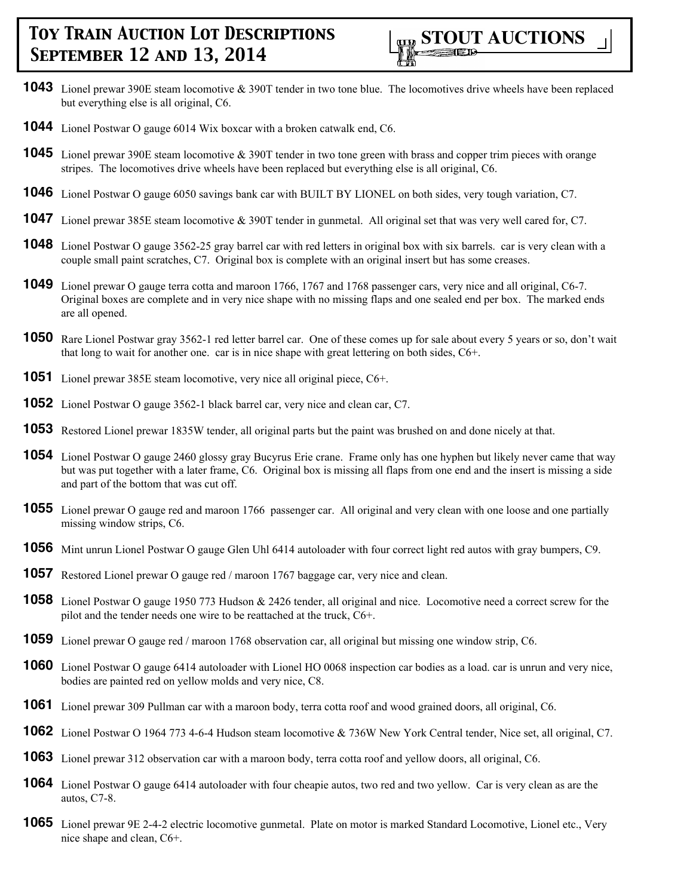**1043** Lionel prewar 390E steam locomotive & 390T tender in two tone blue. The locomotives drive wheels have been replaced but everything else is all original, C6.

**1044** Lionel Postwar O gauge 6014 Wix boxcar with a broken catwalk end, C6.

**1045** Lionel prewar 390E steam locomotive & 390T tender in two tone green with brass and copper trim pieces with orange stripes. The locomotives drive wheels have been replaced but everything else is all original, C6.

**1046** Lionel Postwar O gauge 6050 savings bank car with BUILT BY LIONEL on both sides, very tough variation, C7.

**1047** Lionel prewar 385E steam locomotive & 390T tender in gunmetal. All original set that was very well cared for, C7.

**1048** Lionel Postwar O gauge 3562-25 gray barrel car with red letters in original box with six barrels. car is very clean with a couple small paint scratches, C7. Original box is complete with an original insert but has some creases.

**1049** Lionel prewar O gauge terra cotta and maroon 1766, 1767 and 1768 passenger cars, very nice and all original, C6-7. Original boxes are complete and in very nice shape with no missing flaps and one sealed end per box. The marked ends are all opened.

**1050** Rare Lionel Postwar gray 3562-1 red letter barrel car. One of these comes up for sale about every 5 years or so, don't wait that long to wait for another one. car is in nice shape with great lettering on both sides, C6+.

**1051** Lionel prewar 385E steam locomotive, very nice all original piece, C6+.

**1052** Lionel Postwar O gauge 3562-1 black barrel car, very nice and clean car, C7.

**1053** Restored Lionel prewar 1835W tender, all original parts but the paint was brushed on and done nicely at that.

**1054** Lionel Postwar O gauge 2460 glossy gray Bucyrus Erie crane. Frame only has one hyphen but likely never came that way but was put together with a later frame, C6. Original box is missing all flaps from one end and the insert is missing a side and part of the bottom that was cut off.

**1055** Lionel prewar O gauge red and maroon 1766 passenger car. All original and very clean with one loose and one partially missing window strips, C6.

**1056** Mint unrun Lionel Postwar O gauge Glen Uhl 6414 autoloader with four correct light red autos with gray bumpers, C9.

**1057** Restored Lionel prewar O gauge red / maroon 1767 baggage car, very nice and clean.

**1058** Lionel Postwar O gauge 1950 773 Hudson & 2426 tender, all original and nice. Locomotive need a correct screw for the pilot and the tender needs one wire to be reattached at the truck, C6+.

**1059** Lionel prewar O gauge red / maroon 1768 observation car, all original but missing one window strip, C6.

**1060** Lionel Postwar O gauge 6414 autoloader with Lionel HO 0068 inspection car bodies as a load. car is unrun and very nice, bodies are painted red on yellow molds and very nice, C8.

**1061** Lionel prewar 309 Pullman car with a maroon body, terra cotta roof and wood grained doors, all original, C6.

**1062** Lionel Postwar O 1964 773 4-6-4 Hudson steam locomotive & 736W New York Central tender, Nice set, all original, C7.

**1063** Lionel prewar 312 observation car with a maroon body, terra cotta roof and yellow doors, all original, C6.

**1064** Lionel Postwar O gauge 6414 autoloader with four cheapie autos, two red and two yellow. Car is very clean as are the autos, C7-8.

**1065** Lionel prewar 9E 2-4-2 electric locomotive gunmetal. Plate on motor is marked Standard Locomotive, Lionel etc., Very nice shape and clean, C6+.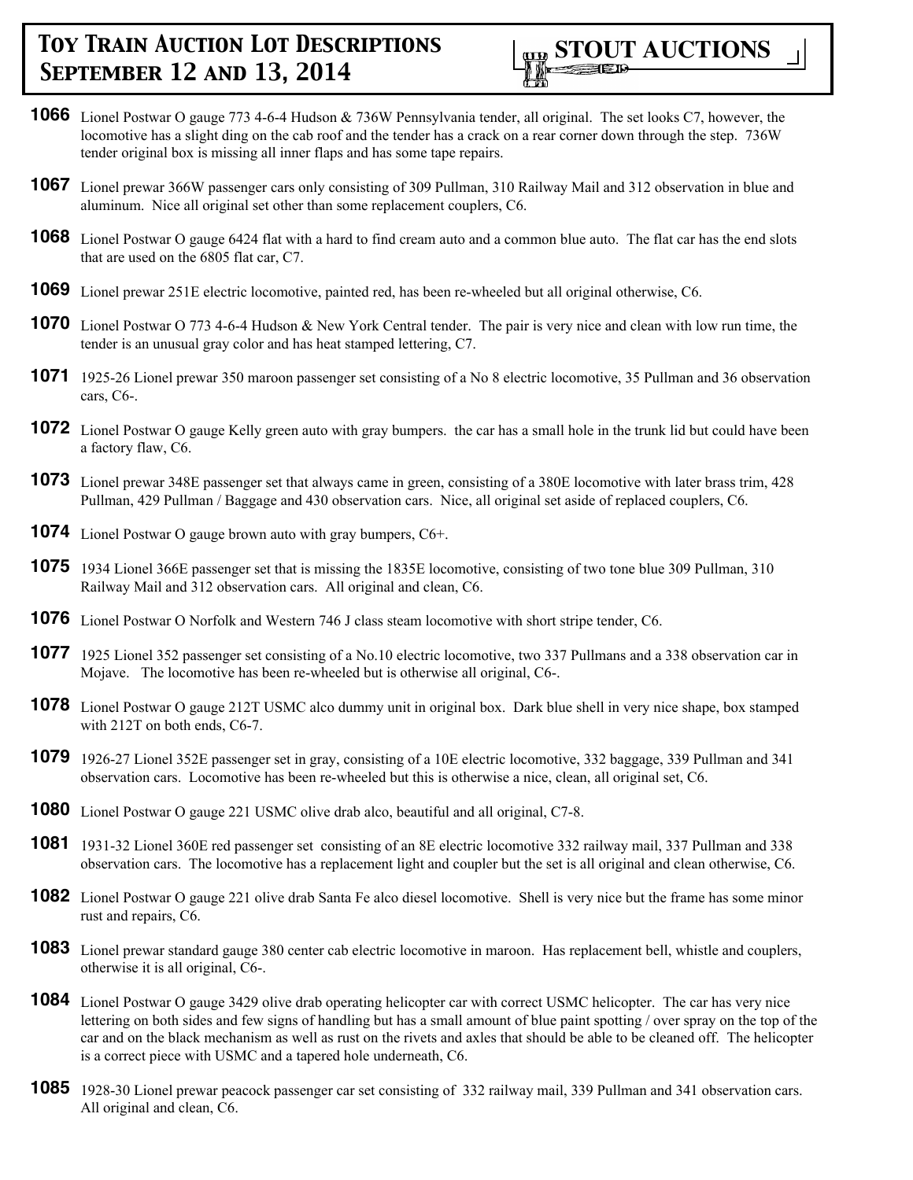**1066** Lionel Postwar O gauge 773 4-6-4 Hudson & 736W Pennsylvania tender, all original. The set looks C7, however, the locomotive has a slight ding on the cab roof and the tender has a crack on a rear corner down through the step. 736W tender original box is missing all inner flaps and has some tape repairs.

**1067** Lionel prewar 366W passenger cars only consisting of 309 Pullman, 310 Railway Mail and 312 observation in blue and aluminum. Nice all original set other than some replacement couplers, C6.

**1068** Lionel Postwar O gauge 6424 flat with a hard to find cream auto and a common blue auto. The flat car has the end slots that are used on the 6805 flat car, C7.

**1069** Lionel prewar 251E electric locomotive, painted red, has been re-wheeled but all original otherwise, C6.

**1070** Lionel Postwar O 773 4-6-4 Hudson & New York Central tender. The pair is very nice and clean with low run time, the tender is an unusual gray color and has heat stamped lettering, C7.

**1071** 1925-26 Lionel prewar 350 maroon passenger set consisting of a No 8 electric locomotive, 35 Pullman and 36 observation cars, C6-.

**1072** Lionel Postwar O gauge Kelly green auto with gray bumpers. the car has a small hole in the trunk lid but could have been a factory flaw, C6.

**1073** Lionel prewar 348E passenger set that always came in green, consisting of a 380E locomotive with later brass trim, 428 Pullman, 429 Pullman / Baggage and 430 observation cars. Nice, all original set aside of replaced couplers, C6.

**1074** Lionel Postwar O gauge brown auto with gray bumpers, C6+.

**1075** 1934 Lionel 366E passenger set that is missing the 1835E locomotive, consisting of two tone blue 309 Pullman, 310 Railway Mail and 312 observation cars. All original and clean, C6.

**1076** Lionel Postwar O Norfolk and Western 746 J class steam locomotive with short stripe tender, C6.

**1077** 1925 Lionel 352 passenger set consisting of a No.10 electric locomotive, two 337 Pullmans and a 338 observation car in Mojave. The locomotive has been re-wheeled but is otherwise all original, C6-.

**1078** Lionel Postwar O gauge 212T USMC alco dummy unit in original box. Dark blue shell in very nice shape, box stamped with 212T on both ends, C6-7.

**1079** 1926-27 Lionel 352E passenger set in gray, consisting of a 10E electric locomotive, 332 baggage, 339 Pullman and 341 observation cars. Locomotive has been re-wheeled but this is otherwise a nice, clean, all original set, C6.

**1080** Lionel Postwar O gauge 221 USMC olive drab alco, beautiful and all original, C7-8.

**1081** 1931-32 Lionel 360E red passenger set consisting of an 8E electric locomotive 332 railway mail, 337 Pullman and 338 observation cars. The locomotive has a replacement light and coupler but the set is all original and clean otherwise, C6.

**1082** Lionel Postwar O gauge 221 olive drab Santa Fe alco diesel locomotive. Shell is very nice but the frame has some minor rust and repairs, C6.

**1083** Lionel prewar standard gauge 380 center cab electric locomotive in maroon. Has replacement bell, whistle and couplers, otherwise it is all original, C6-.

**1084** Lionel Postwar O gauge 3429 olive drab operating helicopter car with correct USMC helicopter. The car has very nice lettering on both sides and few signs of handling but has a small amount of blue paint spotting / over spray on the top of the car and on the black mechanism as well as rust on the rivets and axles that should be able to be cleaned off. The helicopter is a correct piece with USMC and a tapered hole underneath, C6.

**1085** 1928-30 Lionel prewar peacock passenger car set consisting of 332 railway mail, 339 Pullman and 341 observation cars. All original and clean, C6.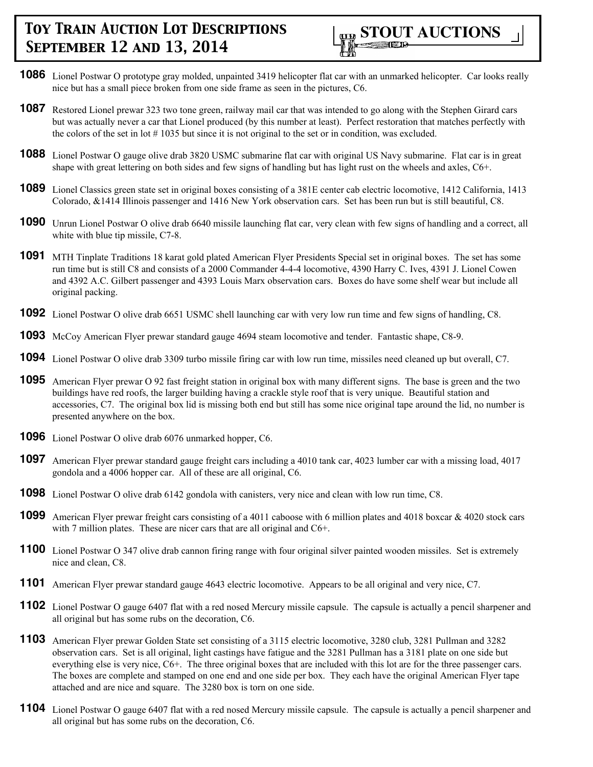**1086** Lionel Postwar O prototype gray molded, unpainted 3419 helicopter flat car with an unmarked helicopter. Car looks really nice but has a small piece broken from one side frame as seen in the pictures, C6.

**1087** Restored Lionel prewar 323 two tone green, railway mail car that was intended to go along with the Stephen Girard cars but was actually never a car that Lionel produced (by this number at least). Perfect restoration that matches perfectly with the colors of the set in lot # 1035 but since it is not original to the set or in condition, was excluded.

**1088** Lionel Postwar O gauge olive drab 3820 USMC submarine flat car with original US Navy submarine. Flat car is in great shape with great lettering on both sides and few signs of handling but has light rust on the wheels and axles, C6+.

**1089** Lionel Classics green state set in original boxes consisting of a 381E center cab electric locomotive, 1412 California, 1413 Colorado, &1414 Illinois passenger and 1416 New York observation cars. Set has been run but is still beautiful, C8.

**1090** Unrun Lionel Postwar O olive drab 6640 missile launching flat car, very clean with few signs of handling and a correct, all white with blue tip missile, C7-8.

**1091** MTH Tinplate Traditions 18 karat gold plated American Flyer Presidents Special set in original boxes. The set has some run time but is still C8 and consists of a 2000 Commander 4-4-4 locomotive, 4390 Harry C. Ives, 4391 J. Lionel Cowen and 4392 A.C. Gilbert passenger and 4393 Louis Marx observation cars. Boxes do have some shelf wear but include all original packing.

**1092** Lionel Postwar O olive drab 6651 USMC shell launching car with very low run time and few signs of handling, C8.

**1093** McCoy American Flyer prewar standard gauge 4694 steam locomotive and tender. Fantastic shape, C8-9.

**1094** Lionel Postwar O olive drab 3309 turbo missile firing car with low run time, missiles need cleaned up but overall, C7.

**1095** American Flyer prewar O 92 fast freight station in original box with many different signs. The base is green and the two buildings have red roofs, the larger building having a crackle style roof that is very unique. Beautiful station and accessories, C7. The original box lid is missing both end but still has some nice original tape around the lid, no number is presented anywhere on the box.

**1096** Lionel Postwar O olive drab 6076 unmarked hopper, C6.

**1097** American Flyer prewar standard gauge freight cars including a 4010 tank car, 4023 lumber car with a missing load, 4017 gondola and a 4006 hopper car. All of these are all original, C6.

**1098** Lionel Postwar O olive drab 6142 gondola with canisters, very nice and clean with low run time, C8.

**1099** American Flyer prewar freight cars consisting of a 4011 caboose with 6 million plates and 4018 boxcar & 4020 stock cars with 7 million plates. These are nicer cars that are all original and C6+.

**1100** Lionel Postwar O 347 olive drab cannon firing range with four original silver painted wooden missiles. Set is extremely nice and clean, C8.

**1101** American Flyer prewar standard gauge 4643 electric locomotive. Appears to be all original and very nice, C7.

**1102** Lionel Postwar O gauge 6407 flat with a red nosed Mercury missile capsule. The capsule is actually a pencil sharpener and all original but has some rubs on the decoration, C6.

**1103** American Flyer prewar Golden State set consisting of a 3115 electric locomotive, 3280 club, 3281 Pullman and 3282 observation cars. Set is all original, light castings have fatigue and the 3281 Pullman has a 3181 plate on one side but everything else is very nice, C6+. The three original boxes that are included with this lot are for the three passenger cars. The boxes are complete and stamped on one end and one side per box. They each have the original American Flyer tape attached and are nice and square. The 3280 box is torn on one side.

**1104** Lionel Postwar O gauge 6407 flat with a red nosed Mercury missile capsule. The capsule is actually a pencil sharpener and all original but has some rubs on the decoration, C6.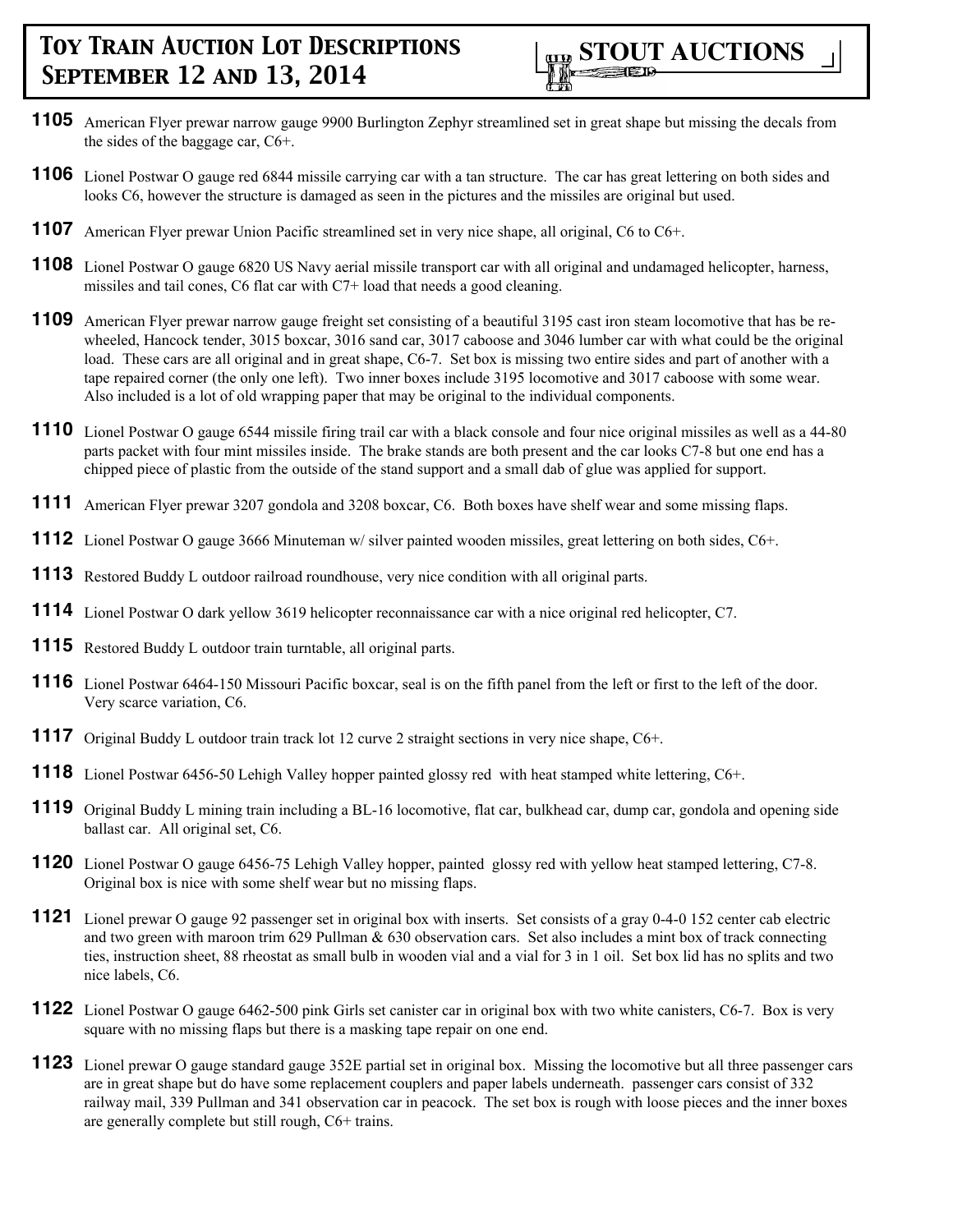**1105** American Flyer prewar narrow gauge 9900 Burlington Zephyr streamlined set in great shape but missing the decals from the sides of the baggage car, C6+.

**1106** Lionel Postwar O gauge red 6844 missile carrying car with a tan structure. The car has great lettering on both sides and looks C6, however the structure is damaged as seen in the pictures and the missiles are original but used.

**1107** American Flyer prewar Union Pacific streamlined set in very nice shape, all original, C6 to C6+.

**1108** Lionel Postwar O gauge 6820 US Navy aerial missile transport car with all original and undamaged helicopter, harness, missiles and tail cones, C6 flat car with C7+ load that needs a good cleaning.

**1109** American Flyer prewar narrow gauge freight set consisting of a beautiful 3195 cast iron steam locomotive that has be re-wheeled, Hancock tender, 3015 boxcar, 3016 sand car, 3017 caboose and 3046 lumber car with what could be the original load. These cars are all original and in great shape, C6-7. Set box is missing two entire sides and part of another with a tape repaired corner (the only one left). Two inner boxes include 3195 locomotive and 3017 caboose with some wear. Also included is a lot of old wrapping paper that may be original to the individual components.

**1110** Lionel Postwar O gauge 6544 missile firing trail car with a black console and four nice original missiles as well as a 44-80 parts packet with four mint missiles inside. The brake stands are both present and the car looks C7-8 but one end has a chipped piece of plastic from the outside of the stand support and a small dab of glue was applied for support.

**1111** American Flyer prewar 3207 gondola and 3208 boxcar, C6. Both boxes have shelf wear and some missing flaps.

**1112** Lionel Postwar O gauge 3666 Minuteman w/ silver painted wooden missiles, great lettering on both sides, C6+.

**1113** Restored Buddy L outdoor railroad roundhouse, very nice condition with all original parts.

**1114** Lionel Postwar O dark yellow 3619 helicopter reconnaissance car with a nice original red helicopter, C7.

**1115** Restored Buddy L outdoor train turntable, all original parts.

**1116** Lionel Postwar 6464-150 Missouri Pacific boxcar, seal is on the fifth panel from the left or first to the left of the door. Very scarce variation, C6.

**1117** Original Buddy L outdoor train track lot 12 curve 2 straight sections in very nice shape, C6+.

**1118** Lionel Postwar 6456-50 Lehigh Valley hopper painted glossy red with heat stamped white lettering, C6+.

**1119** Original Buddy L mining train including a BL-16 locomotive, flat car, bulkhead car, dump car, gondola and opening side ballast car. All original set, C6.

**1120** Lionel Postwar O gauge 6456-75 Lehigh Valley hopper, painted glossy red with yellow heat stamped lettering, C7-8. Original box is nice with some shelf wear but no missing flaps.

**1121** Lionel prewar O gauge 92 passenger set in original box with inserts. Set consists of a gray 0-4-0 152 center cab electric and two green with maroon trim 629 Pullman & 630 observation cars. Set also includes a mint box of track connecting ties, instruction sheet, 88 rheostat as small bulb in wooden vial and a vial for 3 in 1 oil. Set box lid has no splits and two nice labels, C6.

**1122** Lionel Postwar O gauge 6462-500 pink Girls set canister car in original box with two white canisters, C6-7. Box is very square with no missing flaps but there is a masking tape repair on one end.

**1123** Lionel prewar O gauge standard gauge 352E partial set in original box. Missing the locomotive but all three passenger cars are in great shape but do have some replacement couplers and paper labels underneath. passenger cars consist of 332 railway mail, 339 Pullman and 341 observation car in peacock. The set box is rough with loose pieces and the inner boxes are generally complete but still rough, C6+ trains.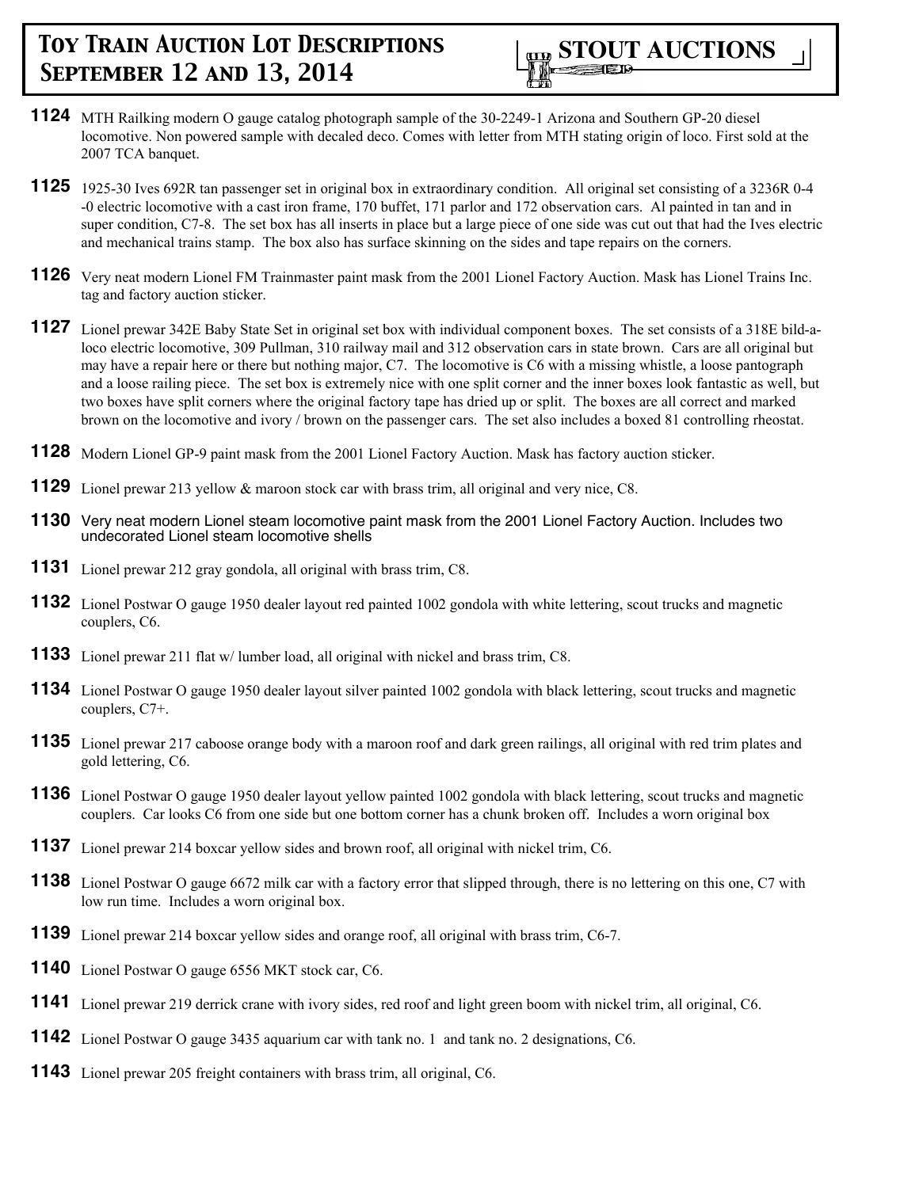**1124** MTH Railking modern O gauge catalog photograph sample of the 30-2249-1 Arizona and Southern GP-20 diesel locomotive. Non powered sample with decaled deco. Comes with letter from MTH stating origin of loco. First sold at the 2007 TCA banquet.

**1125** 1925-30 Ives 692R tan passenger set in original box in extraordinary condition. All original set consisting of a 3236R 0-4 -0 electric locomotive with a cast iron frame, 170 buffet, 171 parlor and 172 observation cars. Al painted in tan and in super condition, C7-8. The set box has all inserts in place but a large piece of one side was cut out that had the Ives electric and mechanical trains stamp. The box also has surface skinning on the sides and tape repairs on the corners.

**1126** Very neat modern Lionel FM Trainmaster paint mask from the 2001 Lionel Factory Auction. Mask has Lionel Trains Inc. tag and factory auction sticker.

**1127** Lionel prewar 342E Baby State Set in original set box with individual component boxes. The set consists of a 318E bild-a-loco electric locomotive, 309 Pullman, 310 railway mail and 312 observation cars in state brown. Cars are all original but may have a repair here or there but nothing major, C7. The locomotive is C6 with a missing whistle, a loose pantograph and a loose railing piece. The set box is extremely nice with one split corner and the inner boxes look fantastic as well, but two boxes have split corners where the original factory tape has dried up or split. The boxes are all correct and marked brown on the locomotive and ivory / brown on the passenger cars. The set also includes a boxed 81 controlling rheostat.

**1128** Modern Lionel GP-9 paint mask from the 2001 Lionel Factory Auction. Mask has factory auction sticker.

**1129** Lionel prewar 213 yellow & maroon stock car with brass trim, all original and very nice, C8.

**1130** Very neat modern Lionel steam locomotive paint mask from the 2001 Lionel Factory Auction. Includes two undecorated Lionel steam locomotive shells

**1131** Lionel prewar 212 gray gondola, all original with brass trim, C8.

**1132** Lionel Postwar O gauge 1950 dealer layout red painted 1002 gondola with white lettering, scout trucks and magnetic couplers, C6.

**1133** Lionel prewar 211 flat w/ lumber load, all original with nickel and brass trim, C8.

**1134** Lionel Postwar O gauge 1950 dealer layout silver painted 1002 gondola with black lettering, scout trucks and magnetic couplers, C7+.

**1135** Lionel prewar 217 caboose orange body with a maroon roof and dark green railings, all original with red trim plates and gold lettering, C6.

**1136** Lionel Postwar O gauge 1950 dealer layout yellow painted 1002 gondola with black lettering, scout trucks and magnetic couplers. Car looks C6 from one side but one bottom corner has a chunk broken off. Includes a worn original box

**1137** Lionel prewar 214 boxcar yellow sides and brown roof, all original with nickel trim, C6.

**1138** Lionel Postwar O gauge 6672 milk car with a factory error that slipped through, there is no lettering on this one, C7 with low run time. Includes a worn original box.

**1139** Lionel prewar 214 boxcar yellow sides and orange roof, all original with brass trim, C6-7.

**1140** Lionel Postwar O gauge 6556 MKT stock car, C6.

**1141** Lionel prewar 219 derrick crane with ivory sides, red roof and light green boom with nickel trim, all original, C6.

**1142** Lionel Postwar O gauge 3435 aquarium car with tank no. 1 and tank no. 2 designations, C6.

**1143** Lionel prewar 205 freight containers with brass trim, all original, C6.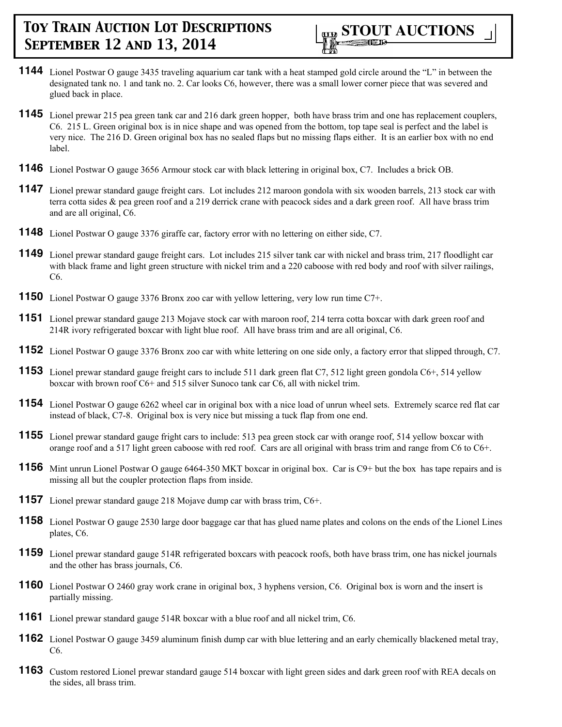**1144** Lionel Postwar O gauge 3435 traveling aquarium car tank with a heat stamped gold circle around the "L" in between the designated tank no. 1 and tank no. 2. Car looks C6, however, there was a small lower corner piece that was severed and glued back in place.

**1145** Lionel prewar 215 pea green tank car and 216 dark green hopper, both have brass trim and one has replacement couplers, C6. 215 L. Green original box is in nice shape and was opened from the bottom, top tape seal is perfect and the label is very nice. The 216 D. Green original box has no sealed flaps but no missing flaps either. It is an earlier box with no end label.

**1146** Lionel Postwar O gauge 3656 Armour stock car with black lettering in original box, C7. Includes a brick OB.

**1147** Lionel prewar standard gauge freight cars. Lot includes 212 maroon gondola with six wooden barrels, 213 stock car with terra cotta sides & pea green roof and a 219 derrick crane with peacock sides and a dark green roof. All have brass trim and are all original, C6.

**1148** Lionel Postwar O gauge 3376 giraffe car, factory error with no lettering on either side, C7.

**1149** Lionel prewar standard gauge freight cars. Lot includes 215 silver tank car with nickel and brass trim, 217 floodlight car with black frame and light green structure with nickel trim and a 220 caboose with red body and roof with silver railings, C6.

**1150** Lionel Postwar O gauge 3376 Bronx zoo car with yellow lettering, very low run time C7+.

**1151** Lionel prewar standard gauge 213 Mojave stock car with maroon roof, 214 terra cotta boxcar with dark green roof and 214R ivory refrigerated boxcar with light blue roof. All have brass trim and are all original, C6.

**1152** Lionel Postwar O gauge 3376 Bronx zoo car with white lettering on one side only, a factory error that slipped through, C7.

**1153** Lionel prewar standard gauge freight cars to include 511 dark green flat C7, 512 light green gondola C6+, 514 yellow boxcar with brown roof C6+ and 515 silver Sunoco tank car C6, all with nickel trim.

**1154** Lionel Postwar O gauge 6262 wheel car in original box with a nice load of unrun wheel sets. Extremely scarce red flat car instead of black, C7-8. Original box is very nice but missing a tuck flap from one end.

**1155** Lionel prewar standard gauge fright cars to include: 513 pea green stock car with orange roof, 514 yellow boxcar with orange roof and a 517 light green caboose with red roof. Cars are all original with brass trim and range from C6 to C6+.

**1156** Mint unrun Lionel Postwar O gauge 6464-350 MKT boxcar in original box. Car is C9+ but the box has tape repairs and is missing all but the coupler protection flaps from inside.

**1157** Lionel prewar standard gauge 218 Mojave dump car with brass trim, C6+.

**1158** Lionel Postwar O gauge 2530 large door baggage car that has glued name plates and colons on the ends of the Lionel Lines plates, C6.

**1159** Lionel prewar standard gauge 514R refrigerated boxcars with peacock roofs, both have brass trim, one has nickel journals and the other has brass journals, C6.

**1160** Lionel Postwar O 2460 gray work crane in original box, 3 hyphens version, C6. Original box is worn and the insert is partially missing.

**1161** Lionel prewar standard gauge 514R boxcar with a blue roof and all nickel trim, C6.

**1162** Lionel Postwar O gauge 3459 aluminum finish dump car with blue lettering and an early chemically blackened metal tray, C6.

**1163** Custom restored Lionel prewar standard gauge 514 boxcar with light green sides and dark green roof with REA decals on the sides, all brass trim.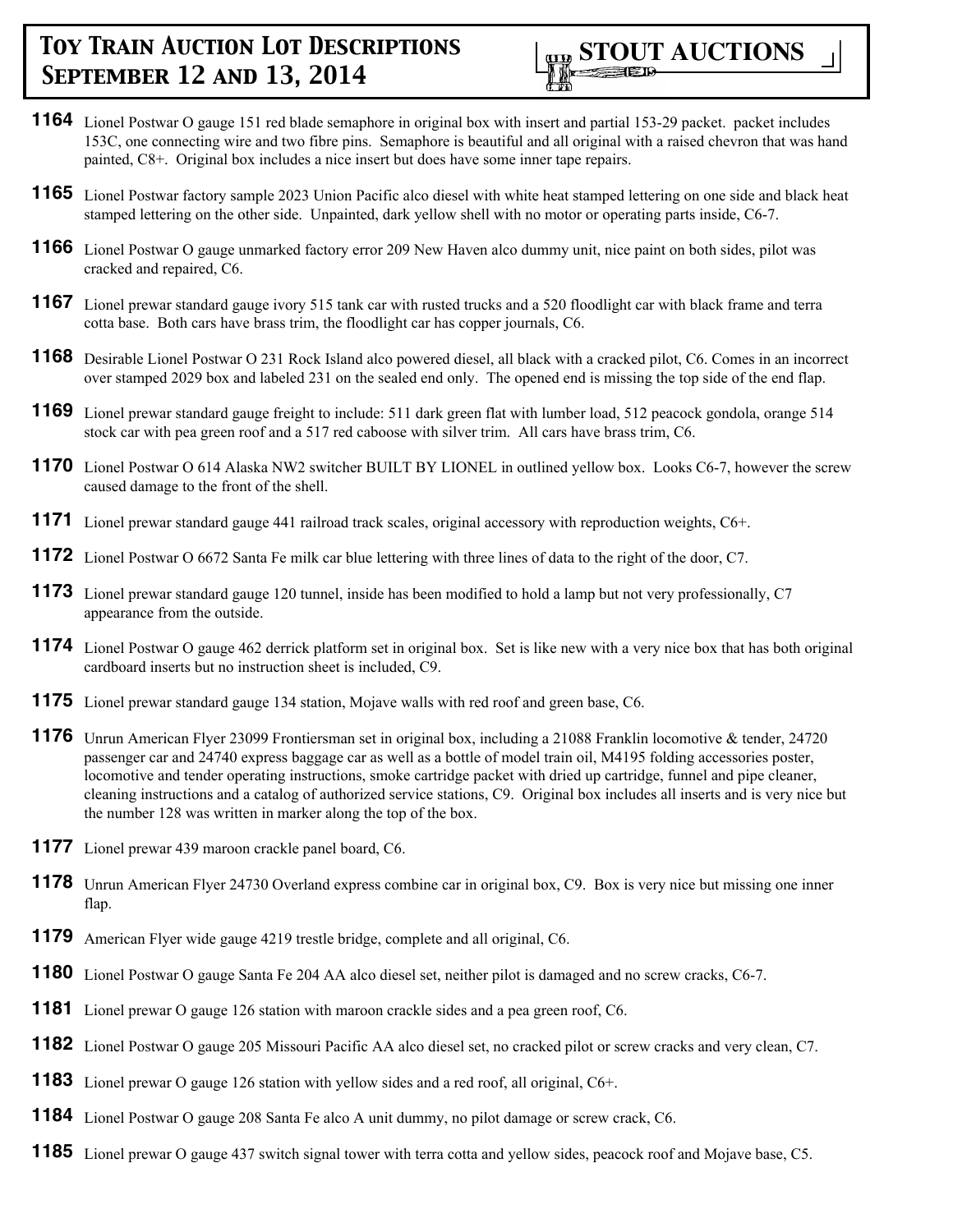**1164** Lionel Postwar O gauge 151 red blade semaphore in original box with insert and partial 153-29 packet. packet includes 153C, one connecting wire and two fibre pins. Semaphore is beautiful and all original with a raised chevron that was hand painted, C8+. Original box includes a nice insert but does have some inner tape repairs.

**1165** Lionel Postwar factory sample 2023 Union Pacific alco diesel with white heat stamped lettering on one side and black heat stamped lettering on the other side. Unpainted, dark yellow shell with no motor or operating parts inside, C6-7.

**1166** Lionel Postwar O gauge unmarked factory error 209 New Haven alco dummy unit, nice paint on both sides, pilot was cracked and repaired, C6.

**1167** Lionel prewar standard gauge ivory 515 tank car with rusted trucks and a 520 floodlight car with black frame and terra cotta base. Both cars have brass trim, the floodlight car has copper journals, C6.

**1168** Desirable Lionel Postwar O 231 Rock Island alco powered diesel, all black with a cracked pilot, C6. Comes in an incorrect over stamped 2029 box and labeled 231 on the sealed end only. The opened end is missing the top side of the end flap.

**1169** Lionel prewar standard gauge freight to include: 511 dark green flat with lumber load, 512 peacock gondola, orange 514 stock car with pea green roof and a 517 red caboose with silver trim. All cars have brass trim, C6.

**1170** Lionel Postwar O 614 Alaska NW2 switcher BUILT BY LIONEL in outlined yellow box. Looks C6-7, however the screw caused damage to the front of the shell.

**1171** Lionel prewar standard gauge 441 railroad track scales, original accessory with reproduction weights, C6+.

**1172** Lionel Postwar O 6672 Santa Fe milk car blue lettering with three lines of data to the right of the door, C7.

**1173** Lionel prewar standard gauge 120 tunnel, inside has been modified to hold a lamp but not very professionally, C7 appearance from the outside.

**1174** Lionel Postwar O gauge 462 derrick platform set in original box. Set is like new with a very nice box that has both original cardboard inserts but no instruction sheet is included, C9.

**1175** Lionel prewar standard gauge 134 station, Mojave walls with red roof and green base, C6.

**1176** Unrun American Flyer 23099 Frontiersman set in original box, including a 21088 Franklin locomotive & tender, 24720 passenger car and 24740 express baggage car as well as a bottle of model train oil, M4195 folding accessories poster, locomotive and tender operating instructions, smoke cartridge packet with dried up cartridge, funnel and pipe cleaner, cleaning instructions and a catalog of authorized service stations, C9. Original box includes all inserts and is very nice but the number 128 was written in marker along the top of the box.

**1177** Lionel prewar 439 maroon crackle panel board, C6.

**1178** Unrun American Flyer 24730 Overland express combine car in original box, C9. Box is very nice but missing one inner flap.

**1179** American Flyer wide gauge 4219 trestle bridge, complete and all original, C6.

**1180** Lionel Postwar O gauge Santa Fe 204 AA alco diesel set, neither pilot is damaged and no screw cracks, C6-7.

**1181** Lionel prewar O gauge 126 station with maroon crackle sides and a pea green roof, C6.

**1182** Lionel Postwar O gauge 205 Missouri Pacific AA alco diesel set, no cracked pilot or screw cracks and very clean, C7.

**1183** Lionel prewar O gauge 126 station with yellow sides and a red roof, all original, C6+.

**1184** Lionel Postwar O gauge 208 Santa Fe alco A unit dummy, no pilot damage or screw crack, C6.

**1185** Lionel prewar O gauge 437 switch signal tower with terra cotta and yellow sides, peacock roof and Mojave base, C5.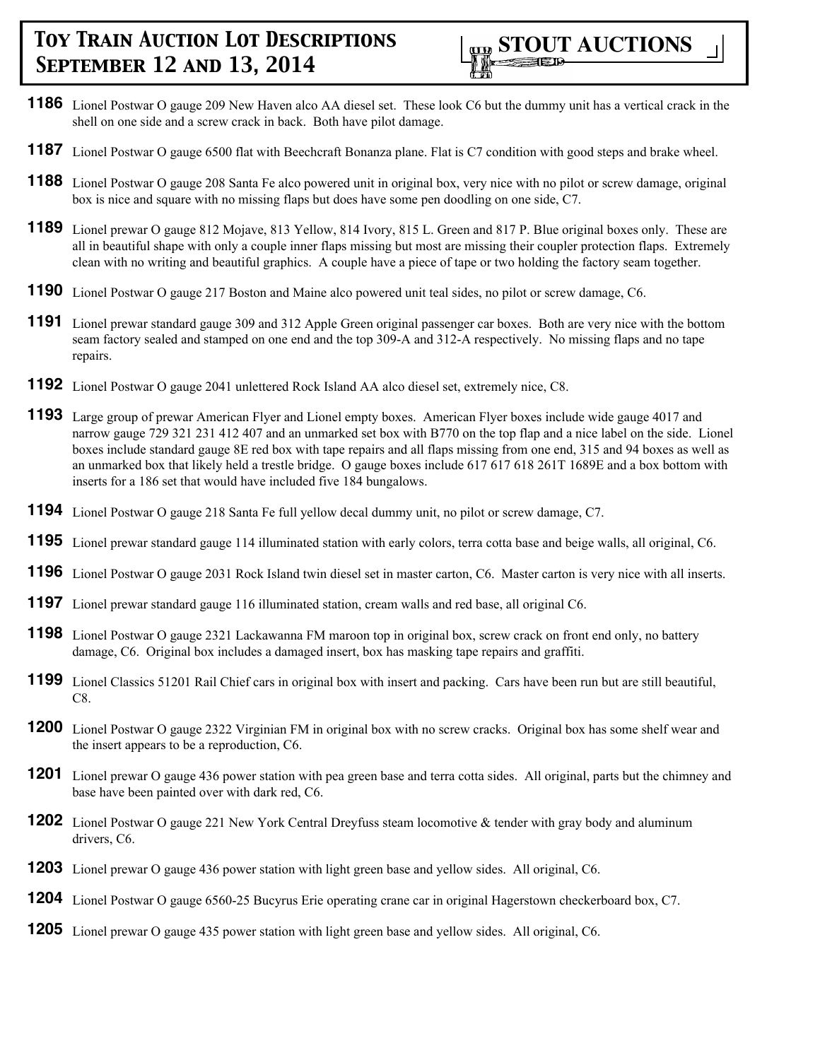**1186** Lionel Postwar O gauge 209 New Haven alco AA diesel set. These look C6 but the dummy unit has a vertical crack in the shell on one side and a screw crack in back. Both have pilot damage.

**1187** Lionel Postwar O gauge 6500 flat with Beechcraft Bonanza plane. Flat is C7 condition with good steps and brake wheel.

**1188** Lionel Postwar O gauge 208 Santa Fe alco powered unit in original box, very nice with no pilot or screw damage, original box is nice and square with no missing flaps but does have some pen doodling on one side, C7.

**1189** Lionel prewar O gauge 812 Mojave, 813 Yellow, 814 Ivory, 815 L. Green and 817 P. Blue original boxes only. These are all in beautiful shape with only a couple inner flaps missing but most are missing their coupler protection flaps. Extremely clean with no writing and beautiful graphics. A couple have a piece of tape or two holding the factory seam together.

**1190** Lionel Postwar O gauge 217 Boston and Maine alco powered unit teal sides, no pilot or screw damage, C6.

**1191** Lionel prewar standard gauge 309 and 312 Apple Green original passenger car boxes. Both are very nice with the bottom seam factory sealed and stamped on one end and the top 309-A and 312-A respectively. No missing flaps and no tape repairs.

**1192** Lionel Postwar O gauge 2041 unlettered Rock Island AA alco diesel set, extremely nice, C8.

**1193** Large group of prewar American Flyer and Lionel empty boxes. American Flyer boxes include wide gauge 4017 and narrow gauge 729 321 231 412 407 and an unmarked set box with B770 on the top flap and a nice label on the side. Lionel boxes include standard gauge 8E red box with tape repairs and all flaps missing from one end, 315 and 94 boxes as well as an unmarked box that likely held a trestle bridge. O gauge boxes include 617 617 618 261T 1689E and a box bottom with inserts for a 186 set that would have included five 184 bungalows.

**1194** Lionel Postwar O gauge 218 Santa Fe full yellow decal dummy unit, no pilot or screw damage, C7.

**1195** Lionel prewar standard gauge 114 illuminated station with early colors, terra cotta base and beige walls, all original, C6.

**1196** Lionel Postwar O gauge 2031 Rock Island twin diesel set in master carton, C6. Master carton is very nice with all inserts.

**1197** Lionel prewar standard gauge 116 illuminated station, cream walls and red base, all original C6.

**1198** Lionel Postwar O gauge 2321 Lackawanna FM maroon top in original box, screw crack on front end only, no battery damage, C6. Original box includes a damaged insert, box has masking tape repairs and graffiti.

**1199** Lionel Classics 51201 Rail Chief cars in original box with insert and packing. Cars have been run but are still beautiful, C8.

**1200** Lionel Postwar O gauge 2322 Virginian FM in original box with no screw cracks. Original box has some shelf wear and the insert appears to be a reproduction, C6.

**1201** Lionel prewar O gauge 436 power station with pea green base and terra cotta sides. All original, parts but the chimney and base have been painted over with dark red, C6.

**1202** Lionel Postwar O gauge 221 New York Central Dreyfuss steam locomotive & tender with gray body and aluminum drivers, C6.

**1203** Lionel prewar O gauge 436 power station with light green base and yellow sides. All original, C6.

**1204** Lionel Postwar O gauge 6560-25 Bucyrus Erie operating crane car in original Hagerstown checkerboard box, C7.

**1205** Lionel prewar O gauge 435 power station with light green base and yellow sides. All original, C6.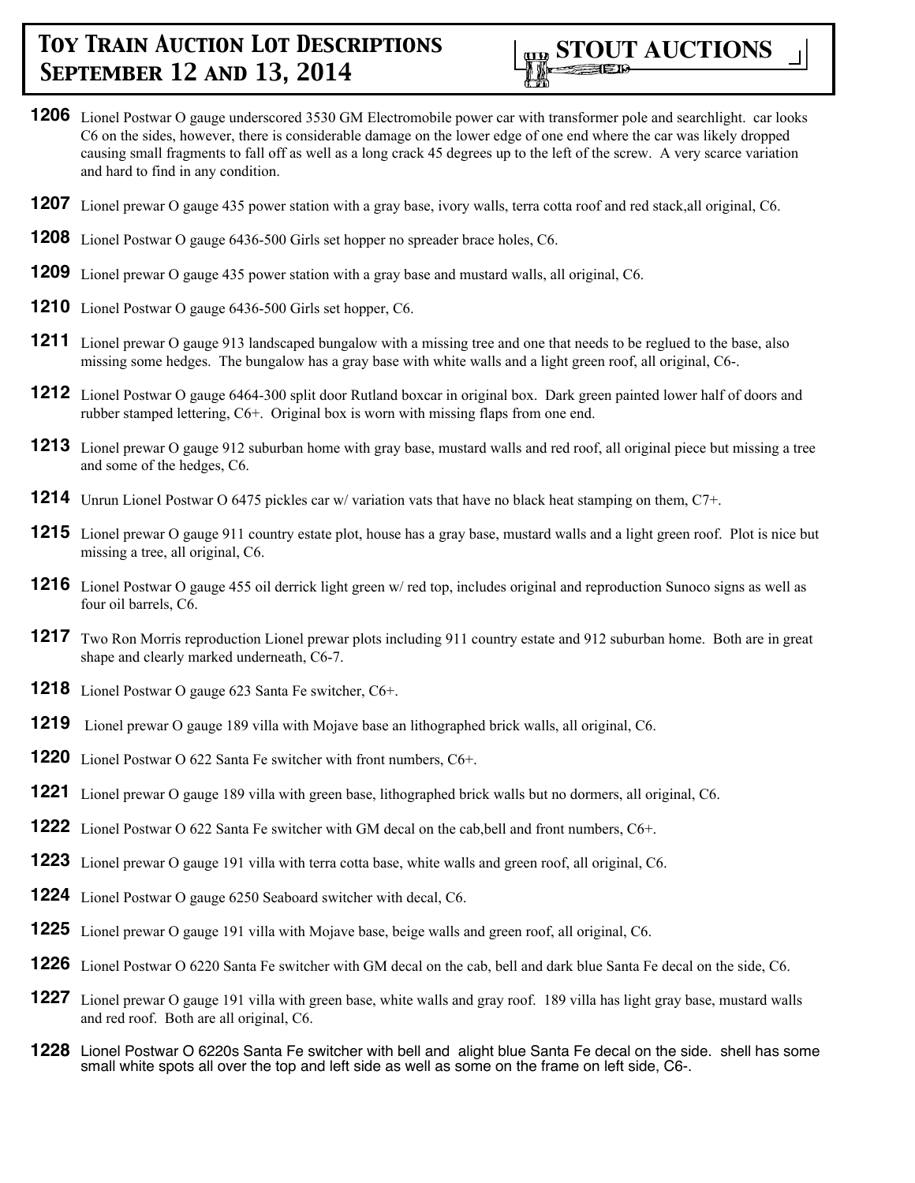**1206** Lionel Postwar O gauge underscored 3530 GM Electromobile power car with transformer pole and searchlight. car looks C6 on the sides, however, there is considerable damage on the lower edge of one end where the car was likely dropped causing small fragments to fall off as well as a long crack 45 degrees up to the left of the screw. A very scarce variation and hard to find in any condition.

**1207** Lionel prewar O gauge 435 power station with a gray base, ivory walls, terra cotta roof and red stack,all original, C6.

**1208** Lionel Postwar O gauge 6436-500 Girls set hopper no spreader brace holes, C6.

**1209** Lionel prewar O gauge 435 power station with a gray base and mustard walls, all original, C6.

**1210** Lionel Postwar O gauge 6436-500 Girls set hopper, C6.

**1211** Lionel prewar O gauge 913 landscaped bungalow with a missing tree and one that needs to be reglued to the base, also missing some hedges. The bungalow has a gray base with white walls and a light green roof, all original, C6-.

**1212** Lionel Postwar O gauge 6464-300 split door Rutland boxcar in original box. Dark green painted lower half of doors and rubber stamped lettering, C6+. Original box is worn with missing flaps from one end.

**1213** Lionel prewar O gauge 912 suburban home with gray base, mustard walls and red roof, all original piece but missing a tree and some of the hedges, C6.

**1214** Unrun Lionel Postwar O 6475 pickles car w/ variation vats that have no black heat stamping on them, C7+.

**1215** Lionel prewar O gauge 911 country estate plot, house has a gray base, mustard walls and a light green roof. Plot is nice but missing a tree, all original, C6.

**1216** Lionel Postwar O gauge 455 oil derrick light green w/ red top, includes original and reproduction Sunoco signs as well as four oil barrels, C6.

**1217** Two Ron Morris reproduction Lionel prewar plots including 911 country estate and 912 suburban home. Both are in great shape and clearly marked underneath, C6-7.

**1218** Lionel Postwar O gauge 623 Santa Fe switcher, C6+.

**1219** Lionel prewar O gauge 189 villa with Mojave base an lithographed brick walls, all original, C6.

**1220** Lionel Postwar O 622 Santa Fe switcher with front numbers, C6+.

**1221** Lionel prewar O gauge 189 villa with green base, lithographed brick walls but no dormers, all original, C6.

**1222** Lionel Postwar O 622 Santa Fe switcher with GM decal on the cab,bell and front numbers, C6+.

**1223** Lionel prewar O gauge 191 villa with terra cotta base, white walls and green roof, all original, C6.

**1224** Lionel Postwar O gauge 6250 Seaboard switcher with decal, C6.

**1225** Lionel prewar O gauge 191 villa with Mojave base, beige walls and green roof, all original, C6.

**1226** Lionel Postwar O 6220 Santa Fe switcher with GM decal on the cab, bell and dark blue Santa Fe decal on the side, C6.

**1227** Lionel prewar O gauge 191 villa with green base, white walls and gray roof. 189 villa has light gray base, mustard walls and red roof. Both are all original, C6.

**1228** Lionel Postwar O 6220s Santa Fe switcher with bell and alight blue Santa Fe decal on the side. shell has some small white spots all over the top and left side as well as some on the frame on left side, C6-.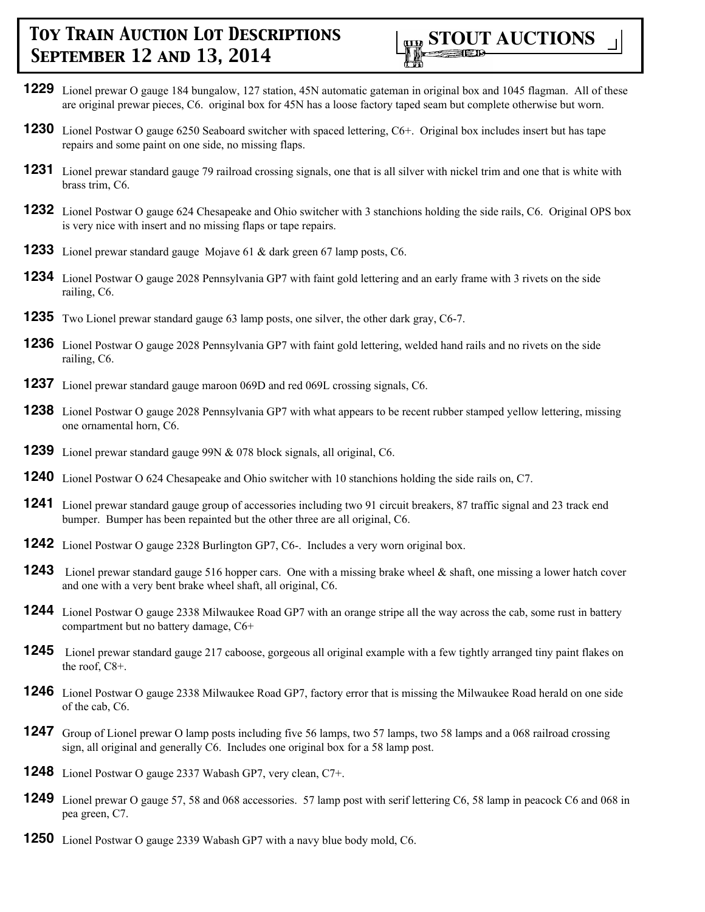**1229** Lionel prewar O gauge 184 bungalow, 127 station, 45N automatic gateman in original box and 1045 flagman. All of these are original prewar pieces, C6. original box for 45N has a loose factory taped seam but complete otherwise but worn.

**1230** Lionel Postwar O gauge 6250 Seaboard switcher with spaced lettering, C6+. Original box includes insert but has tape repairs and some paint on one side, no missing flaps.

**1231** Lionel prewar standard gauge 79 railroad crossing signals, one that is all silver with nickel trim and one that is white with brass trim, C6.

**1232** Lionel Postwar O gauge 624 Chesapeake and Ohio switcher with 3 stanchions holding the side rails, C6. Original OPS box is very nice with insert and no missing flaps or tape repairs.

**1233** Lionel prewar standard gauge Mojave 61 & dark green 67 lamp posts, C6.

**1234** Lionel Postwar O gauge 2028 Pennsylvania GP7 with faint gold lettering and an early frame with 3 rivets on the side railing, C6.

**1235** Two Lionel prewar standard gauge 63 lamp posts, one silver, the other dark gray, C6-7.

**1236** Lionel Postwar O gauge 2028 Pennsylvania GP7 with faint gold lettering, welded hand rails and no rivets on the side railing, C6.

**1237** Lionel prewar standard gauge maroon 069D and red 069L crossing signals, C6.

**1238** Lionel Postwar O gauge 2028 Pennsylvania GP7 with what appears to be recent rubber stamped yellow lettering, missing one ornamental horn, C6.

**1239** Lionel prewar standard gauge 99N & 078 block signals, all original, C6.

**1240** Lionel Postwar O 624 Chesapeake and Ohio switcher with 10 stanchions holding the side rails on, C7.

**1241** Lionel prewar standard gauge group of accessories including two 91 circuit breakers, 87 traffic signal and 23 track end bumper. Bumper has been repainted but the other three are all original, C6.

**1242** Lionel Postwar O gauge 2328 Burlington GP7, C6-. Includes a very worn original box.

**1243** Lionel prewar standard gauge 516 hopper cars. One with a missing brake wheel & shaft, one missing a lower hatch cover and one with a very bent brake wheel shaft, all original, C6.

**1244** Lionel Postwar O gauge 2338 Milwaukee Road GP7 with an orange stripe all the way across the cab, some rust in battery compartment but no battery damage, C6+

**1245** Lionel prewar standard gauge 217 caboose, gorgeous all original example with a few tightly arranged tiny paint flakes on the roof, C8+.

**1246** Lionel Postwar O gauge 2338 Milwaukee Road GP7, factory error that is missing the Milwaukee Road herald on one side of the cab, C6.

**1247** Group of Lionel prewar O lamp posts including five 56 lamps, two 57 lamps, two 58 lamps and a 068 railroad crossing sign, all original and generally C6. Includes one original box for a 58 lamp post.

**1248** Lionel Postwar O gauge 2337 Wabash GP7, very clean, C7+.

**1249** Lionel prewar O gauge 57, 58 and 068 accessories. 57 lamp post with serif lettering C6, 58 lamp in peacock C6 and 068 in pea green, C7.

**1250** Lionel Postwar O gauge 2339 Wabash GP7 with a navy blue body mold, C6.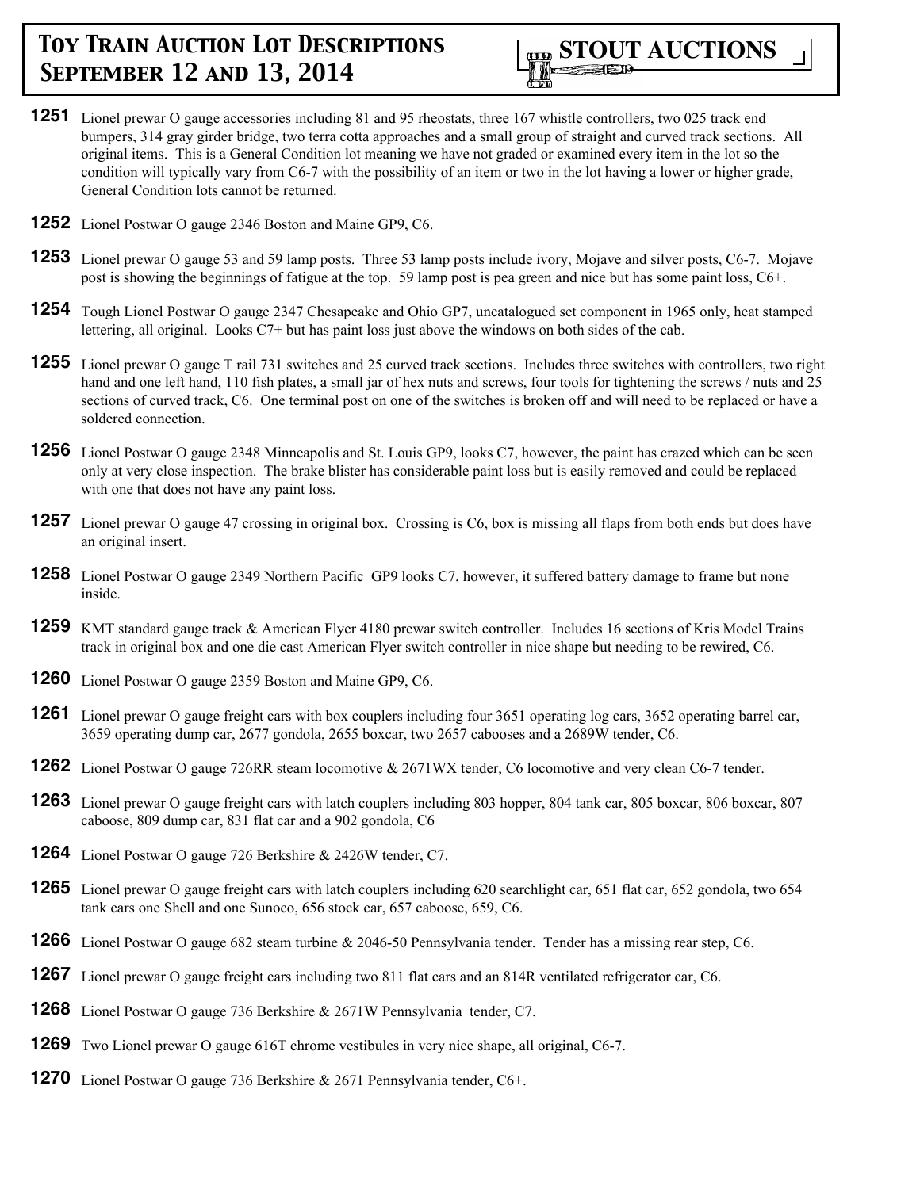**1251** Lionel prewar O gauge accessories including 81 and 95 rheostats, three 167 whistle controllers, two 025 track end bumpers, 314 gray girder bridge, two terra cotta approaches and a small group of straight and curved track sections. All original items. This is a General Condition lot meaning we have not graded or examined every item in the lot so the condition will typically vary from C6-7 with the possibility of an item or two in the lot having a lower or higher grade, General Condition lots cannot be returned.

**1252** Lionel Postwar O gauge 2346 Boston and Maine GP9, C6.

**1253** Lionel prewar O gauge 53 and 59 lamp posts. Three 53 lamp posts include ivory, Mojave and silver posts, C6-7. Mojave post is showing the beginnings of fatigue at the top. 59 lamp post is pea green and nice but has some paint loss, C6+.

**1254** Tough Lionel Postwar O gauge 2347 Chesapeake and Ohio GP7, uncatalogued set component in 1965 only, heat stamped lettering, all original. Looks C7+ but has paint loss just above the windows on both sides of the cab.

**1255** Lionel prewar O gauge T rail 731 switches and 25 curved track sections. Includes three switches with controllers, two right hand and one left hand, 110 fish plates, a small jar of hex nuts and screws, four tools for tightening the screws / nuts and 25 sections of curved track, C6. One terminal post on one of the switches is broken off and will need to be replaced or have a soldered connection.

**1256** Lionel Postwar O gauge 2348 Minneapolis and St. Louis GP9, looks C7, however, the paint has crazed which can be seen only at very close inspection. The brake blister has considerable paint loss but is easily removed and could be replaced with one that does not have any paint loss.

**1257** Lionel prewar O gauge 47 crossing in original box. Crossing is C6, box is missing all flaps from both ends but does have an original insert.

**1258** Lionel Postwar O gauge 2349 Northern Pacific GP9 looks C7, however, it suffered battery damage to frame but none inside.

**1259** KMT standard gauge track & American Flyer 4180 prewar switch controller. Includes 16 sections of Kris Model Trains track in original box and one die cast American Flyer switch controller in nice shape but needing to be rewired, C6.

**1260** Lionel Postwar O gauge 2359 Boston and Maine GP9, C6.

**1261** Lionel prewar O gauge freight cars with box couplers including four 3651 operating log cars, 3652 operating barrel car, 3659 operating dump car, 2677 gondola, 2655 boxcar, two 2657 cabooses and a 2689W tender, C6.

**1262** Lionel Postwar O gauge 726RR steam locomotive & 2671WX tender, C6 locomotive and very clean C6-7 tender.

**1263** Lionel prewar O gauge freight cars with latch couplers including 803 hopper, 804 tank car, 805 boxcar, 806 boxcar, 807 caboose, 809 dump car, 831 flat car and a 902 gondola, C6

**1264** Lionel Postwar O gauge 726 Berkshire & 2426W tender, C7.

**1265** Lionel prewar O gauge freight cars with latch couplers including 620 searchlight car, 651 flat car, 652 gondola, two 654 tank cars one Shell and one Sunoco, 656 stock car, 657 caboose, 659, C6.

**1266** Lionel Postwar O gauge 682 steam turbine & 2046-50 Pennsylvania tender. Tender has a missing rear step, C6.

**1267** Lionel prewar O gauge freight cars including two 811 flat cars and an 814R ventilated refrigerator car, C6.

**1268** Lionel Postwar O gauge 736 Berkshire & 2671W Pennsylvania tender, C7.

**1269** Two Lionel prewar O gauge 616T chrome vestibules in very nice shape, all original, C6-7.

**1270** Lionel Postwar O gauge 736 Berkshire & 2671 Pennsylvania tender, C6+.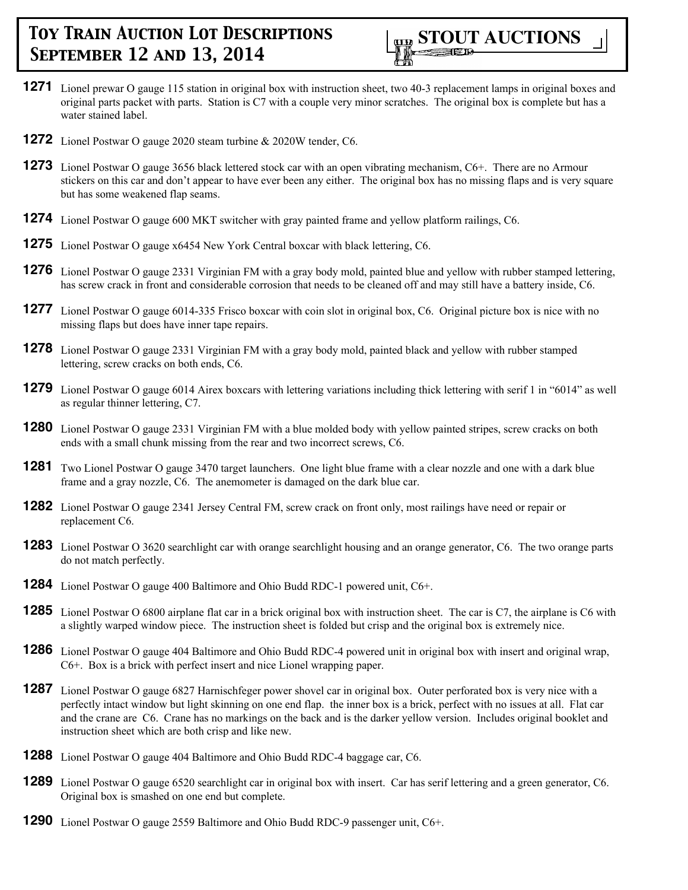**1271** Lionel prewar O gauge 115 station in original box with instruction sheet, two 40-3 replacement lamps in original boxes and original parts packet with parts. Station is C7 with a couple very minor scratches. The original box is complete but has a water stained label.

**1272** Lionel Postwar O gauge 2020 steam turbine & 2020W tender, C6.

**1273** Lionel Postwar O gauge 3656 black lettered stock car with an open vibrating mechanism, C6+. There are no Armour stickers on this car and don't appear to have ever been any either. The original box has no missing flaps and is very square but has some weakened flap seams.

**1274** Lionel Postwar O gauge 600 MKT switcher with gray painted frame and yellow platform railings, C6.

**1275** Lionel Postwar O gauge x6454 New York Central boxcar with black lettering, C6.

**1276** Lionel Postwar O gauge 2331 Virginian FM with a gray body mold, painted blue and yellow with rubber stamped lettering, has screw crack in front and considerable corrosion that needs to be cleaned off and may still have a battery inside, C6.

**1277** Lionel Postwar O gauge 6014-335 Frisco boxcar with coin slot in original box, C6. Original picture box is nice with no missing flaps but does have inner tape repairs.

**1278** Lionel Postwar O gauge 2331 Virginian FM with a gray body mold, painted black and yellow with rubber stamped lettering, screw cracks on both ends, C6.

**1279** Lionel Postwar O gauge 6014 Airex boxcars with lettering variations including thick lettering with serif 1 in "6014" as well as regular thinner lettering, C7.

**1280** Lionel Postwar O gauge 2331 Virginian FM with a blue molded body with yellow painted stripes, screw cracks on both ends with a small chunk missing from the rear and two incorrect screws, C6.

**1281** Two Lionel Postwar O gauge 3470 target launchers. One light blue frame with a clear nozzle and one with a dark blue frame and a gray nozzle, C6. The anemometer is damaged on the dark blue car.

**1282** Lionel Postwar O gauge 2341 Jersey Central FM, screw crack on front only, most railings have need or repair or replacement C6.

**1283** Lionel Postwar O 3620 searchlight car with orange searchlight housing and an orange generator, C6. The two orange parts do not match perfectly.

**1284** Lionel Postwar O gauge 400 Baltimore and Ohio Budd RDC-1 powered unit, C6+.

**1285** Lionel Postwar O 6800 airplane flat car in a brick original box with instruction sheet. The car is C7, the airplane is C6 with a slightly warped window piece. The instruction sheet is folded but crisp and the original box is extremely nice.

**1286** Lionel Postwar O gauge 404 Baltimore and Ohio Budd RDC-4 powered unit in original box with insert and original wrap, C6+. Box is a brick with perfect insert and nice Lionel wrapping paper.

**1287** Lionel Postwar O gauge 6827 Harnischfeger power shovel car in original box. Outer perforated box is very nice with a perfectly intact window but light skinning on one end flap. the inner box is a brick, perfect with no issues at all. Flat car and the crane are C6. Crane has no markings on the back and is the darker yellow version. Includes original booklet and instruction sheet which are both crisp and like new.

**1288** Lionel Postwar O gauge 404 Baltimore and Ohio Budd RDC-4 baggage car, C6.

**1289** Lionel Postwar O gauge 6520 searchlight car in original box with insert. Car has serif lettering and a green generator, C6. Original box is smashed on one end but complete.

**1290** Lionel Postwar O gauge 2559 Baltimore and Ohio Budd RDC-9 passenger unit, C6+.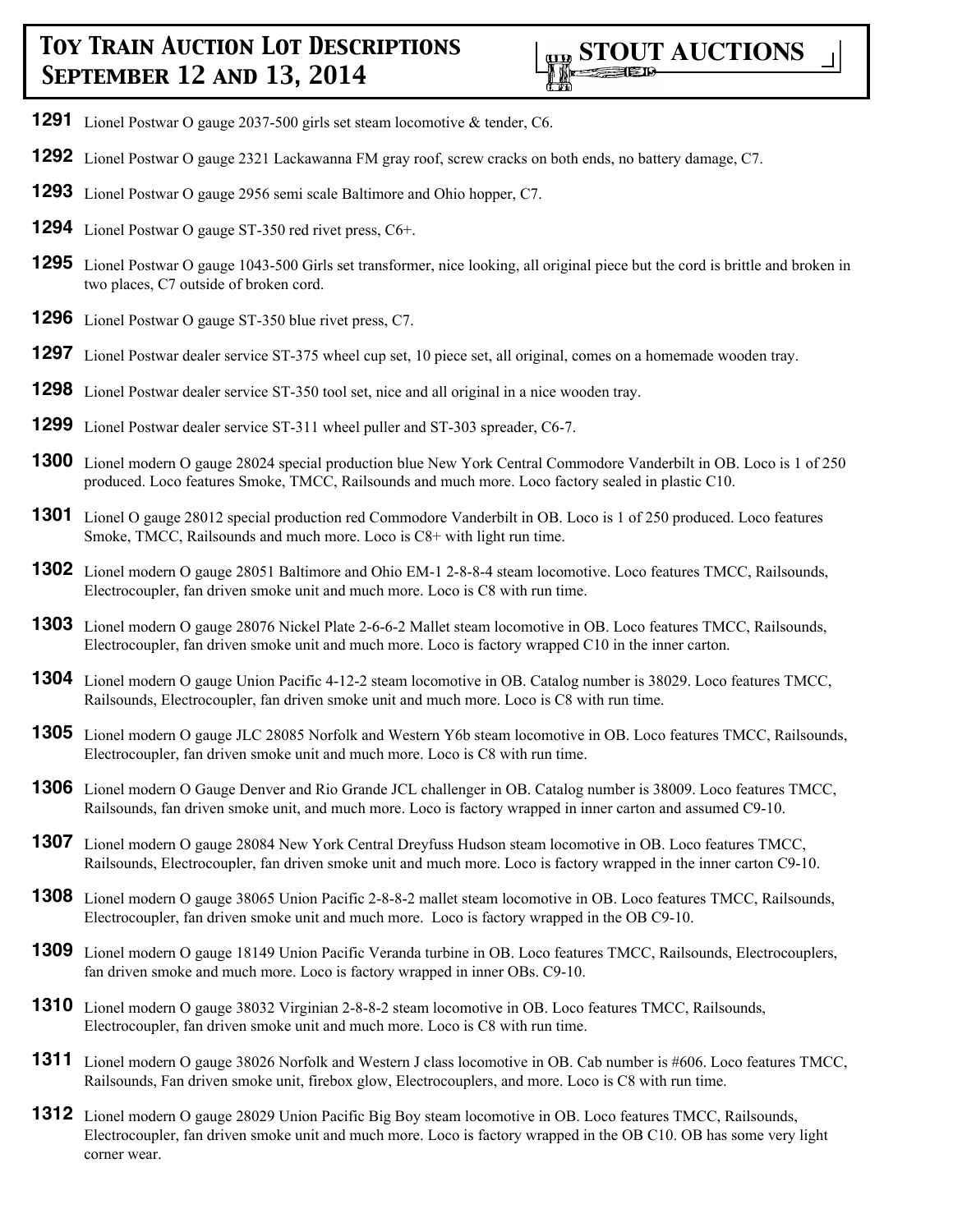**1291** Lionel Postwar O gauge 2037-500 girls set steam locomotive & tender, C6.

**1292** Lionel Postwar O gauge 2321 Lackawanna FM gray roof, screw cracks on both ends, no battery damage, C7.

**1293** Lionel Postwar O gauge 2956 semi scale Baltimore and Ohio hopper, C7.

**1294** Lionel Postwar O gauge ST-350 red rivet press, C6+.

**1295** Lionel Postwar O gauge 1043-500 Girls set transformer, nice looking, all original piece but the cord is brittle and broken in two places, C7 outside of broken cord.

**1296** Lionel Postwar O gauge ST-350 blue rivet press, C7.

**1297** Lionel Postwar dealer service ST-375 wheel cup set, 10 piece set, all original, comes on a homemade wooden tray.

**1298** Lionel Postwar dealer service ST-350 tool set, nice and all original in a nice wooden tray.

**1299** Lionel Postwar dealer service ST-311 wheel puller and ST-303 spreader, C6-7.

**1300** Lionel modern O gauge 28024 special production blue New York Central Commodore Vanderbilt in OB. Loco is 1 of 250 produced. Loco features Smoke, TMCC, Railsounds and much more. Loco factory sealed in plastic C10.

**1301** Lionel O gauge 28012 special production red Commodore Vanderbilt in OB. Loco is 1 of 250 produced. Loco features Smoke, TMCC, Railsounds and much more. Loco is C8+ with light run time.

**1302** Lionel modern O gauge 28051 Baltimore and Ohio EM-1 2-8-8-4 steam locomotive. Loco features TMCC, Railsounds, Electrocoupler, fan driven smoke unit and much more. Loco is C8 with run time.

**1303** Lionel modern O gauge 28076 Nickel Plate 2-6-6-2 Mallet steam locomotive in OB. Loco features TMCC, Railsounds, Electrocoupler, fan driven smoke unit and much more. Loco is factory wrapped C10 in the inner carton.

**1304** Lionel modern O gauge Union Pacific 4-12-2 steam locomotive in OB. Catalog number is 38029. Loco features TMCC, Railsounds, Electrocoupler, fan driven smoke unit and much more. Loco is C8 with run time.

**1305** Lionel modern O gauge JLC 28085 Norfolk and Western Y6b steam locomotive in OB. Loco features TMCC, Railsounds, Electrocoupler, fan driven smoke unit and much more. Loco is C8 with run time.

**1306** Lionel modern O Gauge Denver and Rio Grande JCL challenger in OB. Catalog number is 38009. Loco features TMCC, Railsounds, fan driven smoke unit, and much more. Loco is factory wrapped in inner carton and assumed C9-10.

**1307** Lionel modern O gauge 28084 New York Central Dreyfuss Hudson steam locomotive in OB. Loco features TMCC, Railsounds, Electrocoupler, fan driven smoke unit and much more. Loco is factory wrapped in the inner carton C9-10.

**1308** Lionel modern O gauge 38065 Union Pacific 2-8-8-2 mallet steam locomotive in OB. Loco features TMCC, Railsounds, Electrocoupler, fan driven smoke unit and much more. Loco is factory wrapped in the OB C9-10.

**1309** Lionel modern O gauge 18149 Union Pacific Veranda turbine in OB. Loco features TMCC, Railsounds, Electrocouplers, fan driven smoke and much more. Loco is factory wrapped in inner OBs. C9-10.

**1310** Lionel modern O gauge 38032 Virginian 2-8-8-2 steam locomotive in OB. Loco features TMCC, Railsounds, Electrocoupler, fan driven smoke unit and much more. Loco is C8 with run time.

**1311** Lionel modern O gauge 38026 Norfolk and Western J class locomotive in OB. Cab number is #606. Loco features TMCC, Railsounds, Fan driven smoke unit, firebox glow, Electrocouplers, and more. Loco is C8 with run time.

**1312** Lionel modern O gauge 28029 Union Pacific Big Boy steam locomotive in OB. Loco features TMCC, Railsounds, Electrocoupler, fan driven smoke unit and much more. Loco is factory wrapped in the OB C10. OB has some very light corner wear.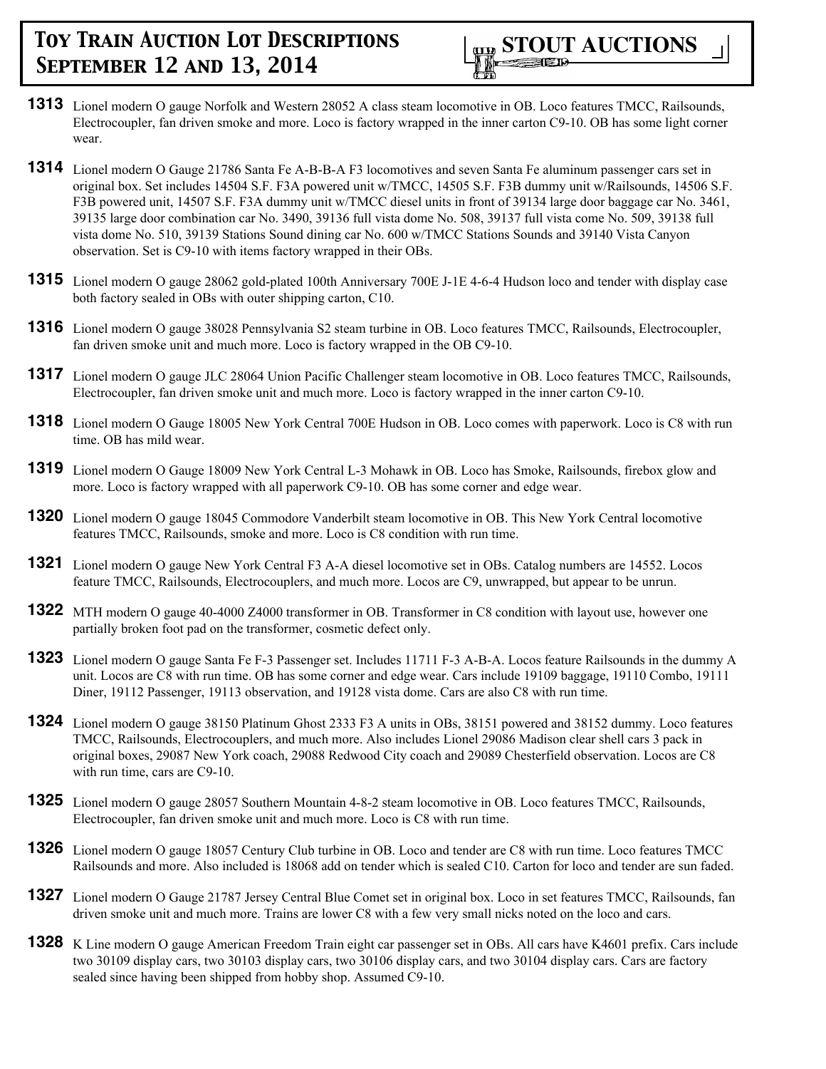**1313** Lionel modern O gauge Norfolk and Western 28052 A class steam locomotive in OB. Loco features TMCC, Railsounds, Electrocoupler, fan driven smoke and more. Loco is factory wrapped in the inner carton C9-10. OB has some light corner wear.

**1314** Lionel modern O Gauge 21786 Santa Fe A-B-B-A F3 locomotives and seven Santa Fe aluminum passenger cars set in original box. Set includes 14504 S.F. F3A powered unit w/TMCC, 14505 S.F. F3B dummy unit w/Railsounds, 14506 S.F. F3B powered unit, 14507 S.F. F3A dummy unit w/TMCC diesel units in front of 39134 large door baggage car No. 3461, 39135 large door combination car No. 3490, 39136 full vista dome No. 508, 39137 full vista come No. 509, 39138 full vista dome No. 510, 39139 Stations Sound dining car No. 600 w/TMCC Stations Sounds and 39140 Vista Canyon observation. Set is C9-10 with items factory wrapped in their OBs.

**1315** Lionel modern O gauge 28062 gold-plated 100th Anniversary 700E J-1E 4-6-4 Hudson loco and tender with display case both factory sealed in OBs with outer shipping carton, C10.

**1316** Lionel modern O gauge 38028 Pennsylvania S2 steam turbine in OB. Loco features TMCC, Railsounds, Electrocoupler, fan driven smoke unit and much more. Loco is factory wrapped in the OB C9-10.

**1317** Lionel modern O gauge JLC 28064 Union Pacific Challenger steam locomotive in OB. Loco features TMCC, Railsounds, Electrocoupler, fan driven smoke unit and much more. Loco is factory wrapped in the inner carton C9-10.

**1318** Lionel modern O Gauge 18005 New York Central 700E Hudson in OB. Loco comes with paperwork. Loco is C8 with run time. OB has mild wear.

**1319** Lionel modern O Gauge 18009 New York Central L-3 Mohawk in OB. Loco has Smoke, Railsounds, firebox glow and more. Loco is factory wrapped with all paperwork C9-10. OB has some corner and edge wear.

**1320** Lionel modern O gauge 18045 Commodore Vanderbilt steam locomotive in OB. This New York Central locomotive features TMCC, Railsounds, smoke and more. Loco is C8 condition with run time.

**1321** Lionel modern O gauge New York Central F3 A-A diesel locomotive set in OBs. Catalog numbers are 14552. Locos feature TMCC, Railsounds, Electrocouplers, and much more. Locos are C9, unwrapped, but appear to be unrun.

**1322** MTH modern O gauge 40-4000 Z4000 transformer in OB. Transformer in C8 condition with layout use, however one partially broken foot pad on the transformer, cosmetic defect only.

**1323** Lionel modern O gauge Santa Fe F-3 Passenger set. Includes 11711 F-3 A-B-A. Locos feature Railsounds in the dummy A unit. Locos are C8 with run time. OB has some corner and edge wear. Cars include 19109 baggage, 19110 Combo, 19111 Diner, 19112 Passenger, 19113 observation, and 19128 vista dome. Cars are also C8 with run time.

**1324** Lionel modern O gauge 38150 Platinum Ghost 2333 F3 A units in OBs, 38151 powered and 38152 dummy. Loco features TMCC, Railsounds, Electrocouplers, and much more. Also includes Lionel 29086 Madison clear shell cars 3 pack in original boxes, 29087 New York coach, 29088 Redwood City coach and 29089 Chesterfield observation. Locos are C8 with run time, cars are C9-10.

**1325** Lionel modern O gauge 28057 Southern Mountain 4-8-2 steam locomotive in OB. Loco features TMCC, Railsounds, Electrocoupler, fan driven smoke unit and much more. Loco is C8 with run time.

**1326** Lionel modern O gauge 18057 Century Club turbine in OB. Loco and tender are C8 with run time. Loco features TMCC Railsounds and more. Also included is 18068 add on tender which is sealed C10. Carton for loco and tender are sun faded.

**1327** Lionel modern O Gauge 21787 Jersey Central Blue Comet set in original box. Loco in set features TMCC, Railsounds, fan driven smoke unit and much more. Trains are lower C8 with a few very small nicks noted on the loco and cars.

**1328** K Line modern O gauge American Freedom Train eight car passenger set in OBs. All cars have K4601 prefix. Cars include two 30109 display cars, two 30103 display cars, two 30106 display cars, and two 30104 display cars. Cars are factory sealed since having been shipped from hobby shop. Assumed C9-10.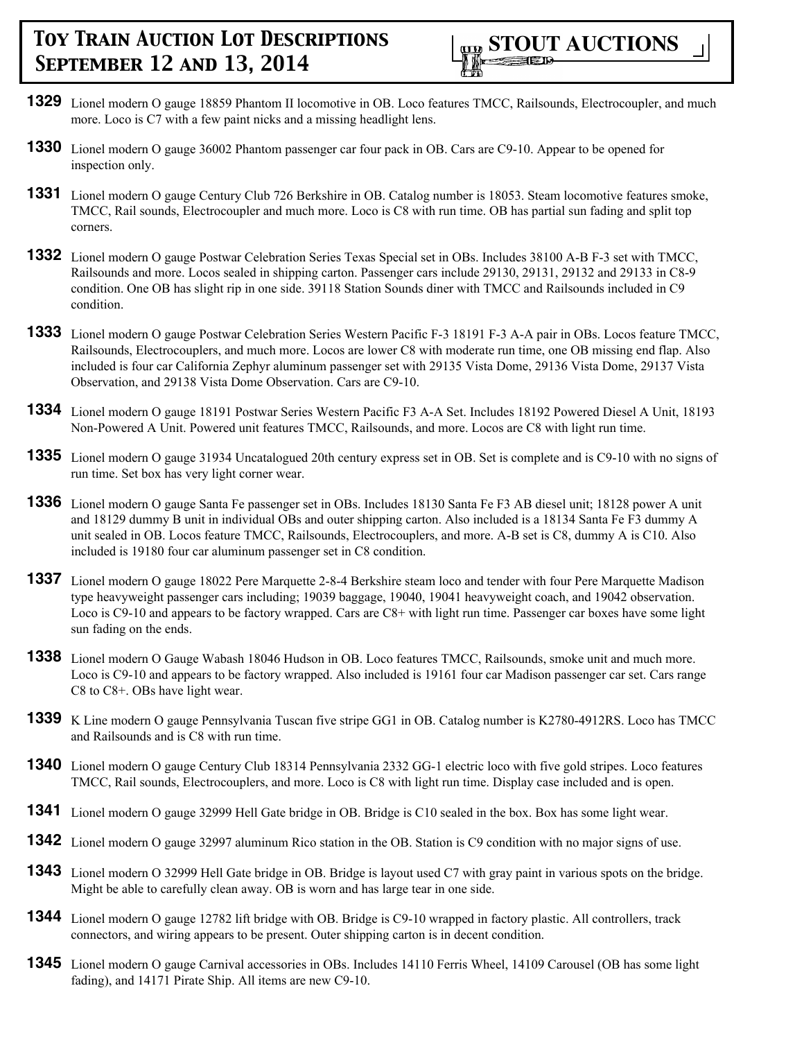**1329** Lionel modern O gauge 18859 Phantom II locomotive in OB. Loco features TMCC, Railsounds, Electrocoupler, and much more. Loco is C7 with a few paint nicks and a missing headlight lens.

**1330** Lionel modern O gauge 36002 Phantom passenger car four pack in OB. Cars are C9-10. Appear to be opened for inspection only.

**1331** Lionel modern O gauge Century Club 726 Berkshire in OB. Catalog number is 18053. Steam locomotive features smoke, TMCC, Rail sounds, Electrocoupler and much more. Loco is C8 with run time. OB has partial sun fading and split top corners.

**1332** Lionel modern O gauge Postwar Celebration Series Texas Special set in OBs. Includes 38100 A-B F-3 set with TMCC, Railsounds and more. Locos sealed in shipping carton. Passenger cars include 29130, 29131, 29132 and 29133 in C8-9 condition. One OB has slight rip in one side. 39118 Station Sounds diner with TMCC and Railsounds included in C9 condition.

**1333** Lionel modern O gauge Postwar Celebration Series Western Pacific F-3 18191 F-3 A-A pair in OBs. Locos feature TMCC, Railsounds, Electrocouplers, and much more. Locos are lower C8 with moderate run time, one OB missing end flap. Also included is four car California Zephyr aluminum passenger set with 29135 Vista Dome, 29136 Vista Dome, 29137 Vista Observation, and 29138 Vista Dome Observation. Cars are C9-10.

**1334** Lionel modern O gauge 18191 Postwar Series Western Pacific F3 A-A Set. Includes 18192 Powered Diesel A Unit, 18193 Non-Powered A Unit. Powered unit features TMCC, Railsounds, and more. Locos are C8 with light run time.

**1335** Lionel modern O gauge 31934 Uncatalogued 20th century express set in OB. Set is complete and is C9-10 with no signs of run time. Set box has very light corner wear.

**1336** Lionel modern O gauge Santa Fe passenger set in OBs. Includes 18130 Santa Fe F3 AB diesel unit; 18128 power A unit and 18129 dummy B unit in individual OBs and outer shipping carton. Also included is a 18134 Santa Fe F3 dummy A unit sealed in OB. Locos feature TMCC, Railsounds, Electrocouplers, and more. A-B set is C8, dummy A is C10. Also included is 19180 four car aluminum passenger set in C8 condition.

**1337** Lionel modern O gauge 18022 Pere Marquette 2-8-4 Berkshire steam loco and tender with four Pere Marquette Madison type heavyweight passenger cars including; 19039 baggage, 19040, 19041 heavyweight coach, and 19042 observation. Loco is C9-10 and appears to be factory wrapped. Cars are C8+ with light run time. Passenger car boxes have some light sun fading on the ends.

**1338** Lionel modern O Gauge Wabash 18046 Hudson in OB. Loco features TMCC, Railsounds, smoke unit and much more. Loco is C9-10 and appears to be factory wrapped. Also included is 19161 four car Madison passenger car set. Cars range C8 to C8+. OBs have light wear.

**1339** K Line modern O gauge Pennsylvania Tuscan five stripe GG1 in OB. Catalog number is K2780-4912RS. Loco has TMCC and Railsounds and is C8 with run time.

**1340** Lionel modern O gauge Century Club 18314 Pennsylvania 2332 GG-1 electric loco with five gold stripes. Loco features TMCC, Rail sounds, Electrocouplers, and more. Loco is C8 with light run time. Display case included and is open.

**1341** Lionel modern O gauge 32999 Hell Gate bridge in OB. Bridge is C10 sealed in the box. Box has some light wear.

**1342** Lionel modern O gauge 32997 aluminum Rico station in the OB. Station is C9 condition with no major signs of use.

**1343** Lionel modern O 32999 Hell Gate bridge in OB. Bridge is layout used C7 with gray paint in various spots on the bridge. Might be able to carefully clean away. OB is worn and has large tear in one side.

**1344** Lionel modern O gauge 12782 lift bridge with OB. Bridge is C9-10 wrapped in factory plastic. All controllers, track connectors, and wiring appears to be present. Outer shipping carton is in decent condition.

**1345** Lionel modern O gauge Carnival accessories in OBs. Includes 14110 Ferris Wheel, 14109 Carousel (OB has some light fading), and 14171 Pirate Ship. All items are new C9-10.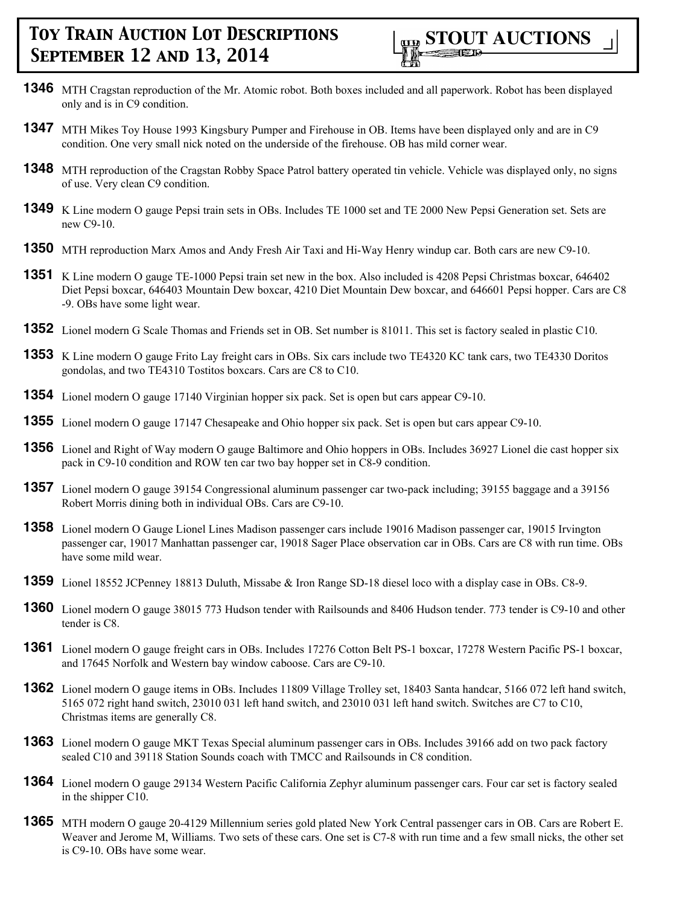**1346** MTH Cragstan reproduction of the Mr. Atomic robot. Both boxes included and all paperwork. Robot has been displayed only and is in C9 condition.

**1347** MTH Mikes Toy House 1993 Kingsbury Pumper and Firehouse in OB. Items have been displayed only and are in C9 condition. One very small nick noted on the underside of the firehouse. OB has mild corner wear.

**1348** MTH reproduction of the Cragstan Robby Space Patrol battery operated tin vehicle. Vehicle was displayed only, no signs of use. Very clean C9 condition.

**1349** K Line modern O gauge Pepsi train sets in OBs. Includes TE 1000 set and TE 2000 New Pepsi Generation set. Sets are new C9-10.

**1350** MTH reproduction Marx Amos and Andy Fresh Air Taxi and Hi-Way Henry windup car. Both cars are new C9-10.

**1351** K Line modern O gauge TE-1000 Pepsi train set new in the box. Also included is 4208 Pepsi Christmas boxcar, 646402 Diet Pepsi boxcar, 646403 Mountain Dew boxcar, 4210 Diet Mountain Dew boxcar, and 646601 Pepsi hopper. Cars are C8 -9. OBs have some light wear.

**1352** Lionel modern G Scale Thomas and Friends set in OB. Set number is 81011. This set is factory sealed in plastic C10.

**1353** K Line modern O gauge Frito Lay freight cars in OBs. Six cars include two TE4320 KC tank cars, two TE4330 Doritos gondolas, and two TE4310 Tostitos boxcars. Cars are C8 to C10.

**1354** Lionel modern O gauge 17140 Virginian hopper six pack. Set is open but cars appear C9-10.

**1355** Lionel modern O gauge 17147 Chesapeake and Ohio hopper six pack. Set is open but cars appear C9-10.

**1356** Lionel and Right of Way modern O gauge Baltimore and Ohio hoppers in OBs. Includes 36927 Lionel die cast hopper six pack in C9-10 condition and ROW ten car two bay hopper set in C8-9 condition.

**1357** Lionel modern O gauge 39154 Congressional aluminum passenger car two-pack including; 39155 baggage and a 39156 Robert Morris dining both in individual OBs. Cars are C9-10.

**1358** Lionel modern O Gauge Lionel Lines Madison passenger cars include 19016 Madison passenger car, 19015 Irvington passenger car, 19017 Manhattan passenger car, 19018 Sager Place observation car in OBs. Cars are C8 with run time. OBs have some mild wear.

**1359** Lionel 18552 JCPenney 18813 Duluth, Missabe & Iron Range SD-18 diesel loco with a display case in OBs. C8-9.

**1360** Lionel modern O gauge 38015 773 Hudson tender with Railsounds and 8406 Hudson tender. 773 tender is C9-10 and other tender is C8.

**1361** Lionel modern O gauge freight cars in OBs. Includes 17276 Cotton Belt PS-1 boxcar, 17278 Western Pacific PS-1 boxcar, and 17645 Norfolk and Western bay window caboose. Cars are C9-10.

**1362** Lionel modern O gauge items in OBs. Includes 11809 Village Trolley set, 18403 Santa handcar, 5166 072 left hand switch, 5165 072 right hand switch, 23010 031 left hand switch, and 23010 031 left hand switch. Switches are C7 to C10, Christmas items are generally C8.

**1363** Lionel modern O gauge MKT Texas Special aluminum passenger cars in OBs. Includes 39166 add on two pack factory sealed C10 and 39118 Station Sounds coach with TMCC and Railsounds in C8 condition.

**1364** Lionel modern O gauge 29134 Western Pacific California Zephyr aluminum passenger cars. Four car set is factory sealed in the shipper C10.

**1365** MTH modern O gauge 20-4129 Millennium series gold plated New York Central passenger cars in OB. Cars are Robert E. Weaver and Jerome M, Williams. Two sets of these cars. One set is C7-8 with run time and a few small nicks, the other set is C9-10. OBs have some wear.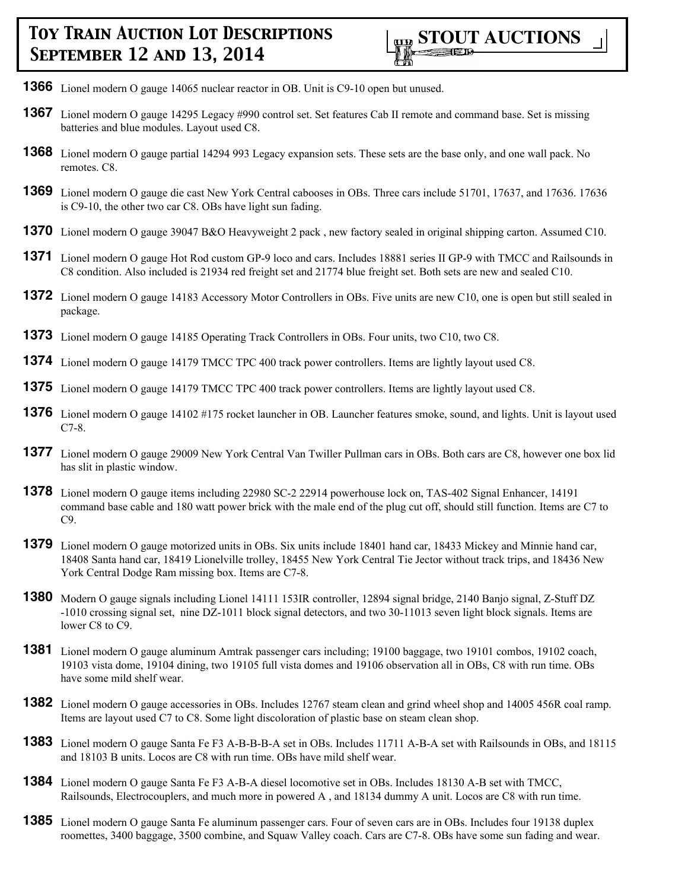**1366** Lionel modern O gauge 14065 nuclear reactor in OB. Unit is C9-10 open but unused.

**1367** Lionel modern O gauge 14295 Legacy #990 control set. Set features Cab II remote and command base. Set is missing batteries and blue modules. Layout used C8.

**1368** Lionel modern O gauge partial 14294 993 Legacy expansion sets. These sets are the base only, and one wall pack. No remotes. C8.

**1369** Lionel modern O gauge die cast New York Central cabooses in OBs. Three cars include 51701, 17637, and 17636. 17636 is C9-10, the other two car C8. OBs have light sun fading.

**1370** Lionel modern O gauge 39047 B&O Heavyweight 2 pack , new factory sealed in original shipping carton. Assumed C10.

**1371** Lionel modern O gauge Hot Rod custom GP-9 loco and cars. Includes 18881 series II GP-9 with TMCC and Railsounds in C8 condition. Also included is 21934 red freight set and 21774 blue freight set. Both sets are new and sealed C10.

**1372** Lionel modern O gauge 14183 Accessory Motor Controllers in OBs. Five units are new C10, one is open but still sealed in package.

**1373** Lionel modern O gauge 14185 Operating Track Controllers in OBs. Four units, two C10, two C8.

**1374** Lionel modern O gauge 14179 TMCC TPC 400 track power controllers. Items are lightly layout used C8.

**1375** Lionel modern O gauge 14179 TMCC TPC 400 track power controllers. Items are lightly layout used C8.

**1376** Lionel modern O gauge 14102 #175 rocket launcher in OB. Launcher features smoke, sound, and lights. Unit is layout used C7-8.

**1377** Lionel modern O gauge 29009 New York Central Van Twiller Pullman cars in OBs. Both cars are C8, however one box lid has slit in plastic window.

**1378** Lionel modern O gauge items including 22980 SC-2 22914 powerhouse lock on, TAS-402 Signal Enhancer, 14191 command base cable and 180 watt power brick with the male end of the plug cut off, should still function. Items are C7 to C9.

**1379** Lionel modern O gauge motorized units in OBs. Six units include 18401 hand car, 18433 Mickey and Minnie hand car, 18408 Santa hand car, 18419 Lionelville trolley, 18455 New York Central Tie Jector without track trips, and 18436 New York Central Dodge Ram missing box. Items are C7-8.

**1380** Modern O gauge signals including Lionel 14111 153IR controller, 12894 signal bridge, 2140 Banjo signal, Z-Stuff DZ -1010 crossing signal set, nine DZ-1011 block signal detectors, and two 30-11013 seven light block signals. Items are lower C8 to C9.

**1381** Lionel modern O gauge aluminum Amtrak passenger cars including; 19100 baggage, two 19101 combos, 19102 coach, 19103 vista dome, 19104 dining, two 19105 full vista domes and 19106 observation all in OBs, C8 with run time. OBs have some mild shelf wear.

**1382** Lionel modern O gauge accessories in OBs. Includes 12767 steam clean and grind wheel shop and 14005 456R coal ramp. Items are layout used C7 to C8. Some light discoloration of plastic base on steam clean shop.

**1383** Lionel modern O gauge Santa Fe F3 A-B-B-B-A set in OBs. Includes 11711 A-B-A set with Railsounds in OBs, and 18115 and 18103 B units. Locos are C8 with run time. OBs have mild shelf wear.

**1384** Lionel modern O gauge Santa Fe F3 A-B-A diesel locomotive set in OBs. Includes 18130 A-B set with TMCC, Railsounds, Electrocouplers, and much more in powered A , and 18134 dummy A unit. Locos are C8 with run time.

**1385** Lionel modern O gauge Santa Fe aluminum passenger cars. Four of seven cars are in OBs. Includes four 19138 duplex roomettes, 3400 baggage, 3500 combine, and Squaw Valley coach. Cars are C7-8. OBs have some sun fading and wear.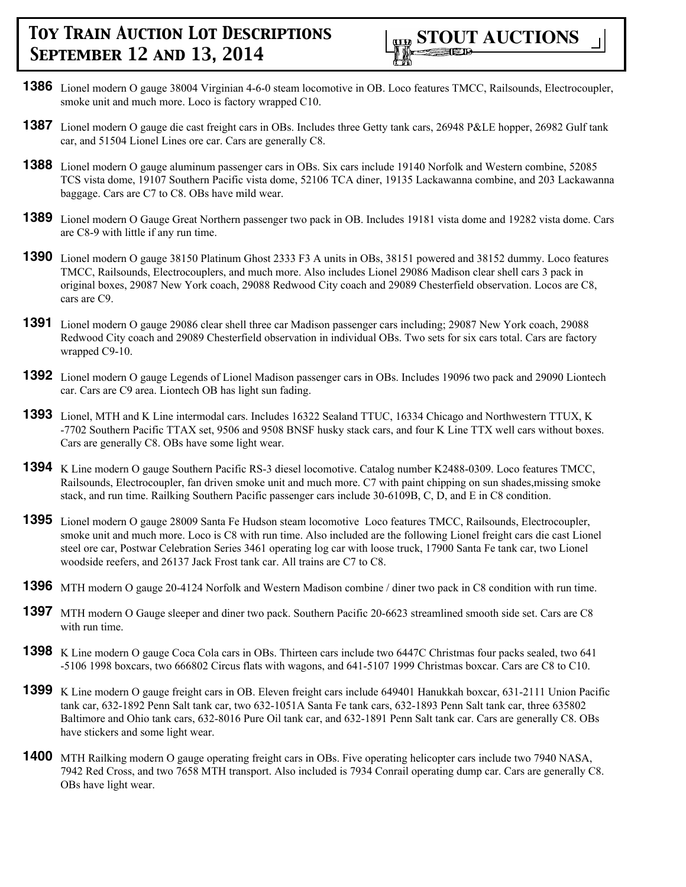**1386** Lionel modern O gauge 38004 Virginian 4-6-0 steam locomotive in OB. Loco features TMCC, Railsounds, Electrocoupler, smoke unit and much more. Loco is factory wrapped C10.

**1387** Lionel modern O gauge die cast freight cars in OBs. Includes three Getty tank cars, 26948 P&LE hopper, 26982 Gulf tank car, and 51504 Lionel Lines ore car. Cars are generally C8.

**1388** Lionel modern O gauge aluminum passenger cars in OBs. Six cars include 19140 Norfolk and Western combine, 52085 TCS vista dome, 19107 Southern Pacific vista dome, 52106 TCA diner, 19135 Lackawanna combine, and 203 Lackawanna baggage. Cars are C7 to C8. OBs have mild wear.

**1389** Lionel modern O Gauge Great Northern passenger two pack in OB. Includes 19181 vista dome and 19282 vista dome. Cars are C8-9 with little if any run time.

**1390** Lionel modern O gauge 38150 Platinum Ghost 2333 F3 A units in OBs, 38151 powered and 38152 dummy. Loco features TMCC, Railsounds, Electrocouplers, and much more. Also includes Lionel 29086 Madison clear shell cars 3 pack in original boxes, 29087 New York coach, 29088 Redwood City coach and 29089 Chesterfield observation. Locos are C8, cars are C9.

**1391** Lionel modern O gauge 29086 clear shell three car Madison passenger cars including; 29087 New York coach, 29088 Redwood City coach and 29089 Chesterfield observation in individual OBs. Two sets for six cars total. Cars are factory wrapped C9-10.

**1392** Lionel modern O gauge Legends of Lionel Madison passenger cars in OBs. Includes 19096 two pack and 29090 Liontech car. Cars are C9 area. Liontech OB has light sun fading.

**1393** Lionel, MTH and K Line intermodal cars. Includes 16322 Sealand TTUC, 16334 Chicago and Northwestern TTUX, K -7702 Southern Pacific TTAX set, 9506 and 9508 BNSF husky stack cars, and four K Line TTX well cars without boxes. Cars are generally C8. OBs have some light wear.

**1394** K Line modern O gauge Southern Pacific RS-3 diesel locomotive. Catalog number K2488-0309. Loco features TMCC, Railsounds, Electrocoupler, fan driven smoke unit and much more. C7 with paint chipping on sun shades,missing smoke stack, and run time. Railking Southern Pacific passenger cars include 30-6109B, C, D, and E in C8 condition.

**1395** Lionel modern O gauge 28009 Santa Fe Hudson steam locomotive Loco features TMCC, Railsounds, Electrocoupler, smoke unit and much more. Loco is C8 with run time. Also included are the following Lionel freight cars die cast Lionel steel ore car, Postwar Celebration Series 3461 operating log car with loose truck, 17900 Santa Fe tank car, two Lionel woodside reefers, and 26137 Jack Frost tank car. All trains are C7 to C8.

**1396** MTH modern O gauge 20-4124 Norfolk and Western Madison combine / diner two pack in C8 condition with run time.

**1397** MTH modern O Gauge sleeper and diner two pack. Southern Pacific 20-6623 streamlined smooth side set. Cars are C8 with run time.

**1398** K Line modern O gauge Coca Cola cars in OBs. Thirteen cars include two 6447C Christmas four packs sealed, two 641 -5106 1998 boxcars, two 666802 Circus flats with wagons, and 641-5107 1999 Christmas boxcar. Cars are C8 to C10.

**1399** K Line modern O gauge freight cars in OB. Eleven freight cars include 649401 Hanukkah boxcar, 631-2111 Union Pacific tank car, 632-1892 Penn Salt tank car, two 632-1051A Santa Fe tank cars, 632-1893 Penn Salt tank car, three 635802 Baltimore and Ohio tank cars, 632-8016 Pure Oil tank car, and 632-1891 Penn Salt tank car. Cars are generally C8. OBs have stickers and some light wear.

**1400** MTH Railking modern O gauge operating freight cars in OBs. Five operating helicopter cars include two 7940 NASA, 7942 Red Cross, and two 7658 MTH transport. Also included is 7934 Conrail operating dump car. Cars are generally C8. OBs have light wear.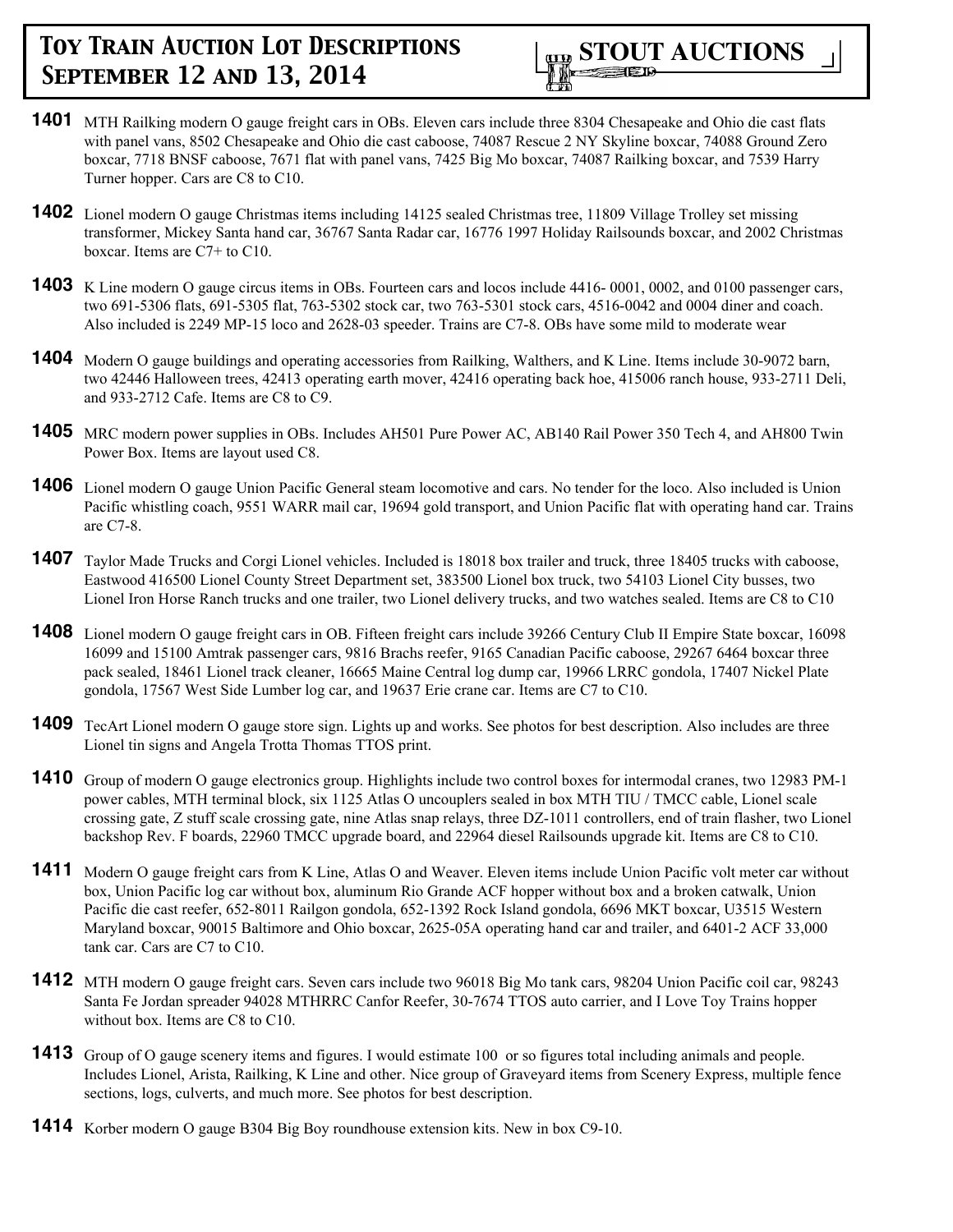**1401** MTH Railking modern O gauge freight cars in OBs. Eleven cars include three 8304 Chesapeake and Ohio die cast flats with panel vans, 8502 Chesapeake and Ohio die cast caboose, 74087 Rescue 2 NY Skyline boxcar, 74088 Ground Zero boxcar, 7718 BNSF caboose, 7671 flat with panel vans, 7425 Big Mo boxcar, 74087 Railking boxcar, and 7539 Harry Turner hopper. Cars are C8 to C10.

**1402** Lionel modern O gauge Christmas items including 14125 sealed Christmas tree, 11809 Village Trolley set missing transformer, Mickey Santa hand car, 36767 Santa Radar car, 16776 1997 Holiday Railsounds boxcar, and 2002 Christmas boxcar. Items are C7+ to C10.

**1403** K Line modern O gauge circus items in OBs. Fourteen cars and locos include 4416- 0001, 0002, and 0100 passenger cars, two 691-5306 flats, 691-5305 flat, 763-5302 stock car, two 763-5301 stock cars, 4516-0042 and 0004 diner and coach. Also included is 2249 MP-15 loco and 2628-03 speeder. Trains are C7-8. OBs have some mild to moderate wear

**1404** Modern O gauge buildings and operating accessories from Railking, Walthers, and K Line. Items include 30-9072 barn, two 42446 Halloween trees, 42413 operating earth mover, 42416 operating back hoe, 415006 ranch house, 933-2711 Deli, and 933-2712 Cafe. Items are C8 to C9.

**1405** MRC modern power supplies in OBs. Includes AH501 Pure Power AC, AB140 Rail Power 350 Tech 4, and AH800 Twin Power Box. Items are layout used C8.

**1406** Lionel modern O gauge Union Pacific General steam locomotive and cars. No tender for the loco. Also included is Union Pacific whistling coach, 9551 WARR mail car, 19694 gold transport, and Union Pacific flat with operating hand car. Trains are C7-8.

**1407** Taylor Made Trucks and Corgi Lionel vehicles. Included is 18018 box trailer and truck, three 18405 trucks with caboose, Eastwood 416500 Lionel County Street Department set, 383500 Lionel box truck, two 54103 Lionel City busses, two Lionel Iron Horse Ranch trucks and one trailer, two Lionel delivery trucks, and two watches sealed. Items are C8 to C10

**1408** Lionel modern O gauge freight cars in OB. Fifteen freight cars include 39266 Century Club II Empire State boxcar, 16098 16099 and 15100 Amtrak passenger cars, 9816 Brachs reefer, 9165 Canadian Pacific caboose, 29267 6464 boxcar three pack sealed, 18461 Lionel track cleaner, 16665 Maine Central log dump car, 19966 LRRC gondola, 17407 Nickel Plate gondola, 17567 West Side Lumber log car, and 19637 Erie crane car. Items are C7 to C10.

**1409** TecArt Lionel modern O gauge store sign. Lights up and works. See photos for best description. Also includes are three Lionel tin signs and Angela Trotta Thomas TTOS print.

**1410** Group of modern O gauge electronics group. Highlights include two control boxes for intermodal cranes, two 12983 PM-1 power cables, MTH terminal block, six 1125 Atlas O uncouplers sealed in box MTH TIU / TMCC cable, Lionel scale crossing gate, Z stuff scale crossing gate, nine Atlas snap relays, three DZ-1011 controllers, end of train flasher, two Lionel backshop Rev. F boards, 22960 TMCC upgrade board, and 22964 diesel Railsounds upgrade kit. Items are C8 to C10.

**1411** Modern O gauge freight cars from K Line, Atlas O and Weaver. Eleven items include Union Pacific volt meter car without box, Union Pacific log car without box, aluminum Rio Grande ACF hopper without box and a broken catwalk, Union Pacific die cast reefer, 652-8011 Railgon gondola, 652-1392 Rock Island gondola, 6696 MKT boxcar, U3515 Western Maryland boxcar, 90015 Baltimore and Ohio boxcar, 2625-05A operating hand car and trailer, and 6401-2 ACF 33,000 tank car. Cars are C7 to C10.

**1412** MTH modern O gauge freight cars. Seven cars include two 96018 Big Mo tank cars, 98204 Union Pacific coil car, 98243 Santa Fe Jordan spreader 94028 MTHRRC Canfor Reefer, 30-7674 TTOS auto carrier, and I Love Toy Trains hopper without box. Items are C8 to C10.

**1413** Group of O gauge scenery items and figures. I would estimate 100 or so figures total including animals and people. Includes Lionel, Arista, Railking, K Line and other. Nice group of Graveyard items from Scenery Express, multiple fence sections, logs, culverts, and much more. See photos for best description.

**1414** Korber modern O gauge B304 Big Boy roundhouse extension kits. New in box C9-10.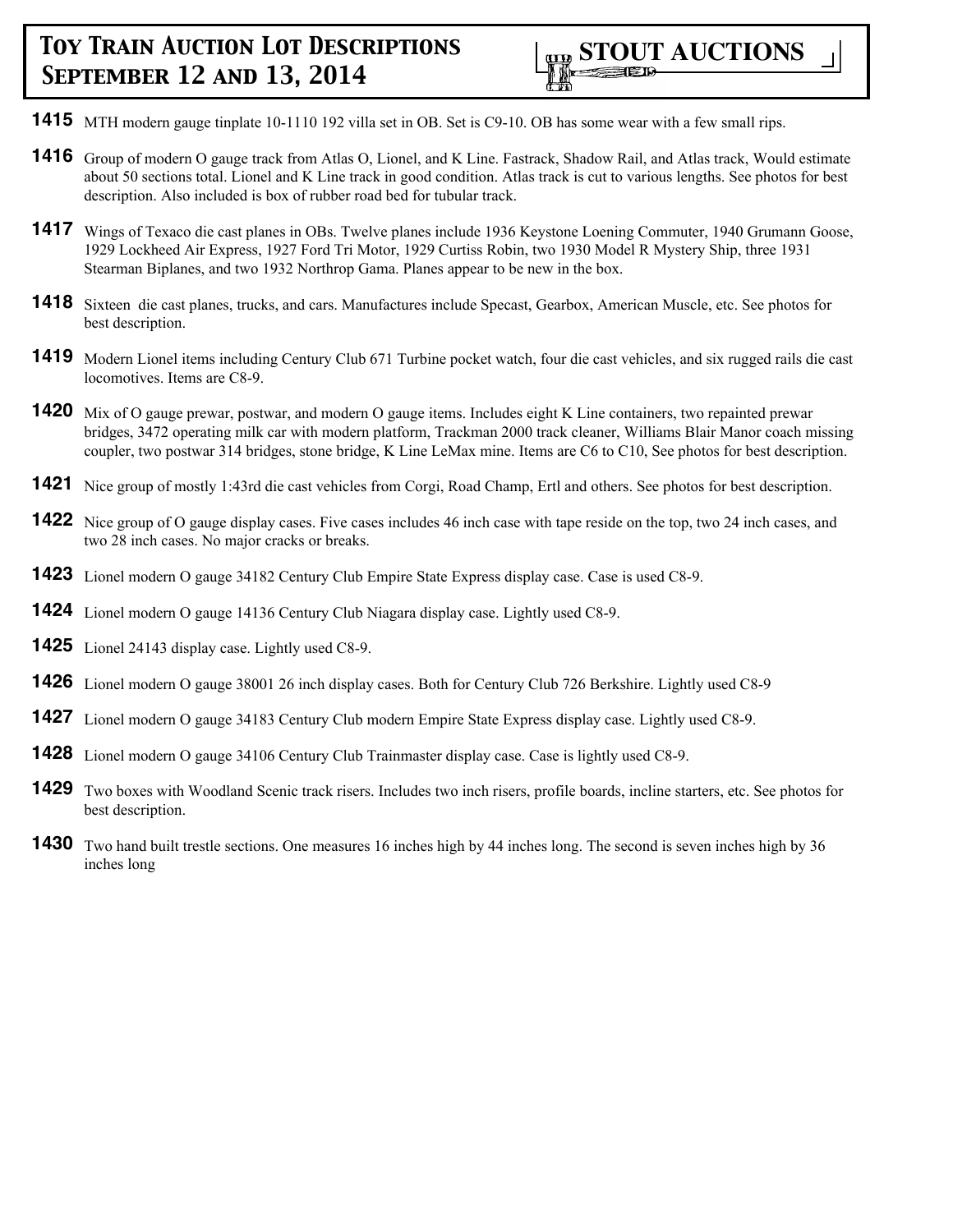**1415** MTH modern gauge tinplate 10-1110 192 villa set in OB. Set is C9-10. OB has some wear with a few small rips.

**1416** Group of modern O gauge track from Atlas O, Lionel, and K Line. Fastrack, Shadow Rail, and Atlas track, Would estimate about 50 sections total. Lionel and K Line track in good condition. Atlas track is cut to various lengths. See photos for best description. Also included is box of rubber road bed for tubular track.

**1417** Wings of Texaco die cast planes in OBs. Twelve planes include 1936 Keystone Loening Commuter, 1940 Grumann Goose, 1929 Lockheed Air Express, 1927 Ford Tri Motor, 1929 Curtiss Robin, two 1930 Model R Mystery Ship, three 1931 Stearman Biplanes, and two 1932 Northrop Gama. Planes appear to be new in the box.

**1418** Sixteen die cast planes, trucks, and cars. Manufactures include Specast, Gearbox, American Muscle, etc. See photos for best description.

**1419** Modern Lionel items including Century Club 671 Turbine pocket watch, four die cast vehicles, and six rugged rails die cast locomotives. Items are C8-9.

**1420** Mix of O gauge prewar, postwar, and modern O gauge items. Includes eight K Line containers, two repainted prewar bridges, 3472 operating milk car with modern platform, Trackman 2000 track cleaner, Williams Blair Manor coach missing coupler, two postwar 314 bridges, stone bridge, K Line LeMax mine. Items are C6 to C10, See photos for best description.

**1421** Nice group of mostly 1:43rd die cast vehicles from Corgi, Road Champ, Ertl and others. See photos for best description.

**1422** Nice group of O gauge display cases. Five cases includes 46 inch case with tape reside on the top, two 24 inch cases, and two 28 inch cases. No major cracks or breaks.

**1423** Lionel modern O gauge 34182 Century Club Empire State Express display case. Case is used C8-9.

**1424** Lionel modern O gauge 14136 Century Club Niagara display case. Lightly used C8-9.

**1425** Lionel 24143 display case. Lightly used C8-9.

**1426** Lionel modern O gauge 38001 26 inch display cases. Both for Century Club 726 Berkshire. Lightly used C8-9

**1427** Lionel modern O gauge 34183 Century Club modern Empire State Express display case. Lightly used C8-9.

**1428** Lionel modern O gauge 34106 Century Club Trainmaster display case. Case is lightly used C8-9.

**1429** Two boxes with Woodland Scenic track risers. Includes two inch risers, profile boards, incline starters, etc. See photos for best description.

**1430** Two hand built trestle sections. One measures 16 inches high by 44 inches long. The second is seven inches high by 36 inches long